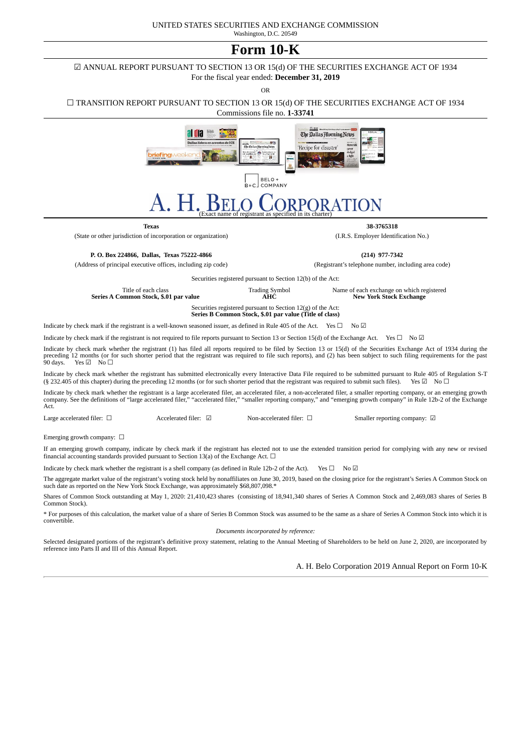UNITED STATES SECURITIES AND EXCHANGE COMMISSION
Washington, D.C. 20549

# Form 10-K

☑ ANNUAL REPORT PURSUANT TO SECTION 13 OR 15(d) OF THE SECURITIES EXCHANGE ACT OF 1934
For the fiscal year ended: **December 31, 2019**

OR

☐ TRANSITION REPORT PURSUANT TO SECTION 13 OR 15(d) OF THE SECURITIES EXCHANGE ACT OF 1934
Commissions file no. **1-33741**

BELO + COMPANY

# A. H. BELO CORPORATION

(Exact name of registrant as specified in its charter)

| **Texas** | **38-3765318** |
|---|---|
| (State or other jurisdiction of incorporation or organization) | (I.R.S. Employer Identification No.) |
| **P. O. Box 224866, Dallas, Texas 75222-4866** | **(214) 977-7342** |
| (Address of principal executive offices, including zip code) | (Registrant's telephone number, including area code) |

Securities registered pursuant to Section 12(b) of the Act:

| Title of each class | Trading Symbol | Name of each exchange on which registered |
|---|---|---|
| **Series A Common Stock, $.01 par value** | **AHC** | **New York Stock Exchange** |

Securities registered pursuant to Section 12(g) of the Act:
**Series B Common Stock, $.01 par value (Title of class)**

Indicate by check mark if the registrant is a well-known seasoned issuer, as defined in Rule 405 of the Act. Yes ☐ No ☑

Indicate by check mark if the registrant is not required to file reports pursuant to Section 13 or Section 15(d) of the Exchange Act. Yes ☐ No ☑

Indicate by check mark whether the registrant (1) has filed all reports required to be filed by Section 13 or 15(d) of the Securities Exchange Act of 1934 during the preceding 12 months (or for such shorter period that the registrant was required to file such reports), and (2) has been subject to such filing requirements for the past 90 days. Yes ☑ No ☐

Indicate by check mark whether the registrant has submitted electronically every Interactive Data File required to be submitted pursuant to Rule 405 of Regulation S-T (§ 232.405 of this chapter) during the preceding 12 months (or for such shorter period that the registrant was required to submit such files). Yes ☑ No ☐

Indicate by check mark whether the registrant is a large accelerated filer, an accelerated filer, a non-accelerated filer, a smaller reporting company, or an emerging growth company. See the definitions of "large accelerated filer," "accelerated filer," "smaller reporting company," and "emerging growth company" in Rule 12b-2 of the Exchange Act.

Large accelerated filer: ☐ Accelerated filer: ☑ Non-accelerated filer: ☐ Smaller reporting company: ☑

Emerging growth company: ☐

If an emerging growth company, indicate by check mark if the registrant has elected not to use the extended transition period for complying with any new or revised financial accounting standards provided pursuant to Section 13(a) of the Exchange Act. ☐

Indicate by check mark whether the registrant is a shell company (as defined in Rule 12b-2 of the Act). Yes ☐ No ☑

The aggregate market value of the registrant's voting stock held by nonaffiliates on June 30, 2019, based on the closing price for the registrant's Series A Common Stock on such date as reported on the New York Stock Exchange, was approximately $68,807,098.*

Shares of Common Stock outstanding at May 1, 2020: 21,410,423 shares (consisting of 18,941,340 shares of Series A Common Stock and 2,469,083 shares of Series B Common Stock).

\* For purposes of this calculation, the market value of a share of Series B Common Stock was assumed to be the same as a share of Series A Common Stock into which it is convertible.

*Documents incorporated by reference:*

Selected designated portions of the registrant's definitive proxy statement, relating to the Annual Meeting of Shareholders to be held on June 2, 2020, are incorporated by reference into Parts II and III of this Annual Report.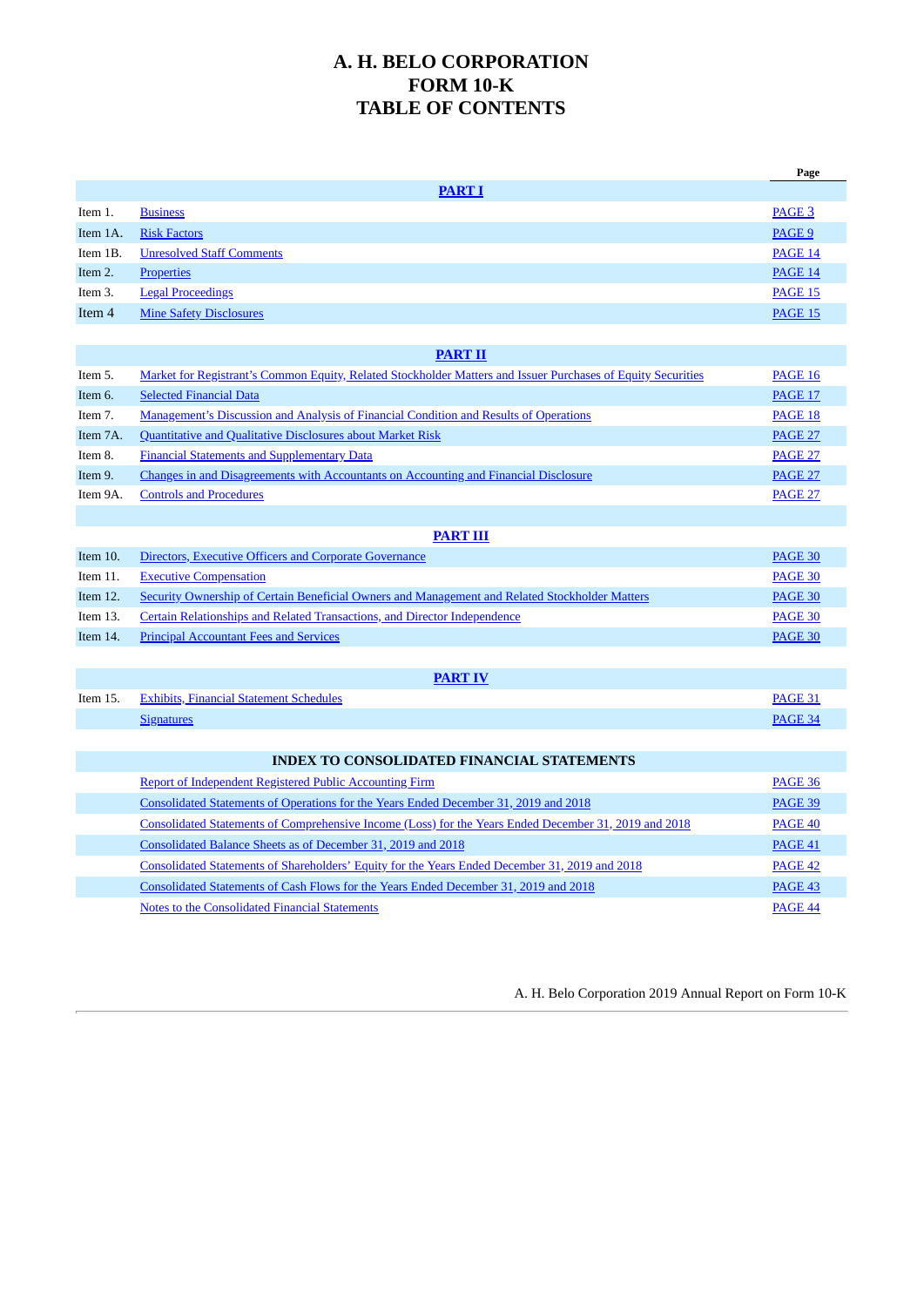# A. H. BELO CORPORATION
# FORM 10-K
# TABLE OF CONTENTS

| | | Page |
|---|---|---|
| | **PART I** | |
| Item 1. | Business | PAGE 3 |
| Item 1A. | Risk Factors | PAGE 9 |
| Item 1B. | Unresolved Staff Comments | PAGE 14 |
| Item 2. | Properties | PAGE 14 |
| Item 3. | Legal Proceedings | PAGE 15 |
| Item 4 | Mine Safety Disclosures | PAGE 15 |
| | **PART II** | |
| Item 5. | Market for Registrant's Common Equity, Related Stockholder Matters and Issuer Purchases of Equity Securities | PAGE 16 |
| Item 6. | Selected Financial Data | PAGE 17 |
| Item 7. | Management's Discussion and Analysis of Financial Condition and Results of Operations | PAGE 18 |
| Item 7A. | Quantitative and Qualitative Disclosures about Market Risk | PAGE 27 |
| Item 8. | Financial Statements and Supplementary Data | PAGE 27 |
| Item 9. | Changes in and Disagreements with Accountants on Accounting and Financial Disclosure | PAGE 27 |
| Item 9A. | Controls and Procedures | PAGE 27 |
| | **PART III** | |
| Item 10. | Directors, Executive Officers and Corporate Governance | PAGE 30 |
| Item 11. | Executive Compensation | PAGE 30 |
| Item 12. | Security Ownership of Certain Beneficial Owners and Management and Related Stockholder Matters | PAGE 30 |
| Item 13. | Certain Relationships and Related Transactions, and Director Independence | PAGE 30 |
| Item 14. | Principal Accountant Fees and Services | PAGE 30 |
| | **PART IV** | |
| Item 15. | Exhibits, Financial Statement Schedules | PAGE 31 |
| | Signatures | PAGE 34 |
| | **INDEX TO CONSOLIDATED FINANCIAL STATEMENTS** | |
| | Report of Independent Registered Public Accounting Firm | PAGE 36 |
| | Consolidated Statements of Operations for the Years Ended December 31, 2019 and 2018 | PAGE 39 |
| | Consolidated Statements of Comprehensive Income (Loss) for the Years Ended December 31, 2019 and 2018 | PAGE 40 |
| | Consolidated Balance Sheets as of December 31, 2019 and 2018 | PAGE 41 |
| | Consolidated Statements of Shareholders' Equity for the Years Ended December 31, 2019 and 2018 | PAGE 42 |
| | Consolidated Statements of Cash Flows for the Years Ended December 31, 2019 and 2018 | PAGE 43 |
| | Notes to the Consolidated Financial Statements | PAGE 44 |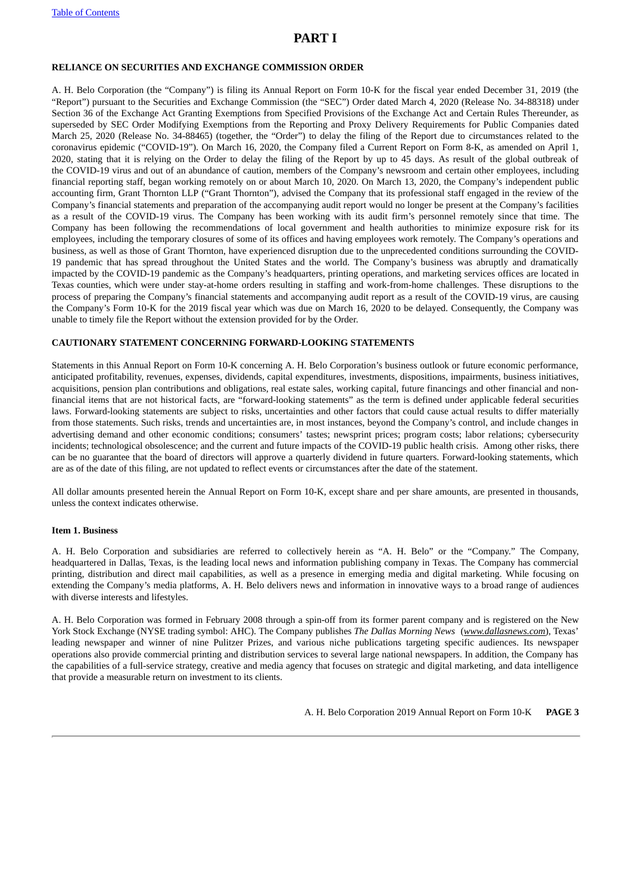# PART I

### RELIANCE ON SECURITIES AND EXCHANGE COMMISSION ORDER

A. H. Belo Corporation (the "Company") is filing its Annual Report on Form 10-K for the fiscal year ended December 31, 2019 (the "Report") pursuant to the Securities and Exchange Commission (the "SEC") Order dated March 4, 2020 (Release No. 34-88318) under Section 36 of the Exchange Act Granting Exemptions from Specified Provisions of the Exchange Act and Certain Rules Thereunder, as superseded by SEC Order Modifying Exemptions from the Reporting and Proxy Delivery Requirements for Public Companies dated March 25, 2020 (Release No. 34-88465) (together, the "Order") to delay the filing of the Report due to circumstances related to the coronavirus epidemic ("COVID-19"). On March 16, 2020, the Company filed a Current Report on Form 8-K, as amended on April 1, 2020, stating that it is relying on the Order to delay the filing of the Report by up to 45 days. As result of the global outbreak of the COVID-19 virus and out of an abundance of caution, members of the Company's newsroom and certain other employees, including financial reporting staff, began working remotely on or about March 10, 2020. On March 13, 2020, the Company's independent public accounting firm, Grant Thornton LLP ("Grant Thornton"), advised the Company that its professional staff engaged in the review of the Company's financial statements and preparation of the accompanying audit report would no longer be present at the Company's facilities as a result of the COVID-19 virus. The Company has been working with its audit firm's personnel remotely since that time. The Company has been following the recommendations of local government and health authorities to minimize exposure risk for its employees, including the temporary closures of some of its offices and having employees work remotely. The Company's operations and business, as well as those of Grant Thornton, have experienced disruption due to the unprecedented conditions surrounding the COVID-19 pandemic that has spread throughout the United States and the world. The Company's business was abruptly and dramatically impacted by the COVID-19 pandemic as the Company's headquarters, printing operations, and marketing services offices are located in Texas counties, which were under stay-at-home orders resulting in staffing and work-from-home challenges. These disruptions to the process of preparing the Company's financial statements and accompanying audit report as a result of the COVID-19 virus, are causing the Company's Form 10-K for the 2019 fiscal year which was due on March 16, 2020 to be delayed. Consequently, the Company was unable to timely file the Report without the extension provided for by the Order.

### CAUTIONARY STATEMENT CONCERNING FORWARD-LOOKING STATEMENTS

Statements in this Annual Report on Form 10-K concerning A. H. Belo Corporation's business outlook or future economic performance, anticipated profitability, revenues, expenses, dividends, capital expenditures, investments, dispositions, impairments, business initiatives, acquisitions, pension plan contributions and obligations, real estate sales, working capital, future financings and other financial and non-financial items that are not historical facts, are "forward-looking statements" as the term is defined under applicable federal securities laws. Forward-looking statements are subject to risks, uncertainties and other factors that could cause actual results to differ materially from those statements. Such risks, trends and uncertainties are, in most instances, beyond the Company's control, and include changes in advertising demand and other economic conditions; consumers' tastes; newsprint prices; program costs; labor relations; cybersecurity incidents; technological obsolescence; and the current and future impacts of the COVID-19 public health crisis. Among other risks, there can be no guarantee that the board of directors will approve a quarterly dividend in future quarters. Forward-looking statements, which are as of the date of this filing, are not updated to reflect events or circumstances after the date of the statement.

All dollar amounts presented herein the Annual Report on Form 10-K, except share and per share amounts, are presented in thousands, unless the context indicates otherwise.

#### Item 1. Business

A. H. Belo Corporation and subsidiaries are referred to collectively herein as "A. H. Belo" or the "Company." The Company, headquartered in Dallas, Texas, is the leading local news and information publishing company in Texas. The Company has commercial printing, distribution and direct mail capabilities, as well as a presence in emerging media and digital marketing. While focusing on extending the Company's media platforms, A. H. Belo delivers news and information in innovative ways to a broad range of audiences with diverse interests and lifestyles.

A. H. Belo Corporation was formed in February 2008 through a spin-off from its former parent company and is registered on the New York Stock Exchange (NYSE trading symbol: AHC). The Company publishes *The Dallas Morning News* (*www.dallasnews.com*), Texas' leading newspaper and winner of nine Pulitzer Prizes, and various niche publications targeting specific audiences. Its newspaper operations also provide commercial printing and distribution services to several large national newspapers. In addition, the Company has the capabilities of a full-service strategy, creative and media agency that focuses on strategic and digital marketing, and data intelligence that provide a measurable return on investment to its clients.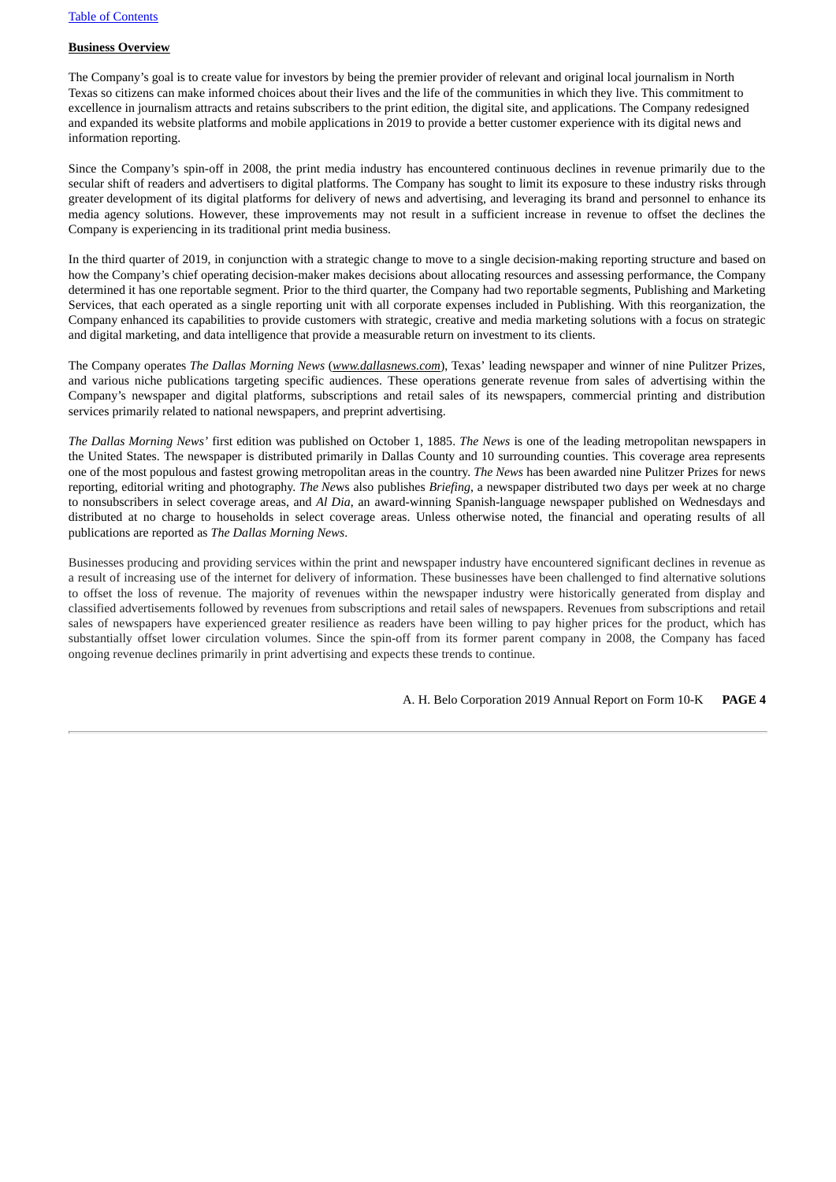**Business Overview**

The Company's goal is to create value for investors by being the premier provider of relevant and original local journalism in North Texas so citizens can make informed choices about their lives and the life of the communities in which they live. This commitment to excellence in journalism attracts and retains subscribers to the print edition, the digital site, and applications. The Company redesigned and expanded its website platforms and mobile applications in 2019 to provide a better customer experience with its digital news and information reporting.

Since the Company's spin-off in 2008, the print media industry has encountered continuous declines in revenue primarily due to the secular shift of readers and advertisers to digital platforms. The Company has sought to limit its exposure to these industry risks through greater development of its digital platforms for delivery of news and advertising, and leveraging its brand and personnel to enhance its media agency solutions. However, these improvements may not result in a sufficient increase in revenue to offset the declines the Company is experiencing in its traditional print media business.

In the third quarter of 2019, in conjunction with a strategic change to move to a single decision-making reporting structure and based on how the Company's chief operating decision-maker makes decisions about allocating resources and assessing performance, the Company determined it has one reportable segment. Prior to the third quarter, the Company had two reportable segments, Publishing and Marketing Services, that each operated as a single reporting unit with all corporate expenses included in Publishing. With this reorganization, the Company enhanced its capabilities to provide customers with strategic, creative and media marketing solutions with a focus on strategic and digital marketing, and data intelligence that provide a measurable return on investment to its clients.

The Company operates *The Dallas Morning News* (*www.dallasnews.com*), Texas' leading newspaper and winner of nine Pulitzer Prizes, and various niche publications targeting specific audiences. These operations generate revenue from sales of advertising within the Company's newspaper and digital platforms, subscriptions and retail sales of its newspapers, commercial printing and distribution services primarily related to national newspapers, and preprint advertising.

*The Dallas Morning News'* first edition was published on October 1, 1885. *The News* is one of the leading metropolitan newspapers in the United States. The newspaper is distributed primarily in Dallas County and 10 surrounding counties. This coverage area represents one of the most populous and fastest growing metropolitan areas in the country. *The News* has been awarded nine Pulitzer Prizes for news reporting, editorial writing and photography. *The News* also publishes *Briefing*, a newspaper distributed two days per week at no charge to nonsubscribers in select coverage areas, and *Al Dia*, an award-winning Spanish-language newspaper published on Wednesdays and distributed at no charge to households in select coverage areas. Unless otherwise noted, the financial and operating results of all publications are reported as *The Dallas Morning News*.

Businesses producing and providing services within the print and newspaper industry have encountered significant declines in revenue as a result of increasing use of the internet for delivery of information. These businesses have been challenged to find alternative solutions to offset the loss of revenue. The majority of revenues within the newspaper industry were historically generated from display and classified advertisements followed by revenues from subscriptions and retail sales of newspapers. Revenues from subscriptions and retail sales of newspapers have experienced greater resilience as readers have been willing to pay higher prices for the product, which has substantially offset lower circulation volumes. Since the spin-off from its former parent company in 2008, the Company has faced ongoing revenue declines primarily in print advertising and expects these trends to continue.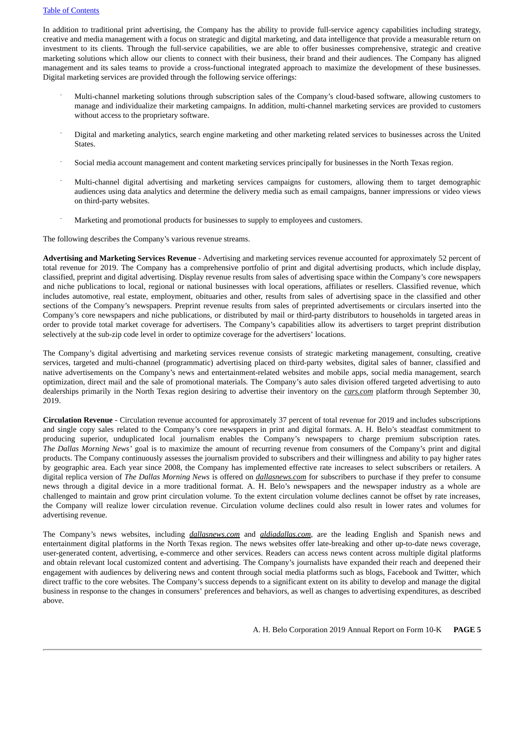In addition to traditional print advertising, the Company has the ability to provide full-service agency capabilities including strategy, creative and media management with a focus on strategic and digital marketing, and data intelligence that provide a measurable return on investment to its clients. Through the full-service capabilities, we are able to offer businesses comprehensive, strategic and creative marketing solutions which allow our clients to connect with their business, their brand and their audiences. The Company has aligned management and its sales teams to provide a cross-functional integrated approach to maximize the development of these businesses. Digital marketing services are provided through the following service offerings:

- Multi-channel marketing solutions through subscription sales of the Company's cloud-based software, allowing customers to manage and individualize their marketing campaigns. In addition, multi-channel marketing services are provided to customers without access to the proprietary software.
- Digital and marketing analytics, search engine marketing and other marketing related services to businesses across the United States.
- Social media account management and content marketing services principally for businesses in the North Texas region.
- Multi-channel digital advertising and marketing services campaigns for customers, allowing them to target demographic audiences using data analytics and determine the delivery media such as email campaigns, banner impressions or video views on third-party websites.
- Marketing and promotional products for businesses to supply to employees and customers.

The following describes the Company's various revenue streams.

**Advertising and Marketing Services Revenue** - Advertising and marketing services revenue accounted for approximately 52 percent of total revenue for 2019. The Company has a comprehensive portfolio of print and digital advertising products, which include display, classified, preprint and digital advertising. Display revenue results from sales of advertising space within the Company's core newspapers and niche publications to local, regional or national businesses with local operations, affiliates or resellers. Classified revenue, which includes automotive, real estate, employment, obituaries and other, results from sales of advertising space in the classified and other sections of the Company's newspapers. Preprint revenue results from sales of preprinted advertisements or circulars inserted into the Company's core newspapers and niche publications, or distributed by mail or third-party distributors to households in targeted areas in order to provide total market coverage for advertisers. The Company's capabilities allow its advertisers to target preprint distribution selectively at the sub-zip code level in order to optimize coverage for the advertisers' locations.

The Company's digital advertising and marketing services revenue consists of strategic marketing management, consulting, creative services, targeted and multi-channel (programmatic) advertising placed on third-party websites, digital sales of banner, classified and native advertisements on the Company's news and entertainment-related websites and mobile apps, social media management, search optimization, direct mail and the sale of promotional materials. The Company's auto sales division offered targeted advertising to auto dealerships primarily in the North Texas region desiring to advertise their inventory on the ***cars.com*** platform through September 30, 2019.

**Circulation Revenue** - Circulation revenue accounted for approximately 37 percent of total revenue for 2019 and includes subscriptions and single copy sales related to the Company's core newspapers in print and digital formats. A. H. Belo's steadfast commitment to producing superior, unduplicated local journalism enables the Company's newspapers to charge premium subscription rates. *The Dallas Morning News'* goal is to maximize the amount of recurring revenue from consumers of the Company's print and digital products. The Company continuously assesses the journalism provided to subscribers and their willingness and ability to pay higher rates by geographic area. Each year since 2008, the Company has implemented effective rate increases to select subscribers or retailers. A digital replica version of *The Dallas Morning News* is offered on ***dallasnews.com*** for subscribers to purchase if they prefer to consume news through a digital device in a more traditional format. A. H. Belo's newspapers and the newspaper industry as a whole are challenged to maintain and grow print circulation volume. To the extent circulation volume declines cannot be offset by rate increases, the Company will realize lower circulation revenue. Circulation volume declines could also result in lower rates and volumes for advertising revenue.

The Company's news websites, including ***dallasnews.com*** and ***aldiadallas.com***, are the leading English and Spanish news and entertainment digital platforms in the North Texas region. The news websites offer late-breaking and other up-to-date news coverage, user-generated content, advertising, e-commerce and other services. Readers can access news content across multiple digital platforms and obtain relevant local customized content and advertising. The Company's journalists have expanded their reach and deepened their engagement with audiences by delivering news and content through social media platforms such as blogs, Facebook and Twitter, which direct traffic to the core websites. The Company's success depends to a significant extent on its ability to develop and manage the digital business in response to the changes in consumers' preferences and behaviors, as well as changes to advertising expenditures, as described above.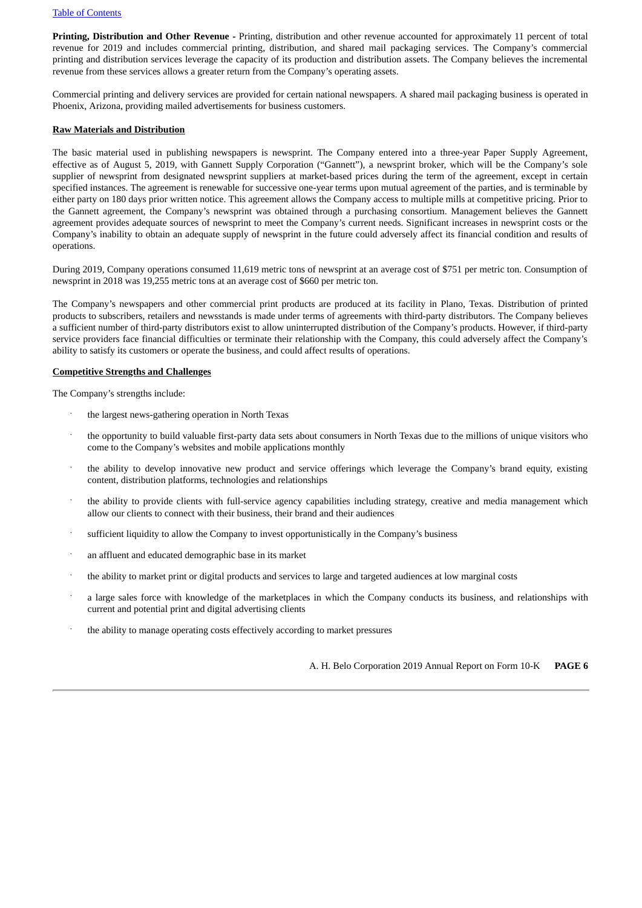**Printing, Distribution and Other Revenue -** Printing, distribution and other revenue accounted for approximately 11 percent of total revenue for 2019 and includes commercial printing, distribution, and shared mail packaging services. The Company's commercial printing and distribution services leverage the capacity of its production and distribution assets. The Company believes the incremental revenue from these services allows a greater return from the Company's operating assets.

Commercial printing and delivery services are provided for certain national newspapers. A shared mail packaging business is operated in Phoenix, Arizona, providing mailed advertisements for business customers.

**Raw Materials and Distribution**

The basic material used in publishing newspapers is newsprint. The Company entered into a three-year Paper Supply Agreement, effective as of August 5, 2019, with Gannett Supply Corporation ("Gannett"), a newsprint broker, which will be the Company's sole supplier of newsprint from designated newsprint suppliers at market-based prices during the term of the agreement, except in certain specified instances. The agreement is renewable for successive one-year terms upon mutual agreement of the parties, and is terminable by either party on 180 days prior written notice. This agreement allows the Company access to multiple mills at competitive pricing. Prior to the Gannett agreement, the Company's newsprint was obtained through a purchasing consortium. Management believes the Gannett agreement provides adequate sources of newsprint to meet the Company's current needs. Significant increases in newsprint costs or the Company's inability to obtain an adequate supply of newsprint in the future could adversely affect its financial condition and results of operations.

During 2019, Company operations consumed 11,619 metric tons of newsprint at an average cost of $751 per metric ton. Consumption of newsprint in 2018 was 19,255 metric tons at an average cost of $660 per metric ton.

The Company's newspapers and other commercial print products are produced at its facility in Plano, Texas. Distribution of printed products to subscribers, retailers and newsstands is made under terms of agreements with third-party distributors. The Company believes a sufficient number of third-party distributors exist to allow uninterrupted distribution of the Company's products. However, if third-party service providers face financial difficulties or terminate their relationship with the Company, this could adversely affect the Company's ability to satisfy its customers or operate the business, and could affect results of operations.

**Competitive Strengths and Challenges**

The Company's strengths include:

- the largest news-gathering operation in North Texas
- the opportunity to build valuable first-party data sets about consumers in North Texas due to the millions of unique visitors who come to the Company's websites and mobile applications monthly
- the ability to develop innovative new product and service offerings which leverage the Company's brand equity, existing content, distribution platforms, technologies and relationships
- the ability to provide clients with full-service agency capabilities including strategy, creative and media management which allow our clients to connect with their business, their brand and their audiences
- sufficient liquidity to allow the Company to invest opportunistically in the Company's business
- an affluent and educated demographic base in its market
- the ability to market print or digital products and services to large and targeted audiences at low marginal costs
- a large sales force with knowledge of the marketplaces in which the Company conducts its business, and relationships with current and potential print and digital advertising clients
- the ability to manage operating costs effectively according to market pressures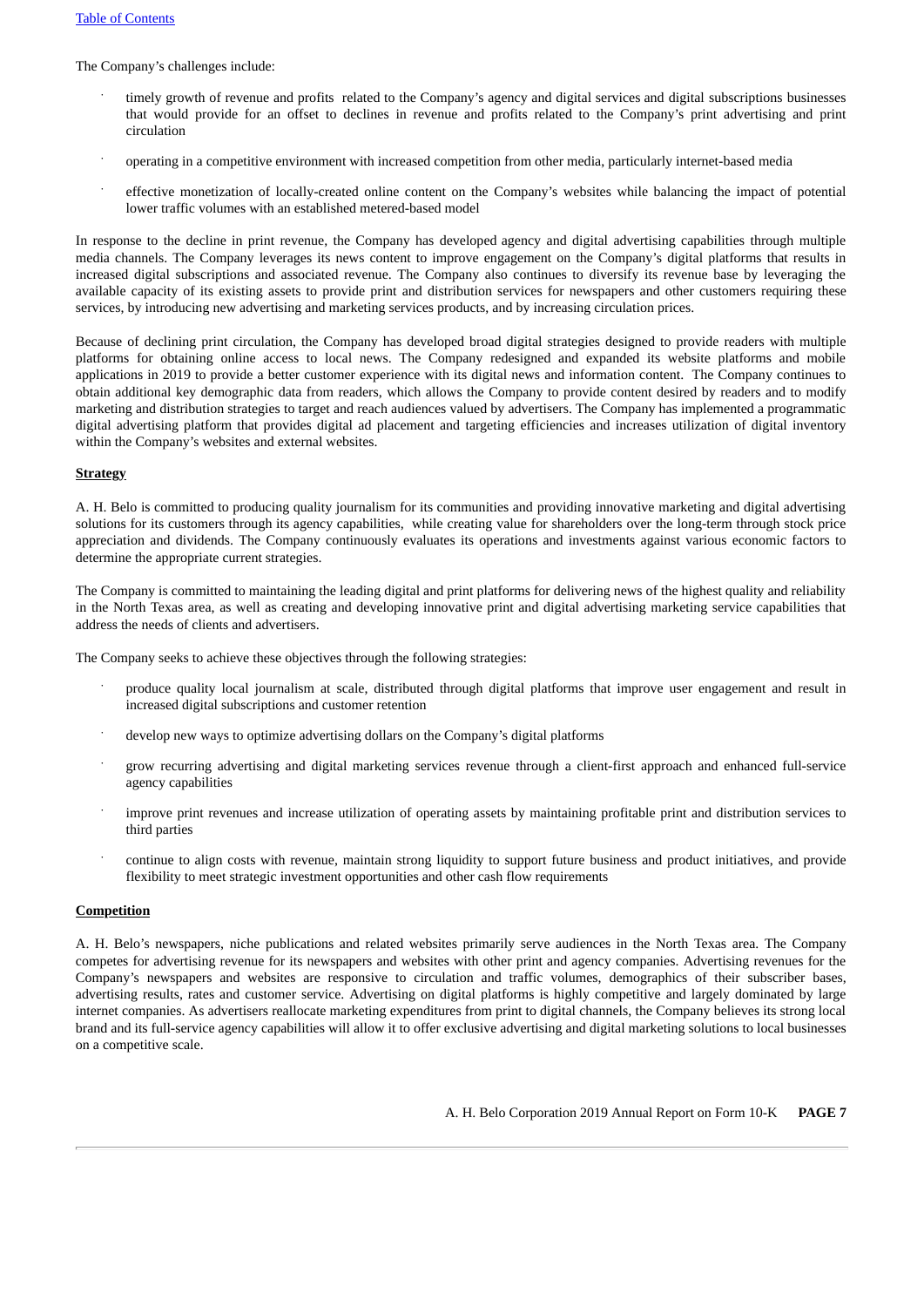The Company's challenges include:

- timely growth of revenue and profits related to the Company's agency and digital services and digital subscriptions businesses that would provide for an offset to declines in revenue and profits related to the Company's print advertising and print circulation
- operating in a competitive environment with increased competition from other media, particularly internet-based media
- effective monetization of locally-created online content on the Company's websites while balancing the impact of potential lower traffic volumes with an established metered-based model

In response to the decline in print revenue, the Company has developed agency and digital advertising capabilities through multiple media channels. The Company leverages its news content to improve engagement on the Company's digital platforms that results in increased digital subscriptions and associated revenue. The Company also continues to diversify its revenue base by leveraging the available capacity of its existing assets to provide print and distribution services for newspapers and other customers requiring these services, by introducing new advertising and marketing services products, and by increasing circulation prices.

Because of declining print circulation, the Company has developed broad digital strategies designed to provide readers with multiple platforms for obtaining online access to local news. The Company redesigned and expanded its website platforms and mobile applications in 2019 to provide a better customer experience with its digital news and information content. The Company continues to obtain additional key demographic data from readers, which allows the Company to provide content desired by readers and to modify marketing and distribution strategies to target and reach audiences valued by advertisers. The Company has implemented a programmatic digital advertising platform that provides digital ad placement and targeting efficiencies and increases utilization of digital inventory within the Company's websites and external websites.

## Strategy

A. H. Belo is committed to producing quality journalism for its communities and providing innovative marketing and digital advertising solutions for its customers through its agency capabilities, while creating value for shareholders over the long-term through stock price appreciation and dividends. The Company continuously evaluates its operations and investments against various economic factors to determine the appropriate current strategies.

The Company is committed to maintaining the leading digital and print platforms for delivering news of the highest quality and reliability in the North Texas area, as well as creating and developing innovative print and digital advertising marketing service capabilities that address the needs of clients and advertisers.

The Company seeks to achieve these objectives through the following strategies:

- produce quality local journalism at scale, distributed through digital platforms that improve user engagement and result in increased digital subscriptions and customer retention
- develop new ways to optimize advertising dollars on the Company's digital platforms
- grow recurring advertising and digital marketing services revenue through a client-first approach and enhanced full-service agency capabilities
- improve print revenues and increase utilization of operating assets by maintaining profitable print and distribution services to third parties
- continue to align costs with revenue, maintain strong liquidity to support future business and product initiatives, and provide flexibility to meet strategic investment opportunities and other cash flow requirements

## Competition

A. H. Belo's newspapers, niche publications and related websites primarily serve audiences in the North Texas area. The Company competes for advertising revenue for its newspapers and websites with other print and agency companies. Advertising revenues for the Company's newspapers and websites are responsive to circulation and traffic volumes, demographics of their subscriber bases, advertising results, rates and customer service. Advertising on digital platforms is highly competitive and largely dominated by large internet companies. As advertisers reallocate marketing expenditures from print to digital channels, the Company believes its strong local brand and its full-service agency capabilities will allow it to offer exclusive advertising and digital marketing solutions to local businesses on a competitive scale.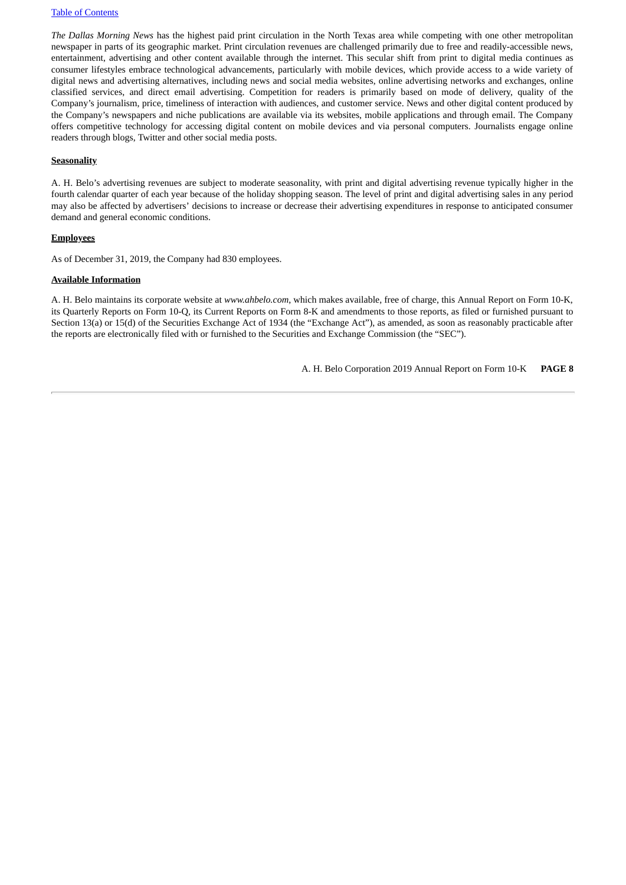*The Dallas Morning News* has the highest paid print circulation in the North Texas area while competing with one other metropolitan newspaper in parts of its geographic market. Print circulation revenues are challenged primarily due to free and readily-accessible news, entertainment, advertising and other content available through the internet. This secular shift from print to digital media continues as consumer lifestyles embrace technological advancements, particularly with mobile devices, which provide access to a wide variety of digital news and advertising alternatives, including news and social media websites, online advertising networks and exchanges, online classified services, and direct email advertising. Competition for readers is primarily based on mode of delivery, quality of the Company's journalism, price, timeliness of interaction with audiences, and customer service. News and other digital content produced by the Company's newspapers and niche publications are available via its websites, mobile applications and through email. The Company offers competitive technology for accessing digital content on mobile devices and via personal computers. Journalists engage online readers through blogs, Twitter and other social media posts.

**Seasonality**

A. H. Belo's advertising revenues are subject to moderate seasonality, with print and digital advertising revenue typically higher in the fourth calendar quarter of each year because of the holiday shopping season. The level of print and digital advertising sales in any period may also be affected by advertisers' decisions to increase or decrease their advertising expenditures in response to anticipated consumer demand and general economic conditions.

**Employees**

As of December 31, 2019, the Company had 830 employees.

**Available Information**

A. H. Belo maintains its corporate website at *www.ahbelo.com*, which makes available, free of charge, this Annual Report on Form 10-K, its Quarterly Reports on Form 10-Q, its Current Reports on Form 8-K and amendments to those reports, as filed or furnished pursuant to Section 13(a) or 15(d) of the Securities Exchange Act of 1934 (the "Exchange Act"), as amended, as soon as reasonably practicable after the reports are electronically filed with or furnished to the Securities and Exchange Commission (the "SEC").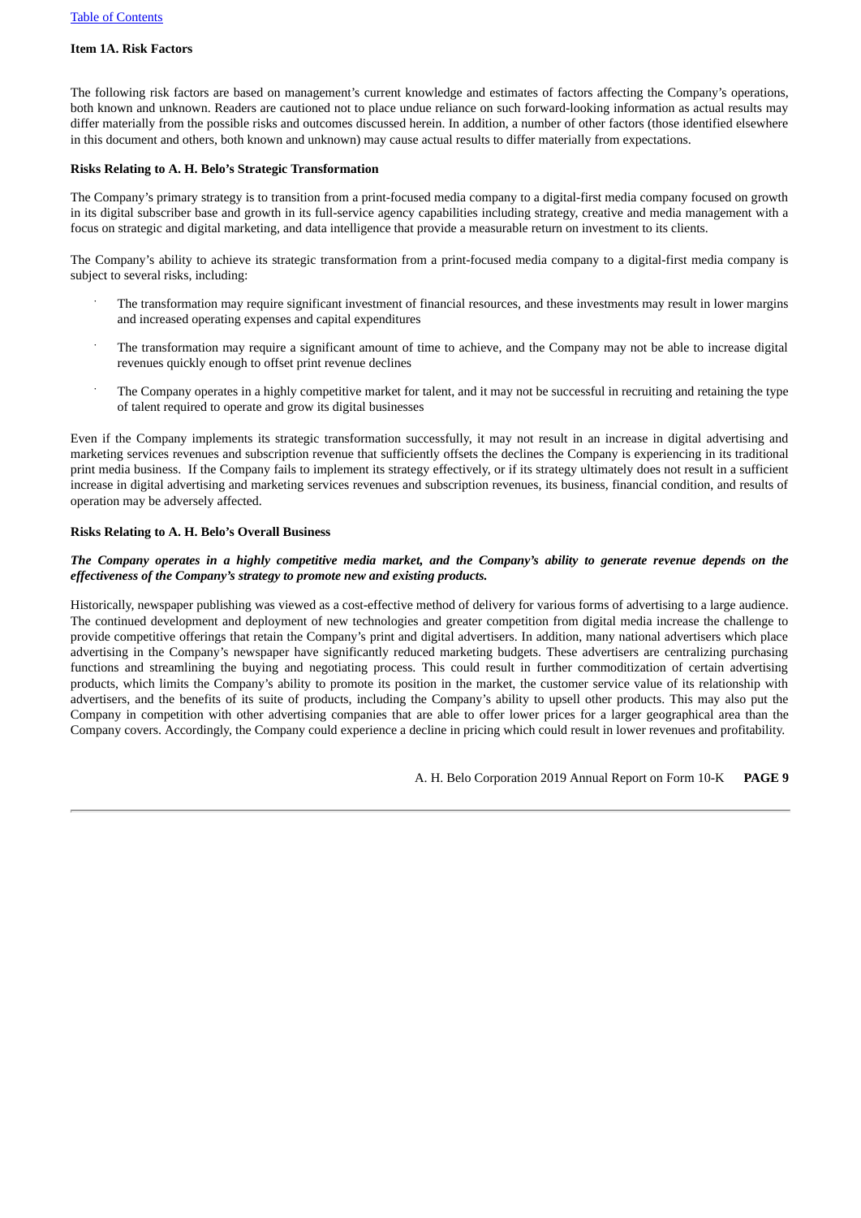Table of Contents

## Item 1A. Risk Factors

The following risk factors are based on management's current knowledge and estimates of factors affecting the Company's operations, both known and unknown. Readers are cautioned not to place undue reliance on such forward-looking information as actual results may differ materially from the possible risks and outcomes discussed herein. In addition, a number of other factors (those identified elsewhere in this document and others, both known and unknown) may cause actual results to differ materially from expectations.

### Risks Relating to A. H. Belo's Strategic Transformation

The Company's primary strategy is to transition from a print-focused media company to a digital-first media company focused on growth in its digital subscriber base and growth in its full-service agency capabilities including strategy, creative and media management with a focus on strategic and digital marketing, and data intelligence that provide a measurable return on investment to its clients.

The Company's ability to achieve its strategic transformation from a print-focused media company to a digital-first media company is subject to several risks, including:

- The transformation may require significant investment of financial resources, and these investments may result in lower margins and increased operating expenses and capital expenditures
- The transformation may require a significant amount of time to achieve, and the Company may not be able to increase digital revenues quickly enough to offset print revenue declines
- The Company operates in a highly competitive market for talent, and it may not be successful in recruiting and retaining the type of talent required to operate and grow its digital businesses

Even if the Company implements its strategic transformation successfully, it may not result in an increase in digital advertising and marketing services revenues and subscription revenue that sufficiently offsets the declines the Company is experiencing in its traditional print media business. If the Company fails to implement its strategy effectively, or if its strategy ultimately does not result in a sufficient increase in digital advertising and marketing services revenues and subscription revenues, its business, financial condition, and results of operation may be adversely affected.

### Risks Relating to A. H. Belo's Overall Business

***The Company operates in a highly competitive media market, and the Company's ability to generate revenue depends on the effectiveness of the Company's strategy to promote new and existing products.***

Historically, newspaper publishing was viewed as a cost-effective method of delivery for various forms of advertising to a large audience. The continued development and deployment of new technologies and greater competition from digital media increase the challenge to provide competitive offerings that retain the Company's print and digital advertisers. In addition, many national advertisers which place advertising in the Company's newspaper have significantly reduced marketing budgets. These advertisers are centralizing purchasing functions and streamlining the buying and negotiating process. This could result in further commoditization of certain advertising products, which limits the Company's ability to promote its position in the market, the customer service value of its relationship with advertisers, and the benefits of its suite of products, including the Company's ability to upsell other products. This may also put the Company in competition with other advertising companies that are able to offer lower prices for a larger geographical area than the Company covers. Accordingly, the Company could experience a decline in pricing which could result in lower revenues and profitability.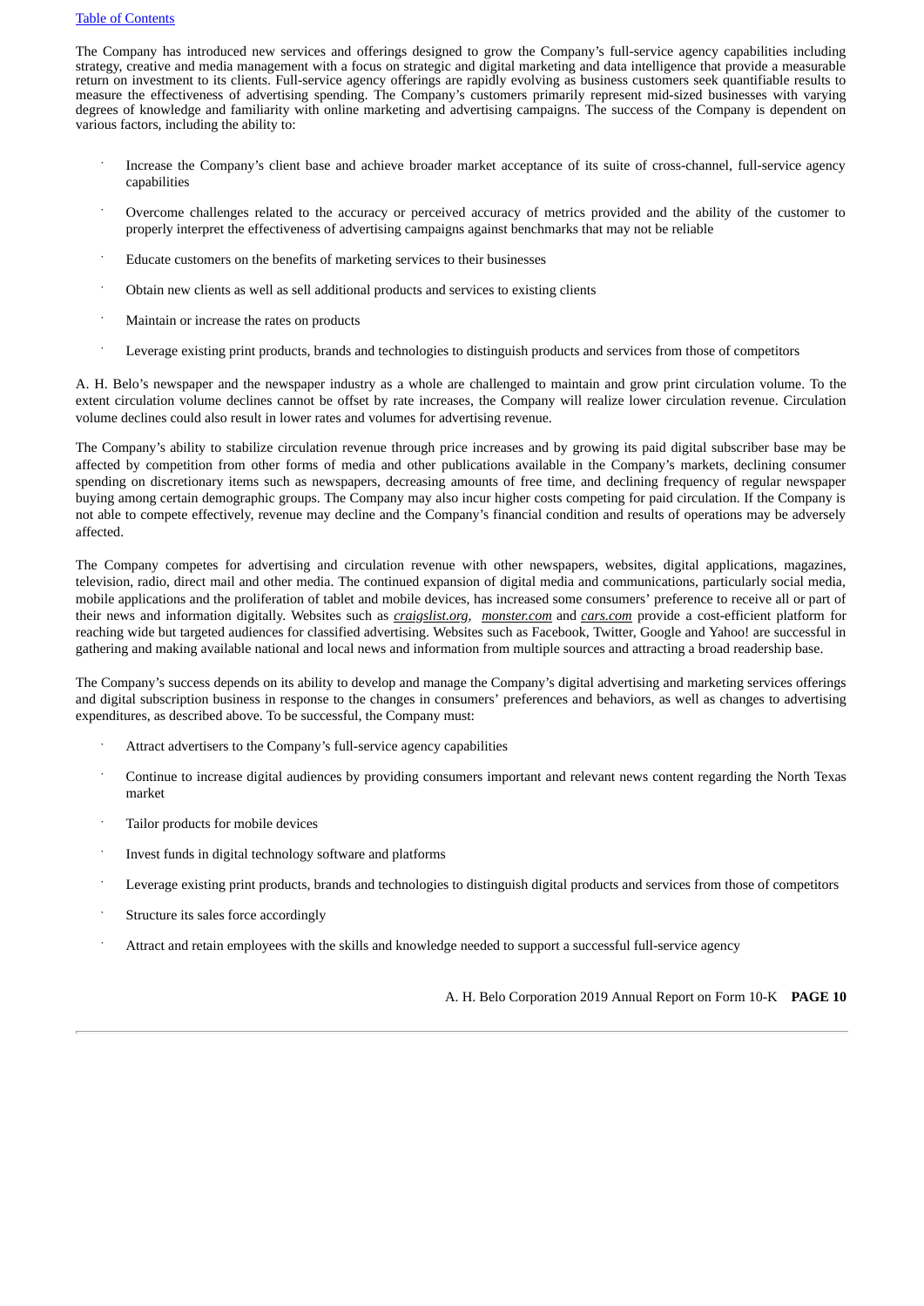The Company has introduced new services and offerings designed to grow the Company's full-service agency capabilities including strategy, creative and media management with a focus on strategic and digital marketing and data intelligence that provide a measurable return on investment to its clients. Full-service agency offerings are rapidly evolving as business customers seek quantifiable results to measure the effectiveness of advertising spending. The Company's customers primarily represent mid-sized businesses with varying degrees of knowledge and familiarity with online marketing and advertising campaigns. The success of the Company is dependent on various factors, including the ability to:

- Increase the Company's client base and achieve broader market acceptance of its suite of cross-channel, full-service agency capabilities
- Overcome challenges related to the accuracy or perceived accuracy of metrics provided and the ability of the customer to properly interpret the effectiveness of advertising campaigns against benchmarks that may not be reliable
- Educate customers on the benefits of marketing services to their businesses
- Obtain new clients as well as sell additional products and services to existing clients
- Maintain or increase the rates on products
- Leverage existing print products, brands and technologies to distinguish products and services from those of competitors

A. H. Belo's newspaper and the newspaper industry as a whole are challenged to maintain and grow print circulation volume. To the extent circulation volume declines cannot be offset by rate increases, the Company will realize lower circulation revenue. Circulation volume declines could also result in lower rates and volumes for advertising revenue.

The Company's ability to stabilize circulation revenue through price increases and by growing its paid digital subscriber base may be affected by competition from other forms of media and other publications available in the Company's markets, declining consumer spending on discretionary items such as newspapers, decreasing amounts of free time, and declining frequency of regular newspaper buying among certain demographic groups. The Company may also incur higher costs competing for paid circulation. If the Company is not able to compete effectively, revenue may decline and the Company's financial condition and results of operations may be adversely affected.

The Company competes for advertising and circulation revenue with other newspapers, websites, digital applications, magazines, television, radio, direct mail and other media. The continued expansion of digital media and communications, particularly social media, mobile applications and the proliferation of tablet and mobile devices, has increased some consumers' preference to receive all or part of their news and information digitally. Websites such as ***craigslist.org***, *monster.com* and *cars.com* provide a cost-efficient platform for reaching wide but targeted audiences for classified advertising. Websites such as Facebook, Twitter, Google and Yahoo! are successful in gathering and making available national and local news and information from multiple sources and attracting a broad readership base.

The Company's success depends on its ability to develop and manage the Company's digital advertising and marketing services offerings and digital subscription business in response to the changes in consumers' preferences and behaviors, as well as changes to advertising expenditures, as described above. To be successful, the Company must:

- Attract advertisers to the Company's full-service agency capabilities
- Continue to increase digital audiences by providing consumers important and relevant news content regarding the North Texas market
- Tailor products for mobile devices
- Invest funds in digital technology software and platforms
- Leverage existing print products, brands and technologies to distinguish digital products and services from those of competitors
- Structure its sales force accordingly
- Attract and retain employees with the skills and knowledge needed to support a successful full-service agency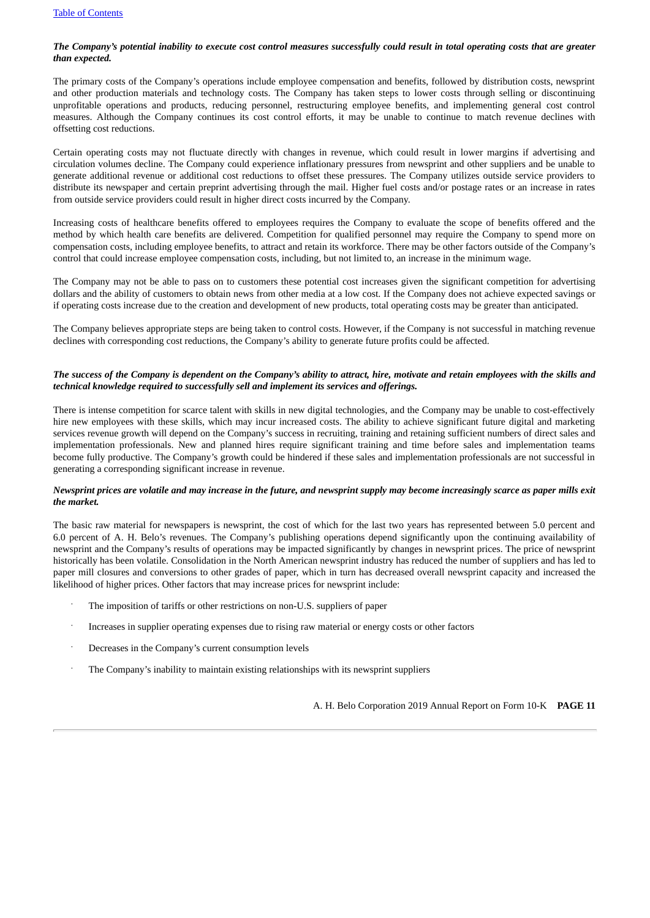***The Company's potential inability to execute cost control measures successfully could result in total operating costs that are greater than expected.***

The primary costs of the Company's operations include employee compensation and benefits, followed by distribution costs, newsprint and other production materials and technology costs. The Company has taken steps to lower costs through selling or discontinuing unprofitable operations and products, reducing personnel, restructuring employee benefits, and implementing general cost control measures. Although the Company continues its cost control efforts, it may be unable to continue to match revenue declines with offsetting cost reductions.

Certain operating costs may not fluctuate directly with changes in revenue, which could result in lower margins if advertising and circulation volumes decline. The Company could experience inflationary pressures from newsprint and other suppliers and be unable to generate additional revenue or additional cost reductions to offset these pressures. The Company utilizes outside service providers to distribute its newspaper and certain preprint advertising through the mail. Higher fuel costs and/or postage rates or an increase in rates from outside service providers could result in higher direct costs incurred by the Company.

Increasing costs of healthcare benefits offered to employees requires the Company to evaluate the scope of benefits offered and the method by which health care benefits are delivered. Competition for qualified personnel may require the Company to spend more on compensation costs, including employee benefits, to attract and retain its workforce. There may be other factors outside of the Company's control that could increase employee compensation costs, including, but not limited to, an increase in the minimum wage.

The Company may not be able to pass on to customers these potential cost increases given the significant competition for advertising dollars and the ability of customers to obtain news from other media at a low cost. If the Company does not achieve expected savings or if operating costs increase due to the creation and development of new products, total operating costs may be greater than anticipated.

The Company believes appropriate steps are being taken to control costs. However, if the Company is not successful in matching revenue declines with corresponding cost reductions, the Company's ability to generate future profits could be affected.

***The success of the Company is dependent on the Company's ability to attract, hire, motivate and retain employees with the skills and technical knowledge required to successfully sell and implement its services and offerings.***

There is intense competition for scarce talent with skills in new digital technologies, and the Company may be unable to cost-effectively hire new employees with these skills, which may incur increased costs. The ability to achieve significant future digital and marketing services revenue growth will depend on the Company's success in recruiting, training and retaining sufficient numbers of direct sales and implementation professionals. New and planned hires require significant training and time before sales and implementation teams become fully productive. The Company's growth could be hindered if these sales and implementation professionals are not successful in generating a corresponding significant increase in revenue.

***Newsprint prices are volatile and may increase in the future, and newsprint supply may become increasingly scarce as paper mills exit the market.***

The basic raw material for newspapers is newsprint, the cost of which for the last two years has represented between 5.0 percent and 6.0 percent of A. H. Belo's revenues. The Company's publishing operations depend significantly upon the continuing availability of newsprint and the Company's results of operations may be impacted significantly by changes in newsprint prices. The price of newsprint historically has been volatile. Consolidation in the North American newsprint industry has reduced the number of suppliers and has led to paper mill closures and conversions to other grades of paper, which in turn has decreased overall newsprint capacity and increased the likelihood of higher prices. Other factors that may increase prices for newsprint include:

- The imposition of tariffs or other restrictions on non-U.S. suppliers of paper
- Increases in supplier operating expenses due to rising raw material or energy costs or other factors
- Decreases in the Company's current consumption levels
- The Company's inability to maintain existing relationships with its newsprint suppliers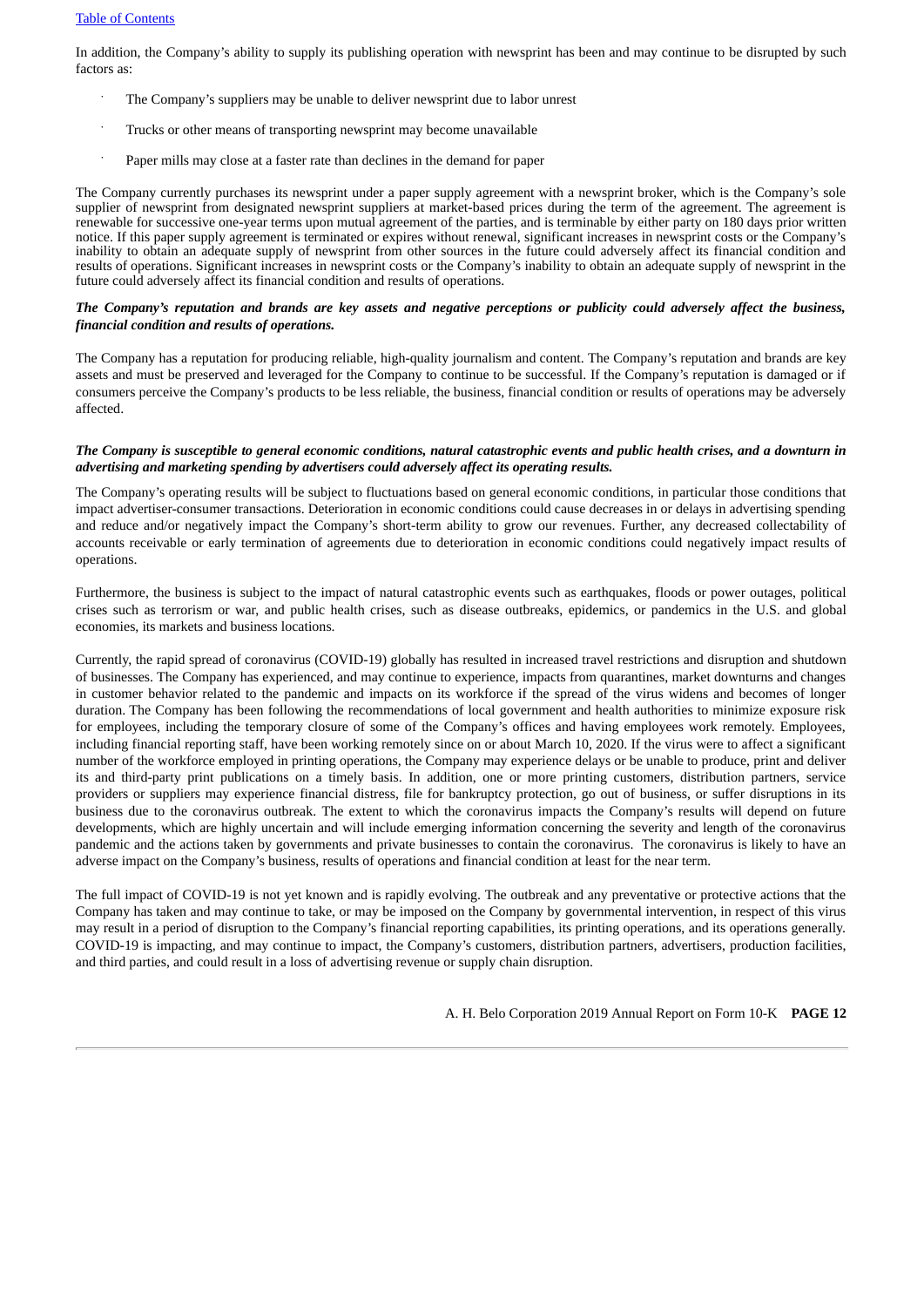In addition, the Company's ability to supply its publishing operation with newsprint has been and may continue to be disrupted by such factors as:

- The Company's suppliers may be unable to deliver newsprint due to labor unrest
- Trucks or other means of transporting newsprint may become unavailable
- Paper mills may close at a faster rate than declines in the demand for paper

The Company currently purchases its newsprint under a paper supply agreement with a newsprint broker, which is the Company's sole supplier of newsprint from designated newsprint suppliers at market-based prices during the term of the agreement. The agreement is renewable for successive one-year terms upon mutual agreement of the parties, and is terminable by either party on 180 days prior written notice. If this paper supply agreement is terminated or expires without renewal, significant increases in newsprint costs or the Company's inability to obtain an adequate supply of newsprint from other sources in the future could adversely affect its financial condition and results of operations. Significant increases in newsprint costs or the Company's inability to obtain an adequate supply of newsprint in the future could adversely affect its financial condition and results of operations.

***The Company's reputation and brands are key assets and negative perceptions or publicity could adversely affect the business, financial condition and results of operations.***

The Company has a reputation for producing reliable, high-quality journalism and content. The Company's reputation and brands are key assets and must be preserved and leveraged for the Company to continue to be successful. If the Company's reputation is damaged or if consumers perceive the Company's products to be less reliable, the business, financial condition or results of operations may be adversely affected.

***The Company is susceptible to general economic conditions, natural catastrophic events and public health crises, and a downturn in advertising and marketing spending by advertisers could adversely affect its operating results.***

The Company's operating results will be subject to fluctuations based on general economic conditions, in particular those conditions that impact advertiser-consumer transactions. Deterioration in economic conditions could cause decreases in or delays in advertising spending and reduce and/or negatively impact the Company's short-term ability to grow our revenues. Further, any decreased collectability of accounts receivable or early termination of agreements due to deterioration in economic conditions could negatively impact results of operations.

Furthermore, the business is subject to the impact of natural catastrophic events such as earthquakes, floods or power outages, political crises such as terrorism or war, and public health crises, such as disease outbreaks, epidemics, or pandemics in the U.S. and global economies, its markets and business locations.

Currently, the rapid spread of coronavirus (COVID-19) globally has resulted in increased travel restrictions and disruption and shutdown of businesses. The Company has experienced, and may continue to experience, impacts from quarantines, market downturns and changes in customer behavior related to the pandemic and impacts on its workforce if the spread of the virus widens and becomes of longer duration. The Company has been following the recommendations of local government and health authorities to minimize exposure risk for employees, including the temporary closure of some of the Company's offices and having employees work remotely. Employees, including financial reporting staff, have been working remotely since on or about March 10, 2020. If the virus were to affect a significant number of the workforce employed in printing operations, the Company may experience delays or be unable to produce, print and deliver its and third-party print publications on a timely basis. In addition, one or more printing customers, distribution partners, service providers or suppliers may experience financial distress, file for bankruptcy protection, go out of business, or suffer disruptions in its business due to the coronavirus outbreak. The extent to which the coronavirus impacts the Company's results will depend on future developments, which are highly uncertain and will include emerging information concerning the severity and length of the coronavirus pandemic and the actions taken by governments and private businesses to contain the coronavirus. The coronavirus is likely to have an adverse impact on the Company's business, results of operations and financial condition at least for the near term.

The full impact of COVID-19 is not yet known and is rapidly evolving. The outbreak and any preventative or protective actions that the Company has taken and may continue to take, or may be imposed on the Company by governmental intervention, in respect of this virus may result in a period of disruption to the Company's financial reporting capabilities, its printing operations, and its operations generally. COVID-19 is impacting, and may continue to impact, the Company's customers, distribution partners, advertisers, production facilities, and third parties, and could result in a loss of advertising revenue or supply chain disruption.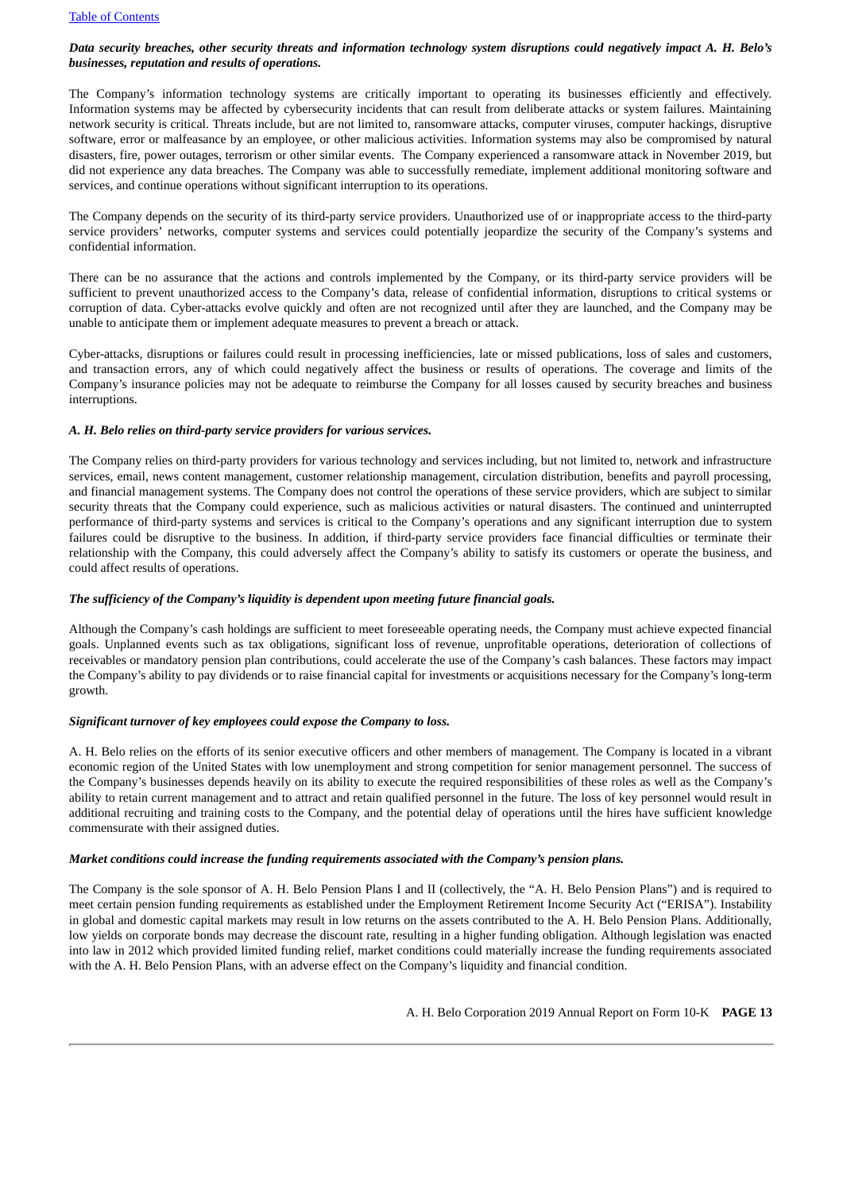***Data security breaches, other security threats and information technology system disruptions could negatively impact A. H. Belo's businesses, reputation and results of operations.***

The Company's information technology systems are critically important to operating its businesses efficiently and effectively. Information systems may be affected by cybersecurity incidents that can result from deliberate attacks or system failures. Maintaining network security is critical. Threats include, but are not limited to, ransomware attacks, computer viruses, computer hackings, disruptive software, error or malfeasance by an employee, or other malicious activities. Information systems may also be compromised by natural disasters, fire, power outages, terrorism or other similar events. The Company experienced a ransomware attack in November 2019, but did not experience any data breaches. The Company was able to successfully remediate, implement additional monitoring software and services, and continue operations without significant interruption to its operations.

The Company depends on the security of its third-party service providers. Unauthorized use of or inappropriate access to the third-party service providers' networks, computer systems and services could potentially jeopardize the security of the Company's systems and confidential information.

There can be no assurance that the actions and controls implemented by the Company, or its third-party service providers will be sufficient to prevent unauthorized access to the Company's data, release of confidential information, disruptions to critical systems or corruption of data. Cyber-attacks evolve quickly and often are not recognized until after they are launched, and the Company may be unable to anticipate them or implement adequate measures to prevent a breach or attack.

Cyber-attacks, disruptions or failures could result in processing inefficiencies, late or missed publications, loss of sales and customers, and transaction errors, any of which could negatively affect the business or results of operations. The coverage and limits of the Company's insurance policies may not be adequate to reimburse the Company for all losses caused by security breaches and business interruptions.

***A. H. Belo relies on third-party service providers for various services.***

The Company relies on third-party providers for various technology and services including, but not limited to, network and infrastructure services, email, news content management, customer relationship management, circulation distribution, benefits and payroll processing, and financial management systems. The Company does not control the operations of these service providers, which are subject to similar security threats that the Company could experience, such as malicious activities or natural disasters. The continued and uninterrupted performance of third-party systems and services is critical to the Company's operations and any significant interruption due to system failures could be disruptive to the business. In addition, if third-party service providers face financial difficulties or terminate their relationship with the Company, this could adversely affect the Company's ability to satisfy its customers or operate the business, and could affect results of operations.

***The sufficiency of the Company's liquidity is dependent upon meeting future financial goals.***

Although the Company's cash holdings are sufficient to meet foreseeable operating needs, the Company must achieve expected financial goals. Unplanned events such as tax obligations, significant loss of revenue, unprofitable operations, deterioration of collections of receivables or mandatory pension plan contributions, could accelerate the use of the Company's cash balances. These factors may impact the Company's ability to pay dividends or to raise financial capital for investments or acquisitions necessary for the Company's long-term growth.

***Significant turnover of key employees could expose the Company to loss.***

A. H. Belo relies on the efforts of its senior executive officers and other members of management. The Company is located in a vibrant economic region of the United States with low unemployment and strong competition for senior management personnel. The success of the Company's businesses depends heavily on its ability to execute the required responsibilities of these roles as well as the Company's ability to retain current management and to attract and retain qualified personnel in the future. The loss of key personnel would result in additional recruiting and training costs to the Company, and the potential delay of operations until the hires have sufficient knowledge commensurate with their assigned duties.

***Market conditions could increase the funding requirements associated with the Company's pension plans.***

The Company is the sole sponsor of A. H. Belo Pension Plans I and II (collectively, the "A. H. Belo Pension Plans") and is required to meet certain pension funding requirements as established under the Employment Retirement Income Security Act ("ERISA"). Instability in global and domestic capital markets may result in low returns on the assets contributed to the A. H. Belo Pension Plans. Additionally, low yields on corporate bonds may decrease the discount rate, resulting in a higher funding obligation. Although legislation was enacted into law in 2012 which provided limited funding relief, market conditions could materially increase the funding requirements associated with the A. H. Belo Pension Plans, with an adverse effect on the Company's liquidity and financial condition.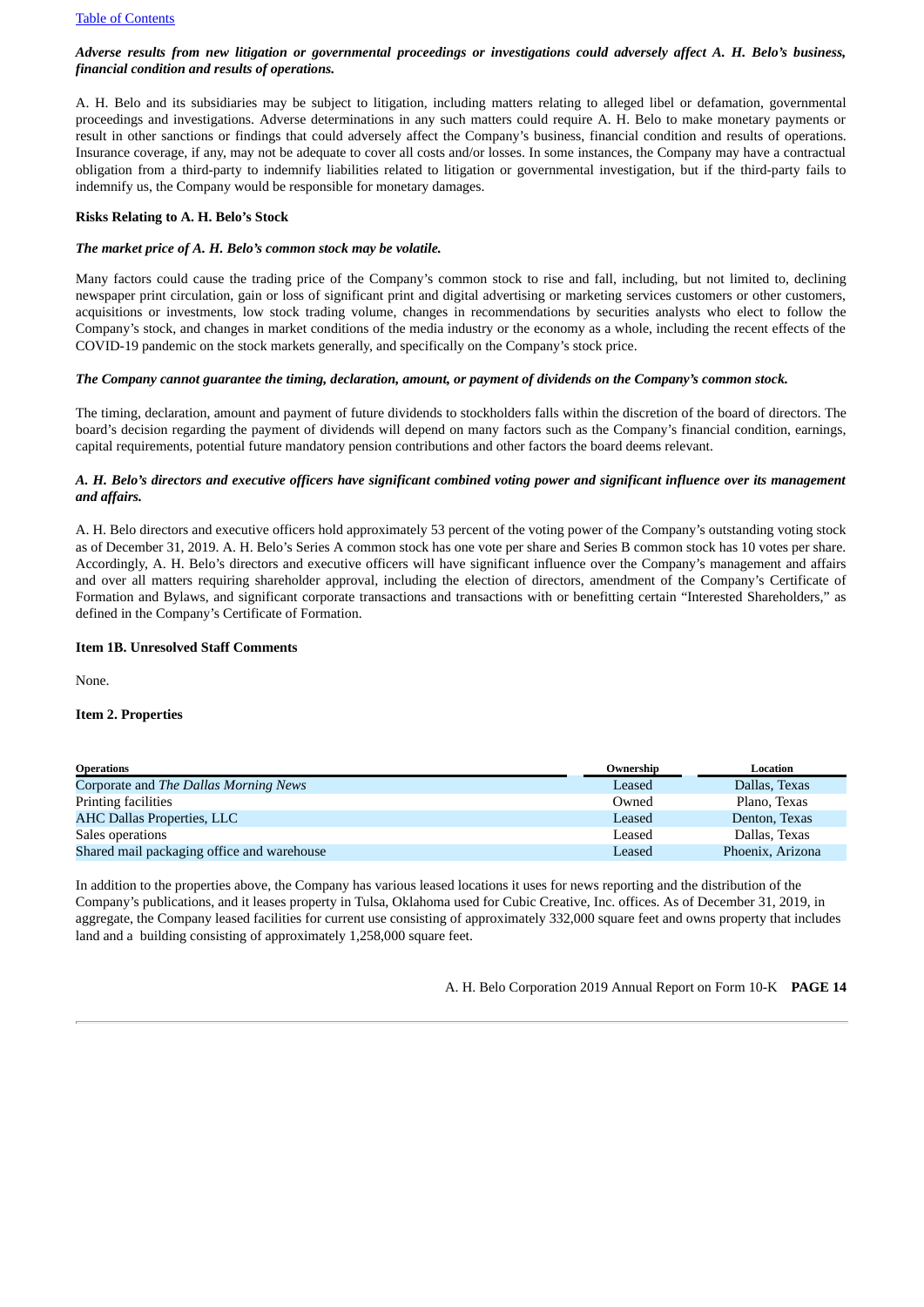***Adverse results from new litigation or governmental proceedings or investigations could adversely affect A. H. Belo's business, financial condition and results of operations.***

A. H. Belo and its subsidiaries may be subject to litigation, including matters relating to alleged libel or defamation, governmental proceedings and investigations. Adverse determinations in any such matters could require A. H. Belo to make monetary payments or result in other sanctions or findings that could adversely affect the Company's business, financial condition and results of operations. Insurance coverage, if any, may not be adequate to cover all costs and/or losses. In some instances, the Company may have a contractual obligation from a third-party to indemnify liabilities related to litigation or governmental investigation, but if the third-party fails to indemnify us, the Company would be responsible for monetary damages.

**Risks Relating to A. H. Belo's Stock**

***The market price of A. H. Belo's common stock may be volatile.***

Many factors could cause the trading price of the Company's common stock to rise and fall, including, but not limited to, declining newspaper print circulation, gain or loss of significant print and digital advertising or marketing services customers or other customers, acquisitions or investments, low stock trading volume, changes in recommendations by securities analysts who elect to follow the Company's stock, and changes in market conditions of the media industry or the economy as a whole, including the recent effects of the COVID-19 pandemic on the stock markets generally, and specifically on the Company's stock price.

***The Company cannot guarantee the timing, declaration, amount, or payment of dividends on the Company's common stock.***

The timing, declaration, amount and payment of future dividends to stockholders falls within the discretion of the board of directors. The board's decision regarding the payment of dividends will depend on many factors such as the Company's financial condition, earnings, capital requirements, potential future mandatory pension contributions and other factors the board deems relevant.

***A. H. Belo's directors and executive officers have significant combined voting power and significant influence over its management and affairs.***

A. H. Belo directors and executive officers hold approximately 53 percent of the voting power of the Company's outstanding voting stock as of December 31, 2019. A. H. Belo's Series A common stock has one vote per share and Series B common stock has 10 votes per share. Accordingly, A. H. Belo's directors and executive officers will have significant influence over the Company's management and affairs and over all matters requiring shareholder approval, including the election of directors, amendment of the Company's Certificate of Formation and Bylaws, and significant corporate transactions and transactions with or benefitting certain "Interested Shareholders," as defined in the Company's Certificate of Formation.

**Item 1B. Unresolved Staff Comments**

None.

**Item 2. Properties**

| Operations | Ownership | Location |
|---|---|---|
| Corporate and *The Dallas Morning News* | Leased | Dallas, Texas |
| Printing facilities | Owned | Plano, Texas |
| AHC Dallas Properties, LLC | Leased | Denton, Texas |
| Sales operations | Leased | Dallas, Texas |
| Shared mail packaging office and warehouse | Leased | Phoenix, Arizona |

In addition to the properties above, the Company has various leased locations it uses for news reporting and the distribution of the Company's publications, and it leases property in Tulsa, Oklahoma used for Cubic Creative, Inc. offices. As of December 31, 2019, in aggregate, the Company leased facilities for current use consisting of approximately 332,000 square feet and owns property that includes land and a building consisting of approximately 1,258,000 square feet.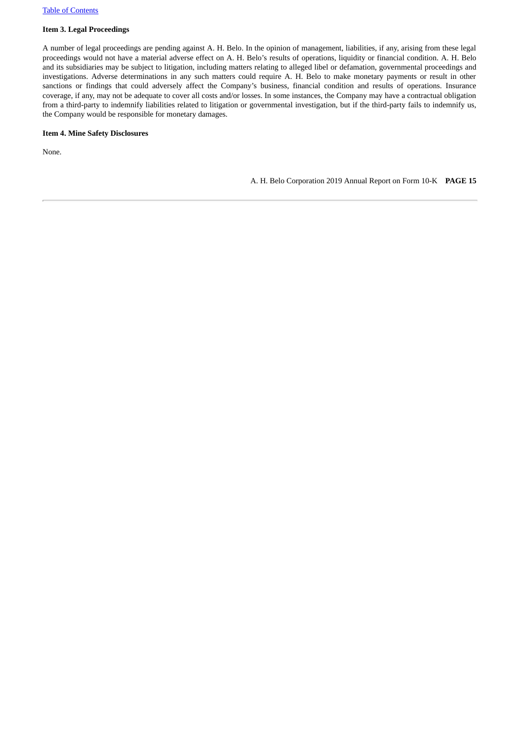**Item 3. Legal Proceedings**

A number of legal proceedings are pending against A. H. Belo. In the opinion of management, liabilities, if any, arising from these legal proceedings would not have a material adverse effect on A. H. Belo's results of operations, liquidity or financial condition. A. H. Belo and its subsidiaries may be subject to litigation, including matters relating to alleged libel or defamation, governmental proceedings and investigations. Adverse determinations in any such matters could require A. H. Belo to make monetary payments or result in other sanctions or findings that could adversely affect the Company's business, financial condition and results of operations. Insurance coverage, if any, may not be adequate to cover all costs and/or losses. In some instances, the Company may have a contractual obligation from a third-party to indemnify liabilities related to litigation or governmental investigation, but if the third-party fails to indemnify us, the Company would be responsible for monetary damages.

**Item 4. Mine Safety Disclosures**

None.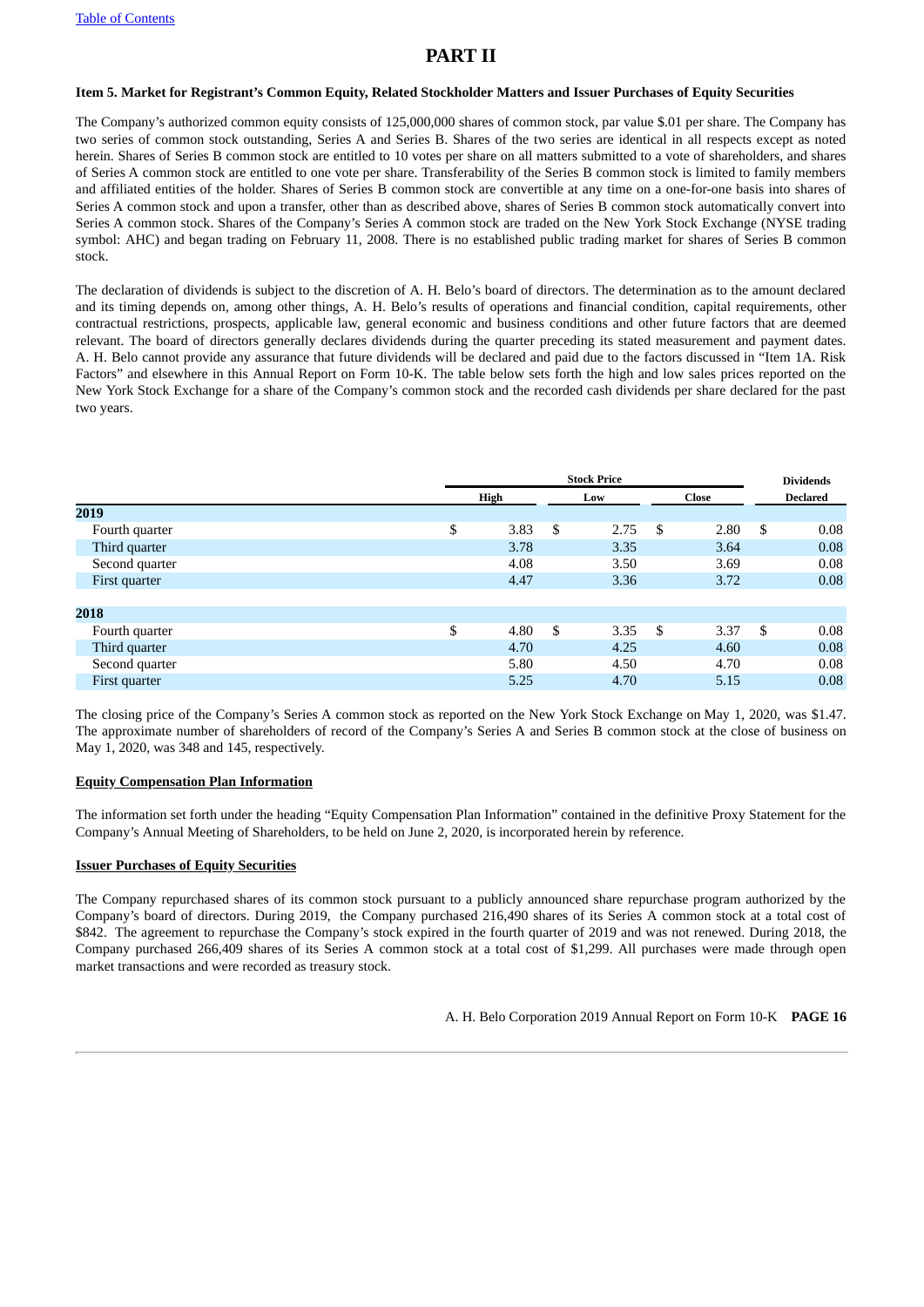# PART II

### Item 5. Market for Registrant's Common Equity, Related Stockholder Matters and Issuer Purchases of Equity Securities

The Company's authorized common equity consists of 125,000,000 shares of common stock, par value $.01 per share. The Company has two series of common stock outstanding, Series A and Series B. Shares of the two series are identical in all respects except as noted herein. Shares of Series B common stock are entitled to 10 votes per share on all matters submitted to a vote of shareholders, and shares of Series A common stock are entitled to one vote per share. Transferability of the Series B common stock is limited to family members and affiliated entities of the holder. Shares of Series B common stock are convertible at any time on a one-for-one basis into shares of Series A common stock and upon a transfer, other than as described above, shares of Series B common stock automatically convert into Series A common stock. Shares of the Company's Series A common stock are traded on the New York Stock Exchange (NYSE trading symbol: AHC) and began trading on February 11, 2008. There is no established public trading market for shares of Series B common stock.

The declaration of dividends is subject to the discretion of A. H. Belo's board of directors. The determination as to the amount declared and its timing depends on, among other things, A. H. Belo's results of operations and financial condition, capital requirements, other contractual restrictions, prospects, applicable law, general economic and business conditions and other future factors that are deemed relevant. The board of directors generally declares dividends during the quarter preceding its stated measurement and payment dates. A. H. Belo cannot provide any assurance that future dividends will be declared and paid due to the factors discussed in "Item 1A. Risk Factors" and elsewhere in this Annual Report on Form 10-K. The table below sets forth the high and low sales prices reported on the New York Stock Exchange for a share of the Company's common stock and the recorded cash dividends per share declared for the past two years.

| | Stock Price | | | Dividends |
|---|---|---|---|---|
| | High | Low | Close | Declared |
| **2019** | | | | |
| Fourth quarter | $ 3.83 | $ 2.75 | $ 2.80 | $ 0.08 |
| Third quarter | 3.78 | 3.35 | 3.64 | 0.08 |
| Second quarter | 4.08 | 3.50 | 3.69 | 0.08 |
| First quarter | 4.47 | 3.36 | 3.72 | 0.08 |
| | | | | |
| **2018** | | | | |
| Fourth quarter | $ 4.80 | $ 3.35 | $ 3.37 | $ 0.08 |
| Third quarter | 4.70 | 4.25 | 4.60 | 0.08 |
| Second quarter | 5.80 | 4.50 | 4.70 | 0.08 |
| First quarter | 5.25 | 4.70 | 5.15 | 0.08 |

The closing price of the Company's Series A common stock as reported on the New York Stock Exchange on May 1, 2020, was $1.47. The approximate number of shareholders of record of the Company's Series A and Series B common stock at the close of business on May 1, 2020, was 348 and 145, respectively.

**Equity Compensation Plan Information**

The information set forth under the heading "Equity Compensation Plan Information" contained in the definitive Proxy Statement for the Company's Annual Meeting of Shareholders, to be held on June 2, 2020, is incorporated herein by reference.

**Issuer Purchases of Equity Securities**

The Company repurchased shares of its common stock pursuant to a publicly announced share repurchase program authorized by the Company's board of directors. During 2019, the Company purchased 216,490 shares of its Series A common stock at a total cost of $842. The agreement to repurchase the Company's stock expired in the fourth quarter of 2019 and was not renewed. During 2018, the Company purchased 266,409 shares of its Series A common stock at a total cost of $1,299. All purchases were made through open market transactions and were recorded as treasury stock.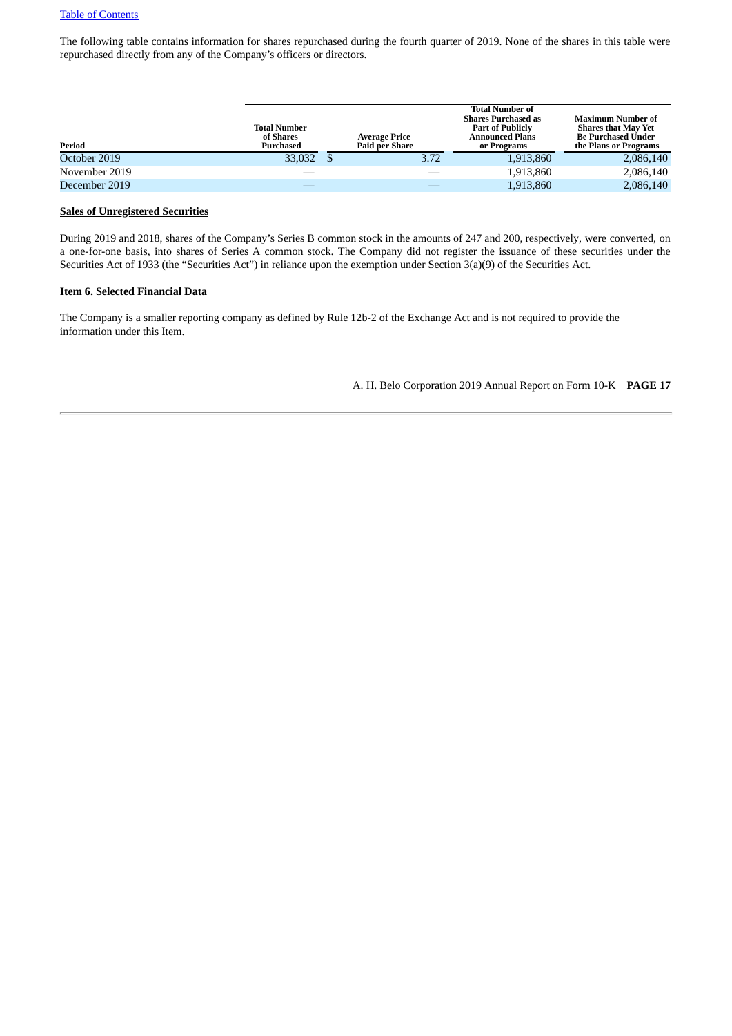The following table contains information for shares repurchased during the fourth quarter of 2019. None of the shares in this table were repurchased directly from any of the Company's officers or directors.

| Period | Total Number of Shares Purchased | Average Price Paid per Share | Total Number of Shares Purchased as Part of Publicly Announced Plans or Programs | Maximum Number of Shares that May Yet Be Purchased Under the Plans or Programs |
|---|---|---|---|---|
| October 2019 | 33,032 | $ 3.72 | 1,913,860 | 2,086,140 |
| November 2019 | — | — | 1,913,860 | 2,086,140 |
| December 2019 | — | — | 1,913,860 | 2,086,140 |

**Sales of Unregistered Securities**

During 2019 and 2018, shares of the Company's Series B common stock in the amounts of 247 and 200, respectively, were converted, on a one-for-one basis, into shares of Series A common stock. The Company did not register the issuance of these securities under the Securities Act of 1933 (the "Securities Act") in reliance upon the exemption under Section 3(a)(9) of the Securities Act.

**Item 6. Selected Financial Data**

The Company is a smaller reporting company as defined by Rule 12b-2 of the Exchange Act and is not required to provide the information under this Item.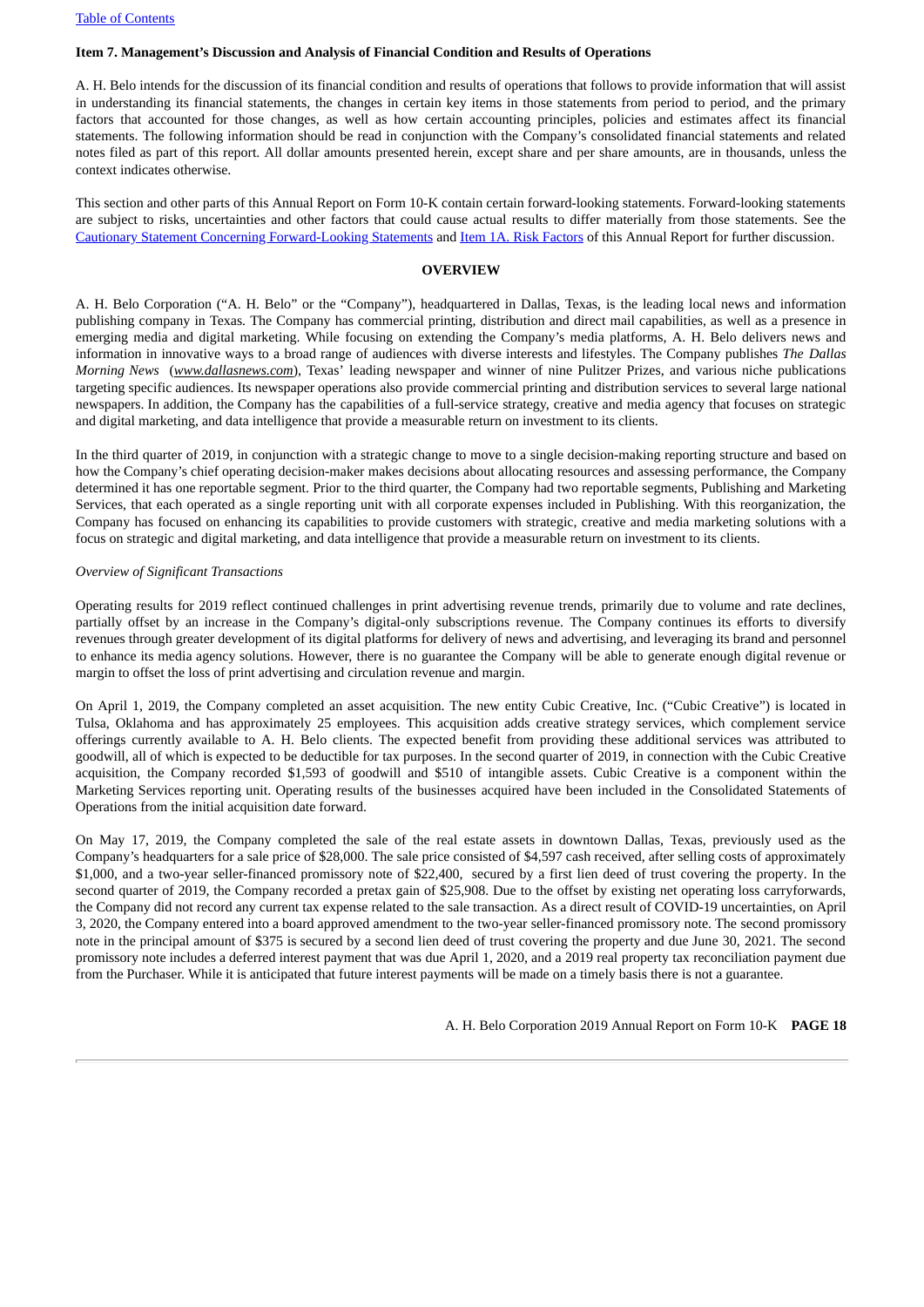## Item 7. Management's Discussion and Analysis of Financial Condition and Results of Operations

A. H. Belo intends for the discussion of its financial condition and results of operations that follows to provide information that will assist in understanding its financial statements, the changes in certain key items in those statements from period to period, and the primary factors that accounted for those changes, as well as how certain accounting principles, policies and estimates affect its financial statements. The following information should be read in conjunction with the Company's consolidated financial statements and related notes filed as part of this report. All dollar amounts presented herein, except share and per share amounts, are in thousands, unless the context indicates otherwise.

This section and other parts of this Annual Report on Form 10-K contain certain forward-looking statements. Forward-looking statements are subject to risks, uncertainties and other factors that could cause actual results to differ materially from those statements. See the Cautionary Statement Concerning Forward-Looking Statements and Item 1A. Risk Factors of this Annual Report for further discussion.

### OVERVIEW

A. H. Belo Corporation ("A. H. Belo" or the "Company"), headquartered in Dallas, Texas, is the leading local news and information publishing company in Texas. The Company has commercial printing, distribution and direct mail capabilities, as well as a presence in emerging media and digital marketing. While focusing on extending the Company's media platforms, A. H. Belo delivers news and information in innovative ways to a broad range of audiences with diverse interests and lifestyles. The Company publishes *The Dallas Morning News* (*www.dallasnews.com*), Texas' leading newspaper and winner of nine Pulitzer Prizes, and various niche publications targeting specific audiences. Its newspaper operations also provide commercial printing and distribution services to several large national newspapers. In addition, the Company has the capabilities of a full-service strategy, creative and media agency that focuses on strategic and digital marketing, and data intelligence that provide a measurable return on investment to its clients.

In the third quarter of 2019, in conjunction with a strategic change to move to a single decision-making reporting structure and based on how the Company's chief operating decision-maker makes decisions about allocating resources and assessing performance, the Company determined it has one reportable segment. Prior to the third quarter, the Company had two reportable segments, Publishing and Marketing Services, that each operated as a single reporting unit with all corporate expenses included in Publishing. With this reorganization, the Company has focused on enhancing its capabilities to provide customers with strategic, creative and media marketing solutions with a focus on strategic and digital marketing, and data intelligence that provide a measurable return on investment to its clients.

*Overview of Significant Transactions*

Operating results for 2019 reflect continued challenges in print advertising revenue trends, primarily due to volume and rate declines, partially offset by an increase in the Company's digital-only subscriptions revenue. The Company continues its efforts to diversify revenues through greater development of its digital platforms for delivery of news and advertising, and leveraging its brand and personnel to enhance its media agency solutions. However, there is no guarantee the Company will be able to generate enough digital revenue or margin to offset the loss of print advertising and circulation revenue and margin.

On April 1, 2019, the Company completed an asset acquisition. The new entity Cubic Creative, Inc. ("Cubic Creative") is located in Tulsa, Oklahoma and has approximately 25 employees. This acquisition adds creative strategy services, which complement service offerings currently available to A. H. Belo clients. The expected benefit from providing these additional services was attributed to goodwill, all of which is expected to be deductible for tax purposes. In the second quarter of 2019, in connection with the Cubic Creative acquisition, the Company recorded $1,593 of goodwill and $510 of intangible assets. Cubic Creative is a component within the Marketing Services reporting unit. Operating results of the businesses acquired have been included in the Consolidated Statements of Operations from the initial acquisition date forward.

On May 17, 2019, the Company completed the sale of the real estate assets in downtown Dallas, Texas, previously used as the Company's headquarters for a sale price of $28,000. The sale price consisted of $4,597 cash received, after selling costs of approximately $1,000, and a two-year seller-financed promissory note of $22,400, secured by a first lien deed of trust covering the property. In the second quarter of 2019, the Company recorded a pretax gain of $25,908. Due to the offset by existing net operating loss carryforwards, the Company did not record any current tax expense related to the sale transaction. As a direct result of COVID-19 uncertainties, on April 3, 2020, the Company entered into a board approved amendment to the two-year seller-financed promissory note. The second promissory note in the principal amount of $375 is secured by a second lien deed of trust covering the property and due June 30, 2021. The second promissory note includes a deferred interest payment that was due April 1, 2020, and a 2019 real property tax reconciliation payment due from the Purchaser. While it is anticipated that future interest payments will be made on a timely basis there is not a guarantee.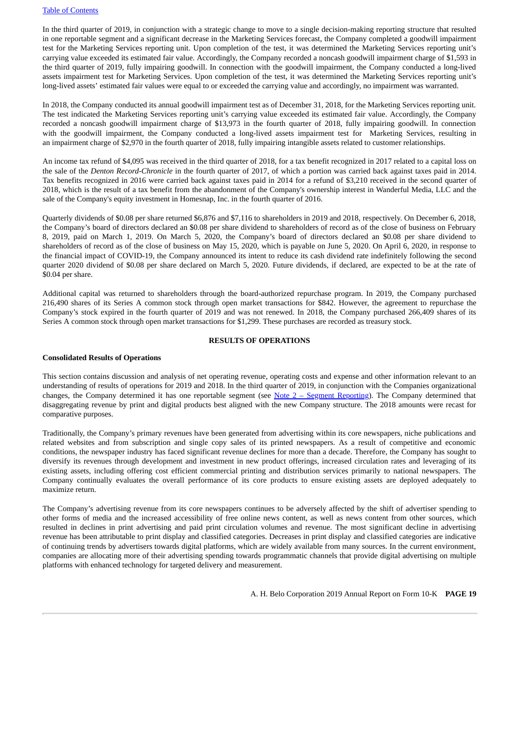In the third quarter of 2019, in conjunction with a strategic change to move to a single decision-making reporting structure that resulted in one reportable segment and a significant decrease in the Marketing Services forecast, the Company completed a goodwill impairment test for the Marketing Services reporting unit. Upon completion of the test, it was determined the Marketing Services reporting unit's carrying value exceeded its estimated fair value. Accordingly, the Company recorded a noncash goodwill impairment charge of $1,593 in the third quarter of 2019, fully impairing goodwill. In connection with the goodwill impairment, the Company conducted a long-lived assets impairment test for Marketing Services. Upon completion of the test, it was determined the Marketing Services reporting unit's long-lived assets' estimated fair values were equal to or exceeded the carrying value and accordingly, no impairment was warranted.

In 2018, the Company conducted its annual goodwill impairment test as of December 31, 2018, for the Marketing Services reporting unit. The test indicated the Marketing Services reporting unit's carrying value exceeded its estimated fair value. Accordingly, the Company recorded a noncash goodwill impairment charge of $13,973 in the fourth quarter of 2018, fully impairing goodwill. In connection with the goodwill impairment, the Company conducted a long-lived assets impairment test for Marketing Services, resulting in an impairment charge of $2,970 in the fourth quarter of 2018, fully impairing intangible assets related to customer relationships.

An income tax refund of $4,095 was received in the third quarter of 2018, for a tax benefit recognized in 2017 related to a capital loss on the sale of the *Denton Record-Chronicle* in the fourth quarter of 2017, of which a portion was carried back against taxes paid in 2014. Tax benefits recognized in 2016 were carried back against taxes paid in 2014 for a refund of $3,210 received in the second quarter of 2018, which is the result of a tax benefit from the abandonment of the Company's ownership interest in Wanderful Media, LLC and the sale of the Company's equity investment in Homesnap, Inc. in the fourth quarter of 2016.

Quarterly dividends of $0.08 per share returned $6,876 and $7,116 to shareholders in 2019 and 2018, respectively. On December 6, 2018, the Company's board of directors declared an $0.08 per share dividend to shareholders of record as of the close of business on February 8, 2019, paid on March 1, 2019. On March 5, 2020, the Company's board of directors declared an $0.08 per share dividend to shareholders of record as of the close of business on May 15, 2020, which is payable on June 5, 2020. On April 6, 2020, in response to the financial impact of COVID-19, the Company announced its intent to reduce its cash dividend rate indefinitely following the second quarter 2020 dividend of $0.08 per share declared on March 5, 2020. Future dividends, if declared, are expected to be at the rate of $0.04 per share.

Additional capital was returned to shareholders through the board-authorized repurchase program. In 2019, the Company purchased 216,490 shares of its Series A common stock through open market transactions for $842. However, the agreement to repurchase the Company's stock expired in the fourth quarter of 2019 and was not renewed. In 2018, the Company purchased 266,409 shares of its Series A common stock through open market transactions for $1,299. These purchases are recorded as treasury stock.

## RESULTS OF OPERATIONS

### Consolidated Results of Operations

This section contains discussion and analysis of net operating revenue, operating costs and expense and other information relevant to an understanding of results of operations for 2019 and 2018. In the third quarter of 2019, in conjunction with the Companies organizational changes, the Company determined it has one reportable segment (see Note 2 – Segment Reporting). The Company determined that disaggregating revenue by print and digital products best aligned with the new Company structure. The 2018 amounts were recast for comparative purposes.

Traditionally, the Company's primary revenues have been generated from advertising within its core newspapers, niche publications and related websites and from subscription and single copy sales of its printed newspapers. As a result of competitive and economic conditions, the newspaper industry has faced significant revenue declines for more than a decade. Therefore, the Company has sought to diversify its revenues through development and investment in new product offerings, increased circulation rates and leveraging of its existing assets, including offering cost efficient commercial printing and distribution services primarily to national newspapers. The Company continually evaluates the overall performance of its core products to ensure existing assets are deployed adequately to maximize return.

The Company's advertising revenue from its core newspapers continues to be adversely affected by the shift of advertiser spending to other forms of media and the increased accessibility of free online news content, as well as news content from other sources, which resulted in declines in print advertising and paid print circulation volumes and revenue. The most significant decline in advertising revenue has been attributable to print display and classified categories. Decreases in print display and classified categories are indicative of continuing trends by advertisers towards digital platforms, which are widely available from many sources. In the current environment, companies are allocating more of their advertising spending towards programmatic channels that provide digital advertising on multiple platforms with enhanced technology for targeted delivery and measurement.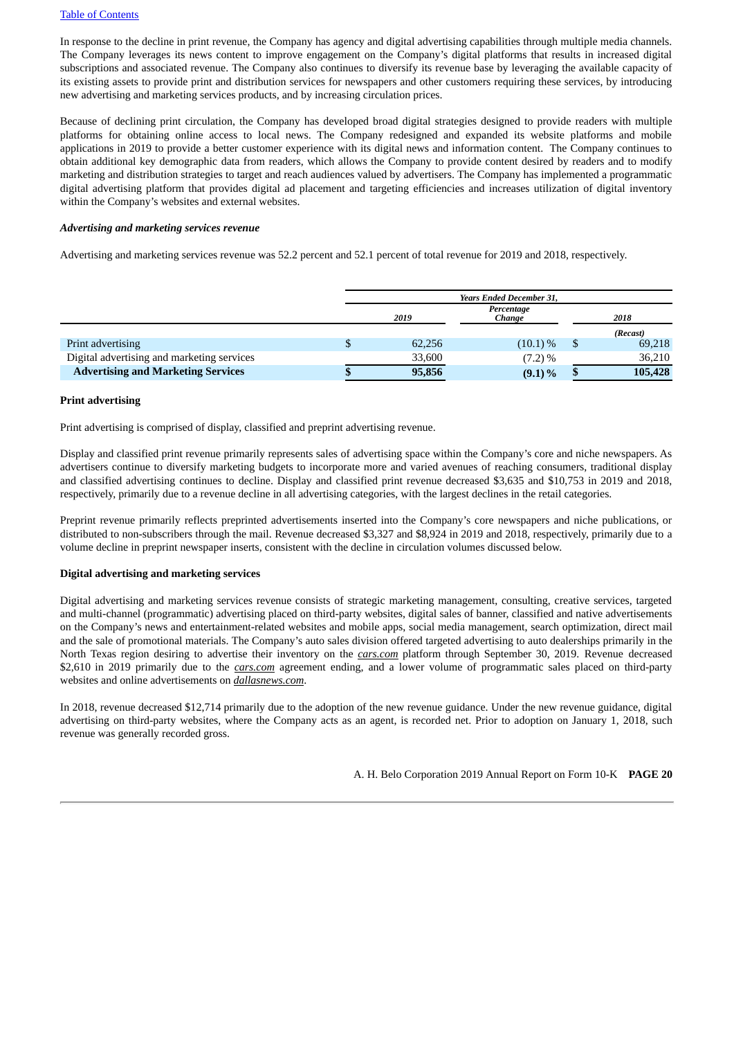In response to the decline in print revenue, the Company has agency and digital advertising capabilities through multiple media channels. The Company leverages its news content to improve engagement on the Company's digital platforms that results in increased digital subscriptions and associated revenue. The Company also continues to diversify its revenue base by leveraging the available capacity of its existing assets to provide print and distribution services for newspapers and other customers requiring these services, by introducing new advertising and marketing services products, and by increasing circulation prices.

Because of declining print circulation, the Company has developed broad digital strategies designed to provide readers with multiple platforms for obtaining online access to local news. The Company redesigned and expanded its website platforms and mobile applications in 2019 to provide a better customer experience with its digital news and information content. The Company continues to obtain additional key demographic data from readers, which allows the Company to provide content desired by readers and to modify marketing and distribution strategies to target and reach audiences valued by advertisers. The Company has implemented a programmatic digital advertising platform that provides digital ad placement and targeting efficiencies and increases utilization of digital inventory within the Company's websites and external websites.

***Advertising and marketing services revenue***

Advertising and marketing services revenue was 52.2 percent and 52.1 percent of total revenue for 2019 and 2018, respectively.

| | *Years Ended December 31,* | | |
|---|---|---|---|
| | *2019* | *Percentage Change* | *2018* |
| | | | *(Recast)* |
| Print advertising | $ 62,256 | (10.1) % | $ 69,218 |
| Digital advertising and marketing services | 33,600 | (7.2) % | 36,210 |
| **Advertising and Marketing Services** | **$ 95,856** | **(9.1) %** | **$ 105,428** |

**Print advertising**

Print advertising is comprised of display, classified and preprint advertising revenue.

Display and classified print revenue primarily represents sales of advertising space within the Company's core and niche newspapers. As advertisers continue to diversify marketing budgets to incorporate more and varied avenues of reaching consumers, traditional display and classified advertising continues to decline. Display and classified print revenue decreased $3,635 and $10,753 in 2019 and 2018, respectively, primarily due to a revenue decline in all advertising categories, with the largest declines in the retail categories.

Preprint revenue primarily reflects preprinted advertisements inserted into the Company's core newspapers and niche publications, or distributed to non-subscribers through the mail. Revenue decreased $3,327 and $8,924 in 2019 and 2018, respectively, primarily due to a volume decline in preprint newspaper inserts, consistent with the decline in circulation volumes discussed below.

**Digital advertising and marketing services**

Digital advertising and marketing services revenue consists of strategic marketing management, consulting, creative services, targeted and multi-channel (programmatic) advertising placed on third-party websites, digital sales of banner, classified and native advertisements on the Company's news and entertainment-related websites and mobile apps, social media management, search optimization, direct mail and the sale of promotional materials. The Company's auto sales division offered targeted advertising to auto dealerships primarily in the North Texas region desiring to advertise their inventory on the *cars.com* platform through September 30, 2019. Revenue decreased $2,610 in 2019 primarily due to the *cars.com* agreement ending, and a lower volume of programmatic sales placed on third-party websites and online advertisements on *dallasnews.com*.

In 2018, revenue decreased $12,714 primarily due to the adoption of the new revenue guidance. Under the new revenue guidance, digital advertising on third-party websites, where the Company acts as an agent, is recorded net. Prior to adoption on January 1, 2018, such revenue was generally recorded gross.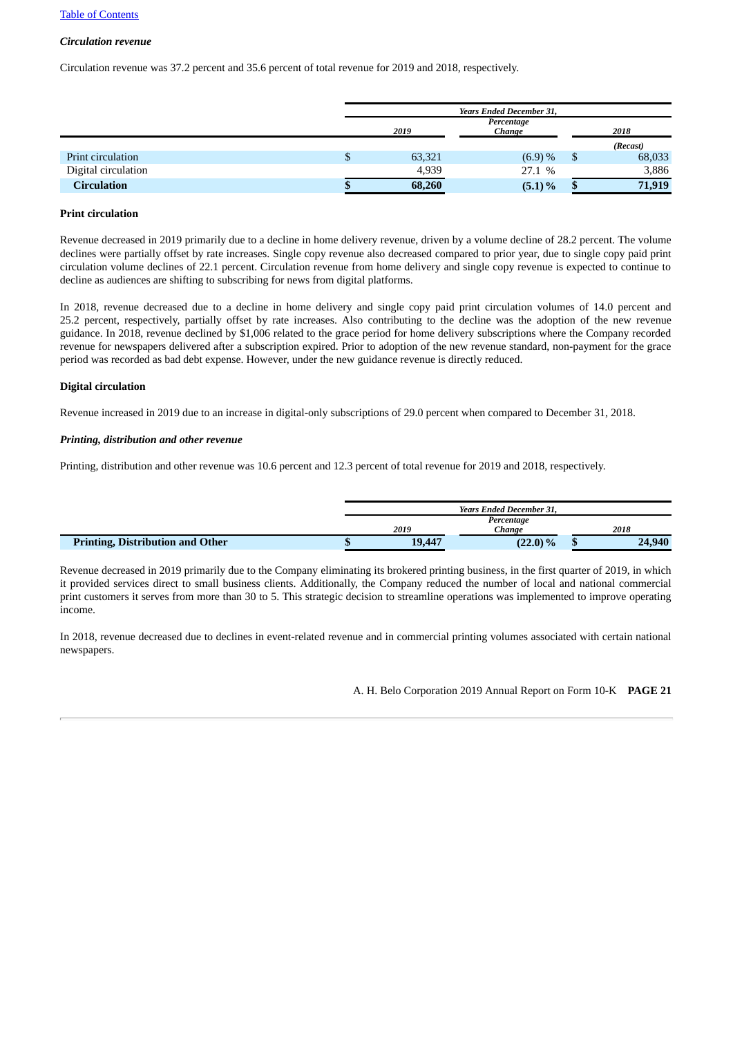*Circulation revenue*

Circulation revenue was 37.2 percent and 35.6 percent of total revenue for 2019 and 2018, respectively.

| | Years Ended December 31, | | |
|---|---|---|---|
| | 2019 | Percentage Change | 2018 |
| | | | (Recast) |
| Print circulation | $ 63,321 | (6.9) % | $ 68,033 |
| Digital circulation | 4,939 | 27.1 % | 3,886 |
| **Circulation** | **$ 68,260** | **(5.1) %** | **$ 71,919** |

**Print circulation**

Revenue decreased in 2019 primarily due to a decline in home delivery revenue, driven by a volume decline of 28.2 percent. The volume declines were partially offset by rate increases. Single copy revenue also decreased compared to prior year, due to single copy paid print circulation volume declines of 22.1 percent. Circulation revenue from home delivery and single copy revenue is expected to continue to decline as audiences are shifting to subscribing for news from digital platforms.

In 2018, revenue decreased due to a decline in home delivery and single copy paid print circulation volumes of 14.0 percent and 25.2 percent, respectively, partially offset by rate increases. Also contributing to the decline was the adoption of the new revenue guidance. In 2018, revenue declined by $1,006 related to the grace period for home delivery subscriptions where the Company recorded revenue for newspapers delivered after a subscription expired. Prior to adoption of the new revenue standard, non-payment for the grace period was recorded as bad debt expense. However, under the new guidance revenue is directly reduced.

**Digital circulation**

Revenue increased in 2019 due to an increase in digital-only subscriptions of 29.0 percent when compared to December 31, 2018.

***Printing, distribution and other revenue***

Printing, distribution and other revenue was 10.6 percent and 12.3 percent of total revenue for 2019 and 2018, respectively.

| | Years Ended December 31, | | |
|---|---|---|---|
| | 2019 | Percentage Change | 2018 |
| **Printing, Distribution and Other** | **$ 19,447** | **(22.0) %** | **$ 24,940** |

Revenue decreased in 2019 primarily due to the Company eliminating its brokered printing business, in the first quarter of 2019, in which it provided services direct to small business clients. Additionally, the Company reduced the number of local and national commercial print customers it serves from more than 30 to 5. This strategic decision to streamline operations was implemented to improve operating income.

In 2018, revenue decreased due to declines in event-related revenue and in commercial printing volumes associated with certain national newspapers.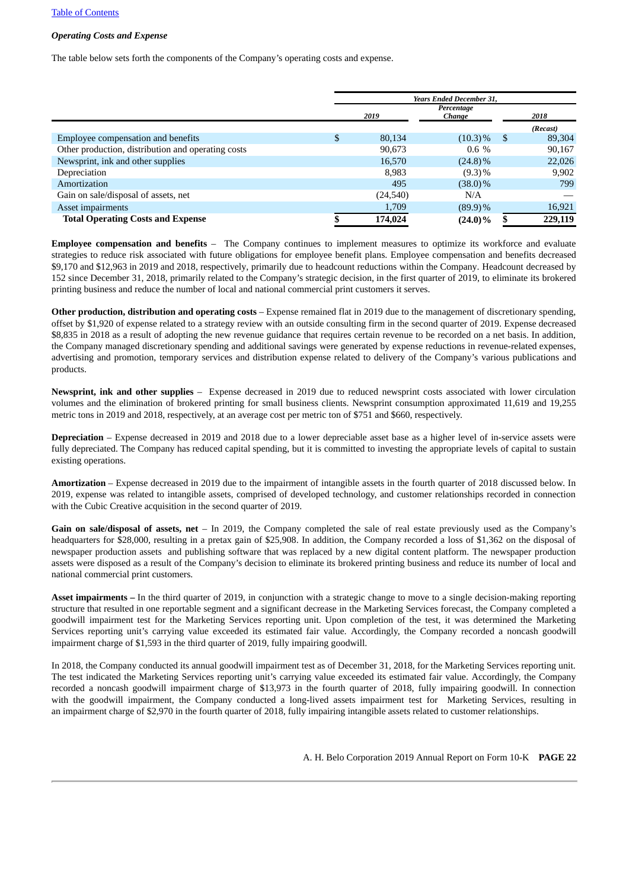*Operating Costs and Expense*

The table below sets forth the components of the Company's operating costs and expense.

| | Years Ended December 31, | | |
|---|---|---|---|
| | 2019 | Percentage Change | 2018 (Recast) |
| Employee compensation and benefits | $ 80,134 | (10.3)% | $ 89,304 |
| Other production, distribution and operating costs | 90,673 | 0.6 % | 90,167 |
| Newsprint, ink and other supplies | 16,570 | (24.8)% | 22,026 |
| Depreciation | 8,983 | (9.3)% | 9,902 |
| Amortization | 495 | (38.0)% | 799 |
| Gain on sale/disposal of assets, net | (24,540) | N/A | — |
| Asset impairments | 1,709 | (89.9)% | 16,921 |
| **Total Operating Costs and Expense** | **$ 174,024** | **(24.0)%** | **$ 229,119** |

**Employee compensation and benefits** – The Company continues to implement measures to optimize its workforce and evaluate strategies to reduce risk associated with future obligations for employee benefit plans. Employee compensation and benefits decreased $9,170 and $12,963 in 2019 and 2018, respectively, primarily due to headcount reductions within the Company. Headcount decreased by 152 since December 31, 2018, primarily related to the Company's strategic decision, in the first quarter of 2019, to eliminate its brokered printing business and reduce the number of local and national commercial print customers it serves.

**Other production, distribution and operating costs** – Expense remained flat in 2019 due to the management of discretionary spending, offset by $1,920 of expense related to a strategy review with an outside consulting firm in the second quarter of 2019. Expense decreased $8,835 in 2018 as a result of adopting the new revenue guidance that requires certain revenue to be recorded on a net basis. In addition, the Company managed discretionary spending and additional savings were generated by expense reductions in revenue-related expenses, advertising and promotion, temporary services and distribution expense related to delivery of the Company's various publications and products.

**Newsprint, ink and other supplies** – Expense decreased in 2019 due to reduced newsprint costs associated with lower circulation volumes and the elimination of brokered printing for small business clients. Newsprint consumption approximated 11,619 and 19,255 metric tons in 2019 and 2018, respectively, at an average cost per metric ton of $751 and $660, respectively.

**Depreciation** – Expense decreased in 2019 and 2018 due to a lower depreciable asset base as a higher level of in-service assets were fully depreciated. The Company has reduced capital spending, but it is committed to investing the appropriate levels of capital to sustain existing operations.

**Amortization** – Expense decreased in 2019 due to the impairment of intangible assets in the fourth quarter of 2018 discussed below. In 2019, expense was related to intangible assets, comprised of developed technology, and customer relationships recorded in connection with the Cubic Creative acquisition in the second quarter of 2019.

**Gain on sale/disposal of assets, net** – In 2019, the Company completed the sale of real estate previously used as the Company's headquarters for $28,000, resulting in a pretax gain of $25,908. In addition, the Company recorded a loss of $1,362 on the disposal of newspaper production assets and publishing software that was replaced by a new digital content platform. The newspaper production assets were disposed as a result of the Company's decision to eliminate its brokered printing business and reduce its number of local and national commercial print customers.

**Asset impairments –** In the third quarter of 2019, in conjunction with a strategic change to move to a single decision-making reporting structure that resulted in one reportable segment and a significant decrease in the Marketing Services forecast, the Company completed a goodwill impairment test for the Marketing Services reporting unit. Upon completion of the test, it was determined the Marketing Services reporting unit's carrying value exceeded its estimated fair value. Accordingly, the Company recorded a noncash goodwill impairment charge of $1,593 in the third quarter of 2019, fully impairing goodwill.

In 2018, the Company conducted its annual goodwill impairment test as of December 31, 2018, for the Marketing Services reporting unit. The test indicated the Marketing Services reporting unit's carrying value exceeded its estimated fair value. Accordingly, the Company recorded a noncash goodwill impairment charge of $13,973 in the fourth quarter of 2018, fully impairing goodwill. In connection with the goodwill impairment, the Company conducted a long-lived assets impairment test for Marketing Services, resulting in an impairment charge of $2,970 in the fourth quarter of 2018, fully impairing intangible assets related to customer relationships.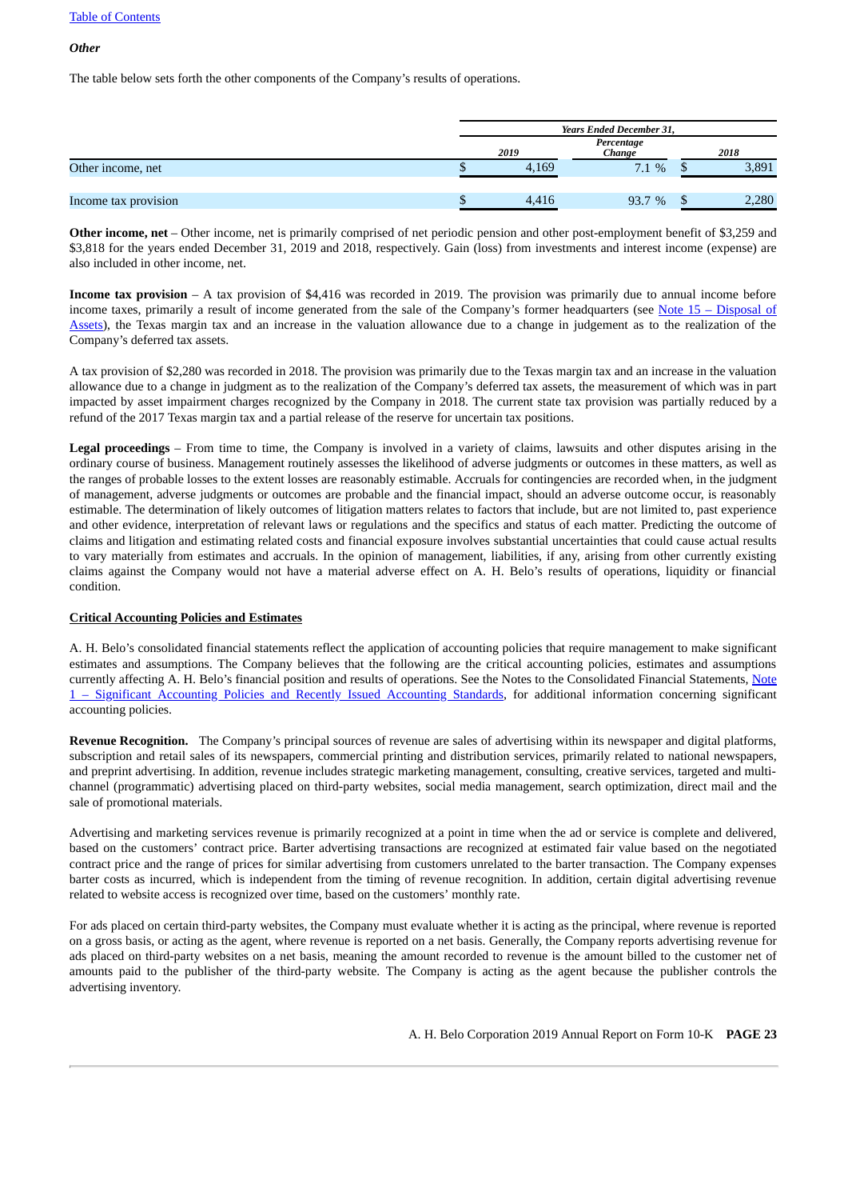*Other*

The table below sets forth the other components of the Company's results of operations.

| | Years Ended December 31, | | |
|---|---|---|---|
| | 2019 | Percentage Change | 2018 |
| Other income, net | $ 4,169 | 7.1 % | $ 3,891 |
| Income tax provision | $ 4,416 | 93.7 % | $ 2,280 |

**Other income, net** – Other income, net is primarily comprised of net periodic pension and other post-employment benefit of $3,259 and $3,818 for the years ended December 31, 2019 and 2018, respectively. Gain (loss) from investments and interest income (expense) are also included in other income, net.

**Income tax provision** – A tax provision of $4,416 was recorded in 2019. The provision was primarily due to annual income before income taxes, primarily a result of income generated from the sale of the Company's former headquarters (see Note 15 – Disposal of Assets), the Texas margin tax and an increase in the valuation allowance due to a change in judgement as to the realization of the Company's deferred tax assets.

A tax provision of $2,280 was recorded in 2018. The provision was primarily due to the Texas margin tax and an increase in the valuation allowance due to a change in judgment as to the realization of the Company's deferred tax assets, the measurement of which was in part impacted by asset impairment charges recognized by the Company in 2018. The current state tax provision was partially reduced by a refund of the 2017 Texas margin tax and a partial release of the reserve for uncertain tax positions.

**Legal proceedings** – From time to time, the Company is involved in a variety of claims, lawsuits and other disputes arising in the ordinary course of business. Management routinely assesses the likelihood of adverse judgments or outcomes in these matters, as well as the ranges of probable losses to the extent losses are reasonably estimable. Accruals for contingencies are recorded when, in the judgment of management, adverse judgments or outcomes are probable and the financial impact, should an adverse outcome occur, is reasonably estimable. The determination of likely outcomes of litigation matters relates to factors that include, but are not limited to, past experience and other evidence, interpretation of relevant laws or regulations and the specifics and status of each matter. Predicting the outcome of claims and litigation and estimating related costs and financial exposure involves substantial uncertainties that could cause actual results to vary materially from estimates and accruals. In the opinion of management, liabilities, if any, arising from other currently existing claims against the Company would not have a material adverse effect on A. H. Belo's results of operations, liquidity or financial condition.

## Critical Accounting Policies and Estimates

A. H. Belo's consolidated financial statements reflect the application of accounting policies that require management to make significant estimates and assumptions. The Company believes that the following are the critical accounting policies, estimates and assumptions currently affecting A. H. Belo's financial position and results of operations. See the Notes to the Consolidated Financial Statements, Note 1 – Significant Accounting Policies and Recently Issued Accounting Standards, for additional information concerning significant accounting policies.

**Revenue Recognition.** The Company's principal sources of revenue are sales of advertising within its newspaper and digital platforms, subscription and retail sales of its newspapers, commercial printing and distribution services, primarily related to national newspapers, and preprint advertising. In addition, revenue includes strategic marketing management, consulting, creative services, targeted and multi-channel (programmatic) advertising placed on third-party websites, social media management, search optimization, direct mail and the sale of promotional materials.

Advertising and marketing services revenue is primarily recognized at a point in time when the ad or service is complete and delivered, based on the customers' contract price. Barter advertising transactions are recognized at estimated fair value based on the negotiated contract price and the range of prices for similar advertising from customers unrelated to the barter transaction. The Company expenses barter costs as incurred, which is independent from the timing of revenue recognition. In addition, certain digital advertising revenue related to website access is recognized over time, based on the customers' monthly rate.

For ads placed on certain third-party websites, the Company must evaluate whether it is acting as the principal, where revenue is reported on a gross basis, or acting as the agent, where revenue is reported on a net basis. Generally, the Company reports advertising revenue for ads placed on third-party websites on a net basis, meaning the amount recorded to revenue is the amount billed to the customer net of amounts paid to the publisher of the third-party website. The Company is acting as the agent because the publisher controls the advertising inventory.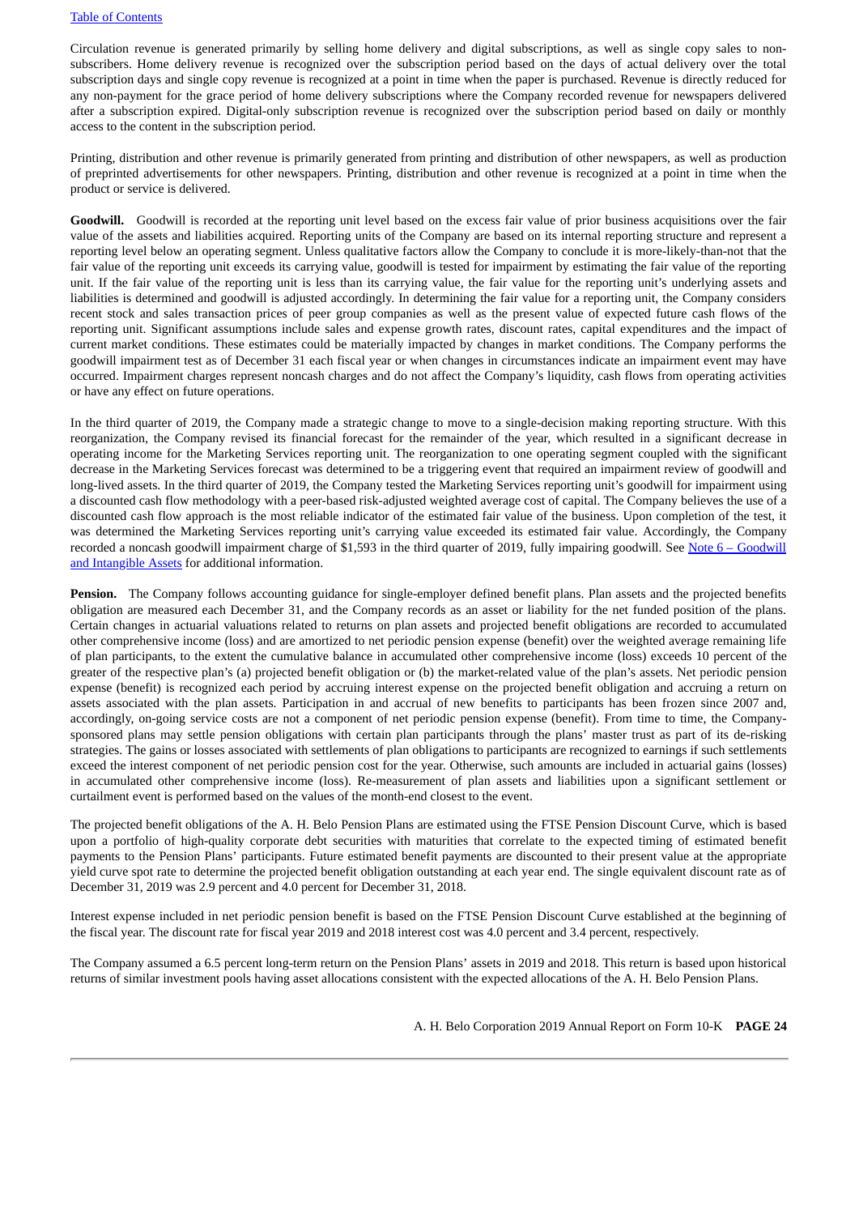Circulation revenue is generated primarily by selling home delivery and digital subscriptions, as well as single copy sales to non-subscribers. Home delivery revenue is recognized over the subscription period based on the days of actual delivery over the total subscription days and single copy revenue is recognized at a point in time when the paper is purchased. Revenue is directly reduced for any non-payment for the grace period of home delivery subscriptions where the Company recorded revenue for newspapers delivered after a subscription expired. Digital-only subscription revenue is recognized over the subscription period based on daily or monthly access to the content in the subscription period.

Printing, distribution and other revenue is primarily generated from printing and distribution of other newspapers, as well as production of preprinted advertisements for other newspapers. Printing, distribution and other revenue is recognized at a point in time when the product or service is delivered.

**Goodwill.** Goodwill is recorded at the reporting unit level based on the excess fair value of prior business acquisitions over the fair value of the assets and liabilities acquired. Reporting units of the Company are based on its internal reporting structure and represent a reporting level below an operating segment. Unless qualitative factors allow the Company to conclude it is more-likely-than-not that the fair value of the reporting unit exceeds its carrying value, goodwill is tested for impairment by estimating the fair value of the reporting unit. If the fair value of the reporting unit is less than its carrying value, the fair value for the reporting unit's underlying assets and liabilities is determined and goodwill is adjusted accordingly. In determining the fair value for a reporting unit, the Company considers recent stock and sales transaction prices of peer group companies as well as the present value of expected future cash flows of the reporting unit. Significant assumptions include sales and expense growth rates, discount rates, capital expenditures and the impact of current market conditions. These estimates could be materially impacted by changes in market conditions. The Company performs the goodwill impairment test as of December 31 each fiscal year or when changes in circumstances indicate an impairment event may have occurred. Impairment charges represent noncash charges and do not affect the Company's liquidity, cash flows from operating activities or have any effect on future operations.

In the third quarter of 2019, the Company made a strategic change to move to a single-decision making reporting structure. With this reorganization, the Company revised its financial forecast for the remainder of the year, which resulted in a significant decrease in operating income for the Marketing Services reporting unit. The reorganization to one operating segment coupled with the significant decrease in the Marketing Services forecast was determined to be a triggering event that required an impairment review of goodwill and long-lived assets. In the third quarter of 2019, the Company tested the Marketing Services reporting unit's goodwill for impairment using a discounted cash flow methodology with a peer-based risk-adjusted weighted average cost of capital. The Company believes the use of a discounted cash flow approach is the most reliable indicator of the estimated fair value of the business. Upon completion of the test, it was determined the Marketing Services reporting unit's carrying value exceeded its estimated fair value. Accordingly, the Company recorded a noncash goodwill impairment charge of $1,593 in the third quarter of 2019, fully impairing goodwill. See Note 6 – Goodwill and Intangible Assets for additional information.

**Pension.** The Company follows accounting guidance for single-employer defined benefit plans. Plan assets and the projected benefits obligation are measured each December 31, and the Company records as an asset or liability for the net funded position of the plans. Certain changes in actuarial valuations related to returns on plan assets and projected benefit obligations are recorded to accumulated other comprehensive income (loss) and are amortized to net periodic pension expense (benefit) over the weighted average remaining life of plan participants, to the extent the cumulative balance in accumulated other comprehensive income (loss) exceeds 10 percent of the greater of the respective plan's (a) projected benefit obligation or (b) the market-related value of the plan's assets. Net periodic pension expense (benefit) is recognized each period by accruing interest expense on the projected benefit obligation and accruing a return on assets associated with the plan assets. Participation in and accrual of new benefits to participants has been frozen since 2007 and, accordingly, on-going service costs are not a component of net periodic pension expense (benefit). From time to time, the Company-sponsored plans may settle pension obligations with certain plan participants through the plans' master trust as part of its de-risking strategies. The gains or losses associated with settlements of plan obligations to participants are recognized to earnings if such settlements exceed the interest component of net periodic pension cost for the year. Otherwise, such amounts are included in actuarial gains (losses) in accumulated other comprehensive income (loss). Re-measurement of plan assets and liabilities upon a significant settlement or curtailment event is performed based on the values of the month-end closest to the event.

The projected benefit obligations of the A. H. Belo Pension Plans are estimated using the FTSE Pension Discount Curve, which is based upon a portfolio of high-quality corporate debt securities with maturities that correlate to the expected timing of estimated benefit payments to the Pension Plans' participants. Future estimated benefit payments are discounted to their present value at the appropriate yield curve spot rate to determine the projected benefit obligation outstanding at each year end. The single equivalent discount rate as of December 31, 2019 was 2.9 percent and 4.0 percent for December 31, 2018.

Interest expense included in net periodic pension benefit is based on the FTSE Pension Discount Curve established at the beginning of the fiscal year. The discount rate for fiscal year 2019 and 2018 interest cost was 4.0 percent and 3.4 percent, respectively.

The Company assumed a 6.5 percent long-term return on the Pension Plans' assets in 2019 and 2018. This return is based upon historical returns of similar investment pools having asset allocations consistent with the expected allocations of the A. H. Belo Pension Plans.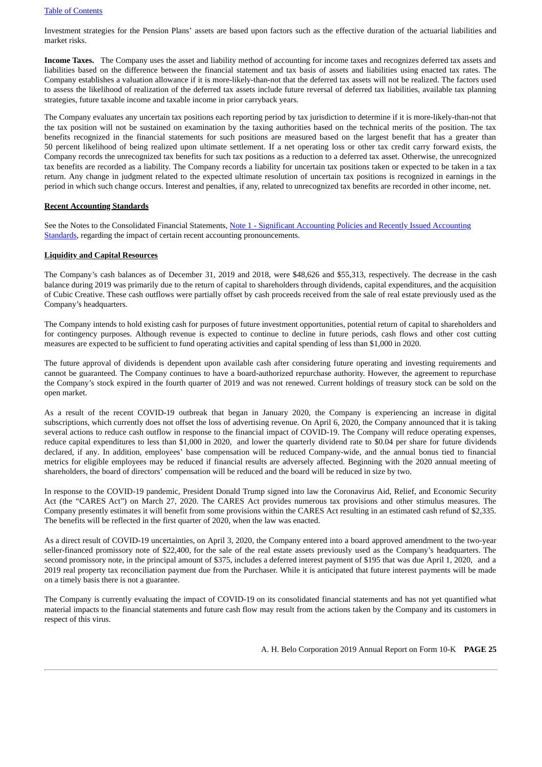Investment strategies for the Pension Plans' assets are based upon factors such as the effective duration of the actuarial liabilities and market risks.

**Income Taxes.** The Company uses the asset and liability method of accounting for income taxes and recognizes deferred tax assets and liabilities based on the difference between the financial statement and tax basis of assets and liabilities using enacted tax rates. The Company establishes a valuation allowance if it is more-likely-than-not that the deferred tax assets will not be realized. The factors used to assess the likelihood of realization of the deferred tax assets include future reversal of deferred tax liabilities, available tax planning strategies, future taxable income and taxable income in prior carryback years.

The Company evaluates any uncertain tax positions each reporting period by tax jurisdiction to determine if it is more-likely-than-not that the tax position will not be sustained on examination by the taxing authorities based on the technical merits of the position. The tax benefits recognized in the financial statements for such positions are measured based on the largest benefit that has a greater than 50 percent likelihood of being realized upon ultimate settlement. If a net operating loss or other tax credit carry forward exists, the Company records the unrecognized tax benefits for such tax positions as a reduction to a deferred tax asset. Otherwise, the unrecognized tax benefits are recorded as a liability. The Company records a liability for uncertain tax positions taken or expected to be taken in a tax return. Any change in judgment related to the expected ultimate resolution of uncertain tax positions is recognized in earnings in the period in which such change occurs. Interest and penalties, if any, related to unrecognized tax benefits are recorded in other income, net.

**Recent Accounting Standards**

See the Notes to the Consolidated Financial Statements, Note 1 - Significant Accounting Policies and Recently Issued Accounting Standards, regarding the impact of certain recent accounting pronouncements.

**Liquidity and Capital Resources**

The Company's cash balances as of December 31, 2019 and 2018, were $48,626 and $55,313, respectively. The decrease in the cash balance during 2019 was primarily due to the return of capital to shareholders through dividends, capital expenditures, and the acquisition of Cubic Creative. These cash outflows were partially offset by cash proceeds received from the sale of real estate previously used as the Company's headquarters.

The Company intends to hold existing cash for purposes of future investment opportunities, potential return of capital to shareholders and for contingency purposes. Although revenue is expected to continue to decline in future periods, cash flows and other cost cutting measures are expected to be sufficient to fund operating activities and capital spending of less than $1,000 in 2020.

The future approval of dividends is dependent upon available cash after considering future operating and investing requirements and cannot be guaranteed. The Company continues to have a board-authorized repurchase authority. However, the agreement to repurchase the Company's stock expired in the fourth quarter of 2019 and was not renewed. Current holdings of treasury stock can be sold on the open market.

As a result of the recent COVID-19 outbreak that began in January 2020, the Company is experiencing an increase in digital subscriptions, which currently does not offset the loss of advertising revenue. On April 6, 2020, the Company announced that it is taking several actions to reduce cash outflow in response to the financial impact of COVID-19. The Company will reduce operating expenses, reduce capital expenditures to less than $1,000 in 2020, and lower the quarterly dividend rate to $0.04 per share for future dividends declared, if any. In addition, employees' base compensation will be reduced Company-wide, and the annual bonus tied to financial metrics for eligible employees may be reduced if financial results are adversely affected. Beginning with the 2020 annual meeting of shareholders, the board of directors' compensation will be reduced and the board will be reduced in size by two.

In response to the COVID-19 pandemic, President Donald Trump signed into law the Coronavirus Aid, Relief, and Economic Security Act (the "CARES Act") on March 27, 2020. The CARES Act provides numerous tax provisions and other stimulus measures. The Company presently estimates it will benefit from some provisions within the CARES Act resulting in an estimated cash refund of $2,335. The benefits will be reflected in the first quarter of 2020, when the law was enacted.

As a direct result of COVID-19 uncertainties, on April 3, 2020, the Company entered into a board approved amendment to the two-year seller-financed promissory note of $22,400, for the sale of the real estate assets previously used as the Company's headquarters. The second promissory note, in the principal amount of $375, includes a deferred interest payment of $195 that was due April 1, 2020, and a 2019 real property tax reconciliation payment due from the Purchaser. While it is anticipated that future interest payments will be made on a timely basis there is not a guarantee.

The Company is currently evaluating the impact of COVID-19 on its consolidated financial statements and has not yet quantified what material impacts to the financial statements and future cash flow may result from the actions taken by the Company and its customers in respect of this virus.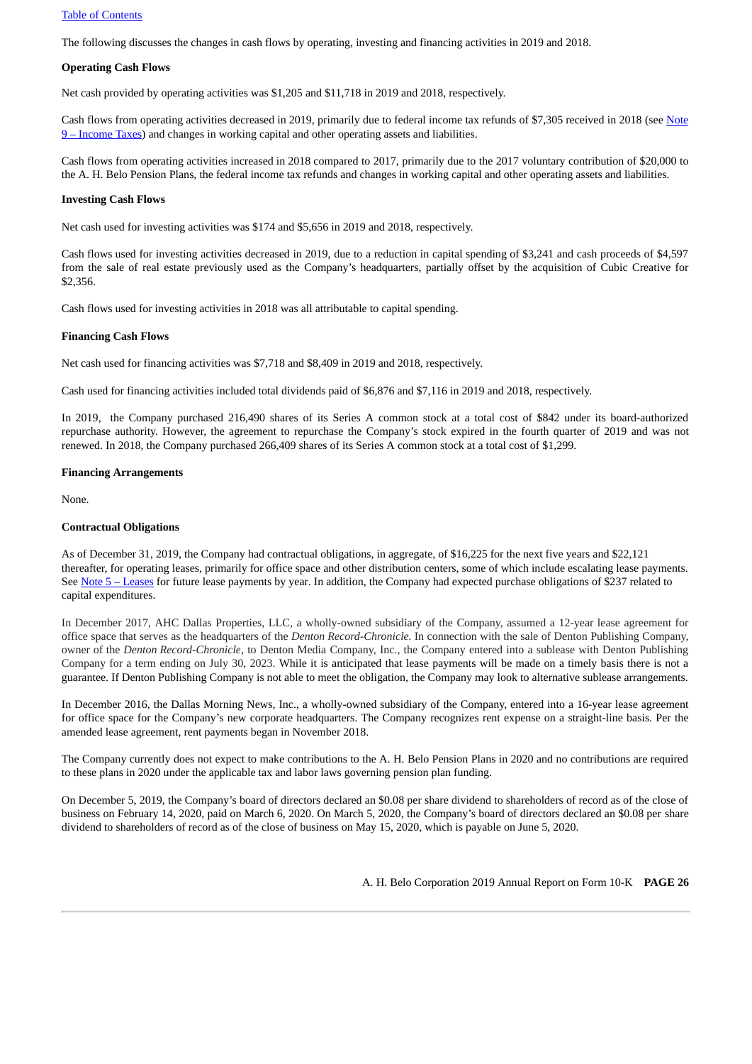The following discusses the changes in cash flows by operating, investing and financing activities in 2019 and 2018.

**Operating Cash Flows**

Net cash provided by operating activities was $1,205 and $11,718 in 2019 and 2018, respectively.

Cash flows from operating activities decreased in 2019, primarily due to federal income tax refunds of $7,305 received in 2018 (see Note 9 – Income Taxes) and changes in working capital and other operating assets and liabilities.

Cash flows from operating activities increased in 2018 compared to 2017, primarily due to the 2017 voluntary contribution of $20,000 to the A. H. Belo Pension Plans, the federal income tax refunds and changes in working capital and other operating assets and liabilities.

**Investing Cash Flows**

Net cash used for investing activities was $174 and $5,656 in 2019 and 2018, respectively.

Cash flows used for investing activities decreased in 2019, due to a reduction in capital spending of $3,241 and cash proceeds of $4,597 from the sale of real estate previously used as the Company's headquarters, partially offset by the acquisition of Cubic Creative for $2,356.

Cash flows used for investing activities in 2018 was all attributable to capital spending.

**Financing Cash Flows**

Net cash used for financing activities was $7,718 and $8,409 in 2019 and 2018, respectively.

Cash used for financing activities included total dividends paid of $6,876 and $7,116 in 2019 and 2018, respectively.

In 2019, the Company purchased 216,490 shares of its Series A common stock at a total cost of $842 under its board-authorized repurchase authority. However, the agreement to repurchase the Company's stock expired in the fourth quarter of 2019 and was not renewed. In 2018, the Company purchased 266,409 shares of its Series A common stock at a total cost of $1,299.

**Financing Arrangements**

None.

**Contractual Obligations**

As of December 31, 2019, the Company had contractual obligations, in aggregate, of $16,225 for the next five years and $22,121 thereafter, for operating leases, primarily for office space and other distribution centers, some of which include escalating lease payments. See Note 5 – Leases for future lease payments by year. In addition, the Company had expected purchase obligations of $237 related to capital expenditures.

In December 2017, AHC Dallas Properties, LLC, a wholly-owned subsidiary of the Company, assumed a 12-year lease agreement for office space that serves as the headquarters of the *Denton Record-Chronicle*. In connection with the sale of Denton Publishing Company, owner of the *Denton Record-Chronicle*, to Denton Media Company, Inc., the Company entered into a sublease with Denton Publishing Company for a term ending on July 30, 2023. While it is anticipated that lease payments will be made on a timely basis there is not a guarantee. If Denton Publishing Company is not able to meet the obligation, the Company may look to alternative sublease arrangements.

In December 2016, the Dallas Morning News, Inc., a wholly-owned subsidiary of the Company, entered into a 16-year lease agreement for office space for the Company's new corporate headquarters. The Company recognizes rent expense on a straight-line basis. Per the amended lease agreement, rent payments began in November 2018.

The Company currently does not expect to make contributions to the A. H. Belo Pension Plans in 2020 and no contributions are required to these plans in 2020 under the applicable tax and labor laws governing pension plan funding.

On December 5, 2019, the Company's board of directors declared an $0.08 per share dividend to shareholders of record as of the close of business on February 14, 2020, paid on March 6, 2020. On March 5, 2020, the Company's board of directors declared an $0.08 per share dividend to shareholders of record as of the close of business on May 15, 2020, which is payable on June 5, 2020.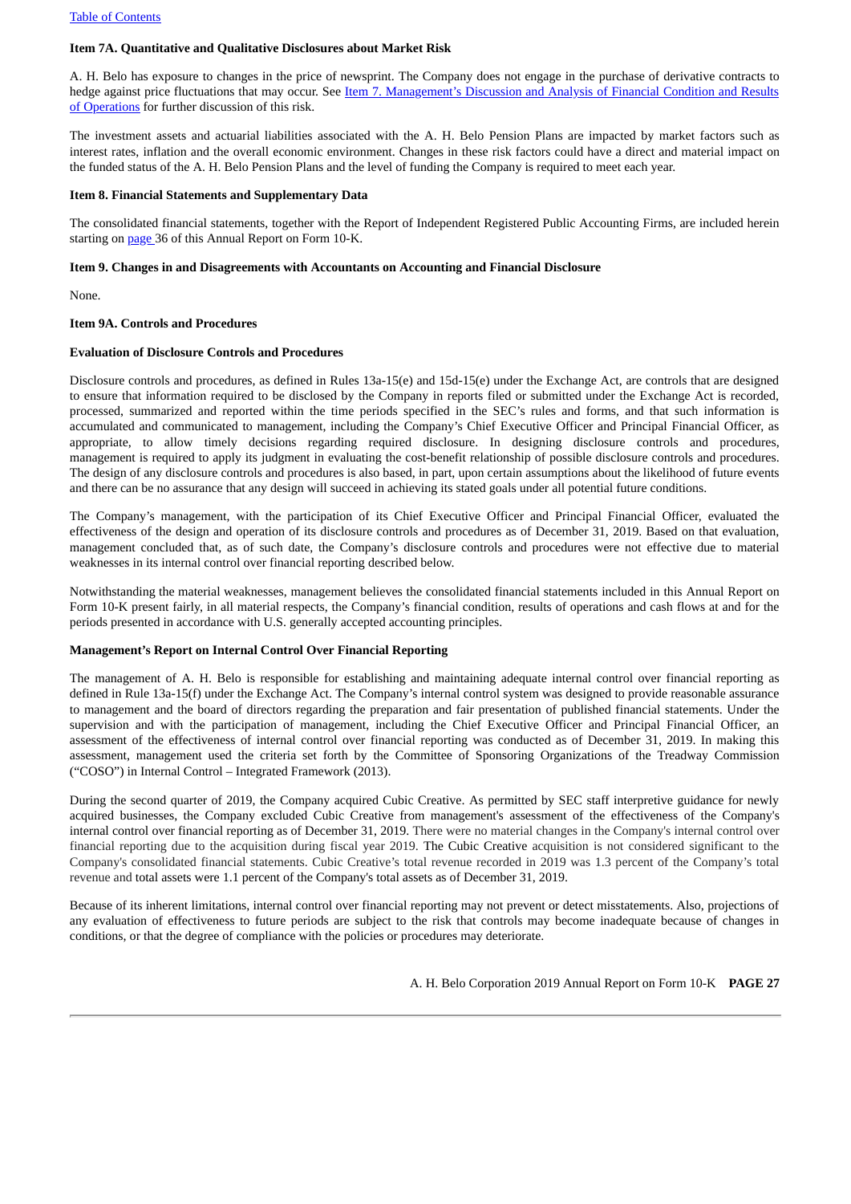**Item 7A. Quantitative and Qualitative Disclosures about Market Risk**

A. H. Belo has exposure to changes in the price of newsprint. The Company does not engage in the purchase of derivative contracts to hedge against price fluctuations that may occur. See Item 7. Management's Discussion and Analysis of Financial Condition and Results of Operations for further discussion of this risk.

The investment assets and actuarial liabilities associated with the A. H. Belo Pension Plans are impacted by market factors such as interest rates, inflation and the overall economic environment. Changes in these risk factors could have a direct and material impact on the funded status of the A. H. Belo Pension Plans and the level of funding the Company is required to meet each year.

**Item 8. Financial Statements and Supplementary Data**

The consolidated financial statements, together with the Report of Independent Registered Public Accounting Firms, are included herein starting on page 36 of this Annual Report on Form 10-K.

**Item 9. Changes in and Disagreements with Accountants on Accounting and Financial Disclosure**

None.

**Item 9A. Controls and Procedures**

**Evaluation of Disclosure Controls and Procedures**

Disclosure controls and procedures, as defined in Rules 13a-15(e) and 15d-15(e) under the Exchange Act, are controls that are designed to ensure that information required to be disclosed by the Company in reports filed or submitted under the Exchange Act is recorded, processed, summarized and reported within the time periods specified in the SEC's rules and forms, and that such information is accumulated and communicated to management, including the Company's Chief Executive Officer and Principal Financial Officer, as appropriate, to allow timely decisions regarding required disclosure. In designing disclosure controls and procedures, management is required to apply its judgment in evaluating the cost-benefit relationship of possible disclosure controls and procedures. The design of any disclosure controls and procedures is also based, in part, upon certain assumptions about the likelihood of future events and there can be no assurance that any design will succeed in achieving its stated goals under all potential future conditions.

The Company's management, with the participation of its Chief Executive Officer and Principal Financial Officer, evaluated the effectiveness of the design and operation of its disclosure controls and procedures as of December 31, 2019. Based on that evaluation, management concluded that, as of such date, the Company's disclosure controls and procedures were not effective due to material weaknesses in its internal control over financial reporting described below.

Notwithstanding the material weaknesses, management believes the consolidated financial statements included in this Annual Report on Form 10-K present fairly, in all material respects, the Company's financial condition, results of operations and cash flows at and for the periods presented in accordance with U.S. generally accepted accounting principles.

**Management's Report on Internal Control Over Financial Reporting**

The management of A. H. Belo is responsible for establishing and maintaining adequate internal control over financial reporting as defined in Rule 13a-15(f) under the Exchange Act. The Company's internal control system was designed to provide reasonable assurance to management and the board of directors regarding the preparation and fair presentation of published financial statements. Under the supervision and with the participation of management, including the Chief Executive Officer and Principal Financial Officer, an assessment of the effectiveness of internal control over financial reporting was conducted as of December 31, 2019. In making this assessment, management used the criteria set forth by the Committee of Sponsoring Organizations of the Treadway Commission ("COSO") in Internal Control – Integrated Framework (2013).

During the second quarter of 2019, the Company acquired Cubic Creative. As permitted by SEC staff interpretive guidance for newly acquired businesses, the Company excluded Cubic Creative from management's assessment of the effectiveness of the Company's internal control over financial reporting as of December 31, 2019. There were no material changes in the Company's internal control over financial reporting due to the acquisition during fiscal year 2019. The Cubic Creative acquisition is not considered significant to the Company's consolidated financial statements. Cubic Creative's total revenue recorded in 2019 was 1.3 percent of the Company's total revenue and total assets were 1.1 percent of the Company's total assets as of December 31, 2019.

Because of its inherent limitations, internal control over financial reporting may not prevent or detect misstatements. Also, projections of any evaluation of effectiveness to future periods are subject to the risk that controls may become inadequate because of changes in conditions, or that the degree of compliance with the policies or procedures may deteriorate.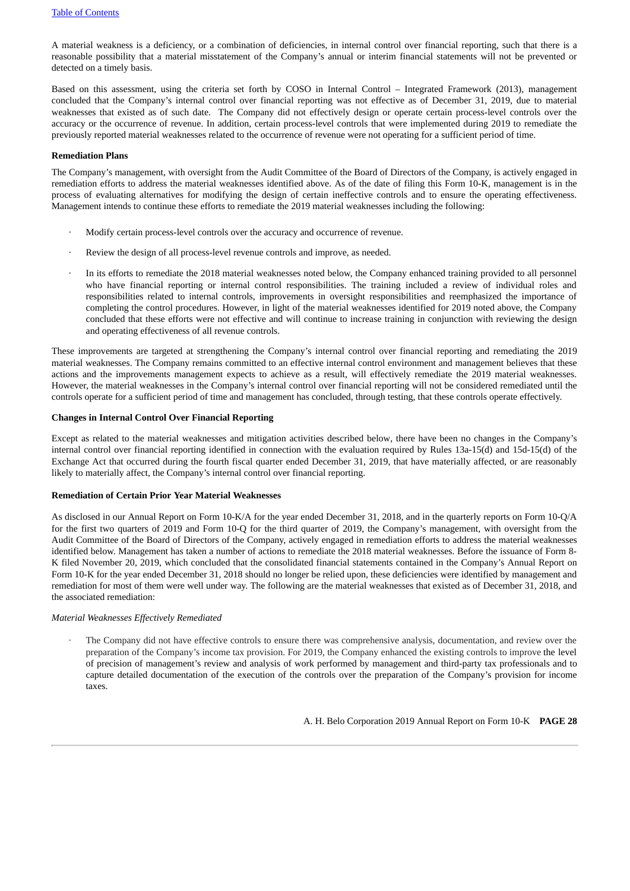A material weakness is a deficiency, or a combination of deficiencies, in internal control over financial reporting, such that there is a reasonable possibility that a material misstatement of the Company's annual or interim financial statements will not be prevented or detected on a timely basis.

Based on this assessment, using the criteria set forth by COSO in Internal Control – Integrated Framework (2013), management concluded that the Company's internal control over financial reporting was not effective as of December 31, 2019, due to material weaknesses that existed as of such date. The Company did not effectively design or operate certain process-level controls over the accuracy or the occurrence of revenue. In addition, certain process-level controls that were implemented during 2019 to remediate the previously reported material weaknesses related to the occurrence of revenue were not operating for a sufficient period of time.

**Remediation Plans**

The Company's management, with oversight from the Audit Committee of the Board of Directors of the Company, is actively engaged in remediation efforts to address the material weaknesses identified above. As of the date of filing this Form 10-K, management is in the process of evaluating alternatives for modifying the design of certain ineffective controls and to ensure the operating effectiveness. Management intends to continue these efforts to remediate the 2019 material weaknesses including the following:

- Modify certain process-level controls over the accuracy and occurrence of revenue.
- Review the design of all process-level revenue controls and improve, as needed.
- In its efforts to remediate the 2018 material weaknesses noted below, the Company enhanced training provided to all personnel who have financial reporting or internal control responsibilities. The training included a review of individual roles and responsibilities related to internal controls, improvements in oversight responsibilities and reemphasized the importance of completing the control procedures. However, in light of the material weaknesses identified for 2019 noted above, the Company concluded that these efforts were not effective and will continue to increase training in conjunction with reviewing the design and operating effectiveness of all revenue controls.

These improvements are targeted at strengthening the Company's internal control over financial reporting and remediating the 2019 material weaknesses. The Company remains committed to an effective internal control environment and management believes that these actions and the improvements management expects to achieve as a result, will effectively remediate the 2019 material weaknesses. However, the material weaknesses in the Company's internal control over financial reporting will not be considered remediated until the controls operate for a sufficient period of time and management has concluded, through testing, that these controls operate effectively.

**Changes in Internal Control Over Financial Reporting**

Except as related to the material weaknesses and mitigation activities described below, there have been no changes in the Company's internal control over financial reporting identified in connection with the evaluation required by Rules 13a-15(d) and 15d-15(d) of the Exchange Act that occurred during the fourth fiscal quarter ended December 31, 2019, that have materially affected, or are reasonably likely to materially affect, the Company's internal control over financial reporting.

**Remediation of Certain Prior Year Material Weaknesses**

As disclosed in our Annual Report on Form 10-K/A for the year ended December 31, 2018, and in the quarterly reports on Form 10-Q/A for the first two quarters of 2019 and Form 10-Q for the third quarter of 2019, the Company's management, with oversight from the Audit Committee of the Board of Directors of the Company, actively engaged in remediation efforts to address the material weaknesses identified below. Management has taken a number of actions to remediate the 2018 material weaknesses. Before the issuance of Form 8-K filed November 20, 2019, which concluded that the consolidated financial statements contained in the Company's Annual Report on Form 10-K for the year ended December 31, 2018 should no longer be relied upon, these deficiencies were identified by management and remediation for most of them were well under way. The following are the material weaknesses that existed as of December 31, 2018, and the associated remediation:

*Material Weaknesses Effectively Remediated*

- The Company did not have effective controls to ensure there was comprehensive analysis, documentation, and review over the preparation of the Company's income tax provision. For 2019, the Company enhanced the existing controls to improve the level of precision of management's review and analysis of work performed by management and third-party tax professionals and to capture detailed documentation of the execution of the controls over the preparation of the Company's provision for income taxes.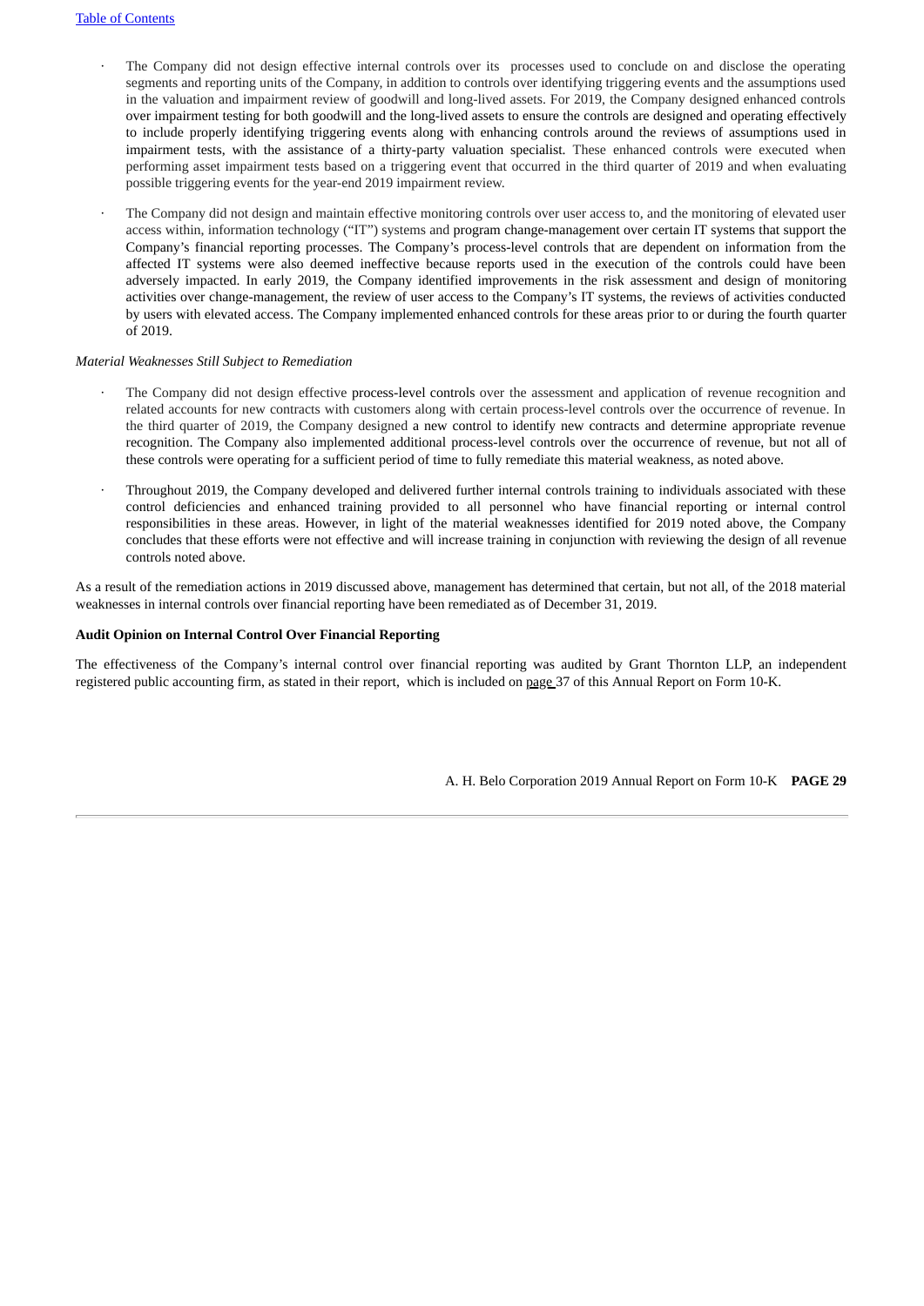- The Company did not design effective internal controls over its processes used to conclude on and disclose the operating segments and reporting units of the Company, in addition to controls over identifying triggering events and the assumptions used in the valuation and impairment review of goodwill and long-lived assets. For 2019, the Company designed enhanced controls over impairment testing for both goodwill and the long-lived assets to ensure the controls are designed and operating effectively to include properly identifying triggering events along with enhancing controls around the reviews of assumptions used in impairment tests, with the assistance of a thirty-party valuation specialist. These enhanced controls were executed when performing asset impairment tests based on a triggering event that occurred in the third quarter of 2019 and when evaluating possible triggering events for the year-end 2019 impairment review.

- The Company did not design and maintain effective monitoring controls over user access to, and the monitoring of elevated user access within, information technology ("IT") systems and program change-management over certain IT systems that support the Company's financial reporting processes. The Company's process-level controls that are dependent on information from the affected IT systems were also deemed ineffective because reports used in the execution of the controls could have been adversely impacted. In early 2019, the Company identified improvements in the risk assessment and design of monitoring activities over change-management, the review of user access to the Company's IT systems, the reviews of activities conducted by users with elevated access. The Company implemented enhanced controls for these areas prior to or during the fourth quarter of 2019.

*Material Weaknesses Still Subject to Remediation*

- The Company did not design effective process-level controls over the assessment and application of revenue recognition and related accounts for new contracts with customers along with certain process-level controls over the occurrence of revenue. In the third quarter of 2019, the Company designed a new control to identify new contracts and determine appropriate revenue recognition. The Company also implemented additional process-level controls over the occurrence of revenue, but not all of these controls were operating for a sufficient period of time to fully remediate this material weakness, as noted above.

- Throughout 2019, the Company developed and delivered further internal controls training to individuals associated with these control deficiencies and enhanced training provided to all personnel who have financial reporting or internal control responsibilities in these areas. However, in light of the material weaknesses identified for 2019 noted above, the Company concludes that these efforts were not effective and will increase training in conjunction with reviewing the design of all revenue controls noted above.

As a result of the remediation actions in 2019 discussed above, management has determined that certain, but not all, of the 2018 material weaknesses in internal controls over financial reporting have been remediated as of December 31, 2019.

**Audit Opinion on Internal Control Over Financial Reporting**

The effectiveness of the Company's internal control over financial reporting was audited by Grant Thornton LLP, an independent registered public accounting firm, as stated in their report, which is included on page 37 of this Annual Report on Form 10-K.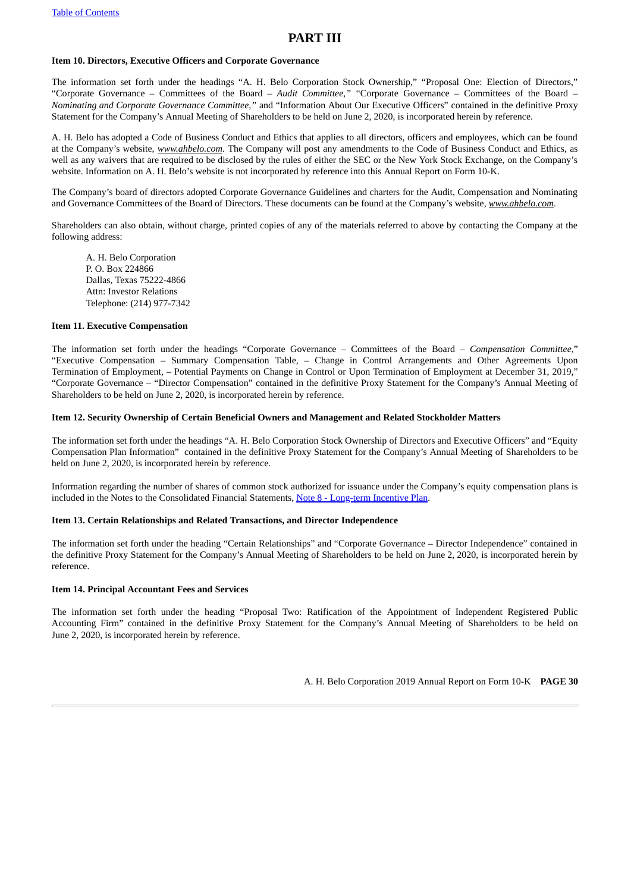# PART III

**Item 10. Directors, Executive Officers and Corporate Governance**

The information set forth under the headings "A. H. Belo Corporation Stock Ownership," "Proposal One: Election of Directors," "Corporate Governance – Committees of the Board – *Audit Committee,*" "Corporate Governance – Committees of the Board – *Nominating and Corporate Governance Committee,*" and "Information About Our Executive Officers" contained in the definitive Proxy Statement for the Company's Annual Meeting of Shareholders to be held on June 2, 2020, is incorporated herein by reference.

A. H. Belo has adopted a Code of Business Conduct and Ethics that applies to all directors, officers and employees, which can be found at the Company's website, ***www.ahbelo.com***. The Company will post any amendments to the Code of Business Conduct and Ethics, as well as any waivers that are required to be disclosed by the rules of either the SEC or the New York Stock Exchange, on the Company's website. Information on A. H. Belo's website is not incorporated by reference into this Annual Report on Form 10-K.

The Company's board of directors adopted Corporate Governance Guidelines and charters for the Audit, Compensation and Nominating and Governance Committees of the Board of Directors. These documents can be found at the Company's website, ***www.ahbelo.com***.

Shareholders can also obtain, without charge, printed copies of any of the materials referred to above by contacting the Company at the following address:

A. H. Belo Corporation
P. O. Box 224866
Dallas, Texas 75222-4866
Attn: Investor Relations
Telephone: (214) 977-7342

**Item 11. Executive Compensation**

The information set forth under the headings "Corporate Governance – Committees of the Board – *Compensation Committee,*" "Executive Compensation – Summary Compensation Table, – Change in Control Arrangements and Other Agreements Upon Termination of Employment, – Potential Payments on Change in Control or Upon Termination of Employment at December 31, 2019," "Corporate Governance – "Director Compensation" contained in the definitive Proxy Statement for the Company's Annual Meeting of Shareholders to be held on June 2, 2020, is incorporated herein by reference.

**Item 12. Security Ownership of Certain Beneficial Owners and Management and Related Stockholder Matters**

The information set forth under the headings "A. H. Belo Corporation Stock Ownership of Directors and Executive Officers" and "Equity Compensation Plan Information" contained in the definitive Proxy Statement for the Company's Annual Meeting of Shareholders to be held on June 2, 2020, is incorporated herein by reference.

Information regarding the number of shares of common stock authorized for issuance under the Company's equity compensation plans is included in the Notes to the Consolidated Financial Statements, Note 8 - Long-term Incentive Plan.

**Item 13. Certain Relationships and Related Transactions, and Director Independence**

The information set forth under the heading "Certain Relationships" and "Corporate Governance – Director Independence" contained in the definitive Proxy Statement for the Company's Annual Meeting of Shareholders to be held on June 2, 2020, is incorporated herein by reference.

**Item 14. Principal Accountant Fees and Services**

The information set forth under the heading "Proposal Two: Ratification of the Appointment of Independent Registered Public Accounting Firm" contained in the definitive Proxy Statement for the Company's Annual Meeting of Shareholders to be held on June 2, 2020, is incorporated herein by reference.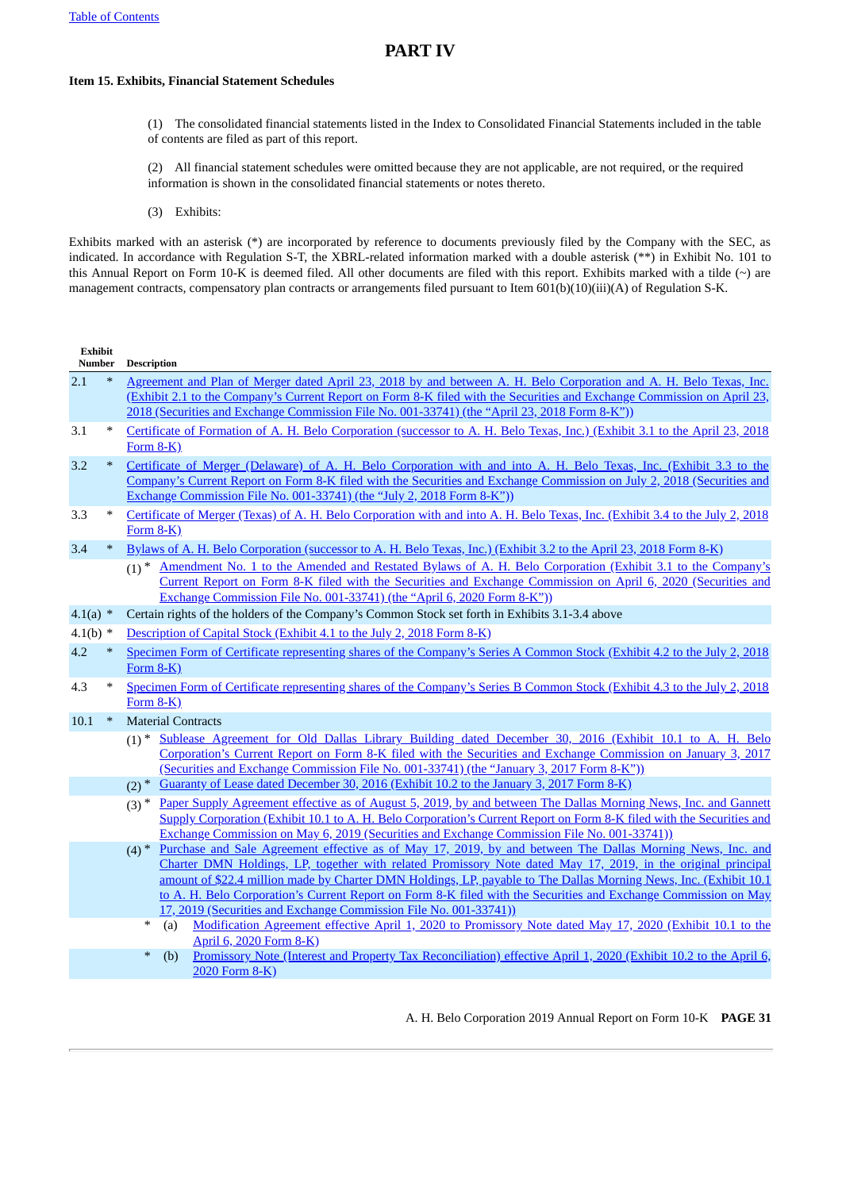[Table of Contents](#)

# PART IV

**Item 15. Exhibits, Financial Statement Schedules**

(1) The consolidated financial statements listed in the Index to Consolidated Financial Statements included in the table of contents are filed as part of this report.

(2) All financial statement schedules were omitted because they are not applicable, are not required, or the required information is shown in the consolidated financial statements or notes thereto.

(3) Exhibits:

Exhibits marked with an asterisk (*) are incorporated by reference to documents previously filed by the Company with the SEC, as indicated. In accordance with Regulation S-T, the XBRL-related information marked with a double asterisk (**) in Exhibit No. 101 to this Annual Report on Form 10-K is deemed filed. All other documents are filed with this report. Exhibits marked with a tilde (~) are management contracts, compensatory plan contracts or arrangements filed pursuant to Item 601(b)(10)(iii)(A) of Regulation S-K.

| Exhibit Number | | Description |
|---|---|---|
| 2.1 | * | Agreement and Plan of Merger dated April 23, 2018 by and between A. H. Belo Corporation and A. H. Belo Texas, Inc. (Exhibit 2.1 to the Company's Current Report on Form 8-K filed with the Securities and Exchange Commission on April 23, 2018 (Securities and Exchange Commission File No. 001-33741) (the "April 23, 2018 Form 8-K")) |
| 3.1 | * | Certificate of Formation of A. H. Belo Corporation (successor to A. H. Belo Texas, Inc.) (Exhibit 3.1 to the April 23, 2018 Form 8-K) |
| 3.2 | * | Certificate of Merger (Delaware) of A. H. Belo Corporation with and into A. H. Belo Texas, Inc. (Exhibit 3.3 to the Company's Current Report on Form 8-K filed with the Securities and Exchange Commission on July 2, 2018 (Securities and Exchange Commission File No. 001-33741) (the "July 2, 2018 Form 8-K")) |
| 3.3 | * | Certificate of Merger (Texas) of A. H. Belo Corporation with and into A. H. Belo Texas, Inc. (Exhibit 3.4 to the July 2, 2018 Form 8-K) |
| 3.4 | * | Bylaws of A. H. Belo Corporation (successor to A. H. Belo Texas, Inc.) (Exhibit 3.2 to the April 23, 2018 Form 8-K) |
| | | (1) * Amendment No. 1 to the Amended and Restated Bylaws of A. H. Belo Corporation (Exhibit 3.1 to the Company's Current Report on Form 8-K filed with the Securities and Exchange Commission on April 6, 2020 (Securities and Exchange Commission File No. 001-33741) (the "April 6, 2020 Form 8-K")) |
| 4.1(a) | * | Certain rights of the holders of the Company's Common Stock set forth in Exhibits 3.1-3.4 above |
| 4.1(b) | * | Description of Capital Stock (Exhibit 4.1 to the July 2, 2018 Form 8-K) |
| 4.2 | * | Specimen Form of Certificate representing shares of the Company's Series A Common Stock (Exhibit 4.2 to the July 2, 2018 Form 8-K) |
| 4.3 | * | Specimen Form of Certificate representing shares of the Company's Series B Common Stock (Exhibit 4.3 to the July 2, 2018 Form 8-K) |
| 10.1 | * | Material Contracts |
| | | (1) * Sublease Agreement for Old Dallas Library Building dated December 30, 2016 (Exhibit 10.1 to A. H. Belo Corporation's Current Report on Form 8-K filed with the Securities and Exchange Commission on January 3, 2017 (Securities and Exchange Commission File No. 001-33741) (the "January 3, 2017 Form 8-K")) |
| | | (2) * Guaranty of Lease dated December 30, 2016 (Exhibit 10.2 to the January 3, 2017 Form 8-K) |
| | | (3) * Paper Supply Agreement effective as of August 5, 2019, by and between The Dallas Morning News, Inc. and Gannett Supply Corporation (Exhibit 10.1 to A. H. Belo Corporation's Current Report on Form 8-K filed with the Securities and Exchange Commission on May 6, 2019 (Securities and Exchange Commission File No. 001-33741)) |
| | | (4) * Purchase and Sale Agreement effective as of May 17, 2019, by and between The Dallas Morning News, Inc. and Charter DMN Holdings, LP, together with related Promissory Note dated May 17, 2019, in the original principal amount of $22.4 million made by Charter DMN Holdings, LP, payable to The Dallas Morning News, Inc. (Exhibit 10.1 to A. H. Belo Corporation's Current Report on Form 8-K filed with the Securities and Exchange Commission on May 17, 2019 (Securities and Exchange Commission File No. 001-33741)) |
| | | * (a) Modification Agreement effective April 1, 2020 to Promissory Note dated May 17, 2020 (Exhibit 10.1 to the April 6, 2020 Form 8-K) |
| | | * (b) Promissory Note (Interest and Property Tax Reconciliation) effective April 1, 2020 (Exhibit 10.2 to the April 6, 2020 Form 8-K) |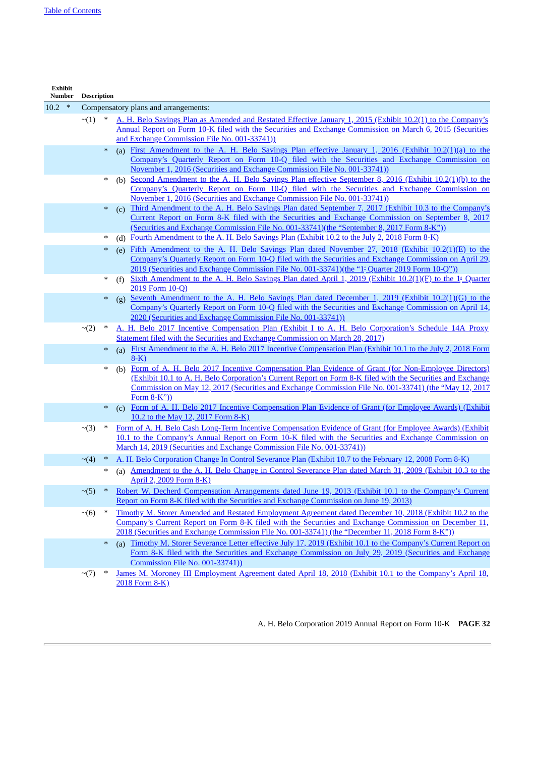[Table of Contents](#)

| Exhibit Number | | | | Description |
|---|---|---|---|---|
| 10.2 | * | | | Compensatory plans and arrangements: |
| | ~(1) | * | | A. H. Belo Savings Plan as Amended and Restated Effective January 1, 2015 (Exhibit 10.2(1) to the Company's Annual Report on Form 10-K filed with the Securities and Exchange Commission on March 6, 2015 (Securities and Exchange Commission File No. 001-33741)) |
| | | * | (a) | First Amendment to the A. H. Belo Savings Plan effective January 1, 2016 (Exhibit 10.2(1)(a) to the Company's Quarterly Report on Form 10-Q filed with the Securities and Exchange Commission on November 1, 2016 (Securities and Exchange Commission File No. 001-33741)) |
| | | * | (b) | Second Amendment to the A. H. Belo Savings Plan effective September 8, 2016 (Exhibit 10.2(1)(b) to the Company's Quarterly Report on Form 10-Q filed with the Securities and Exchange Commission on November 1, 2016 (Securities and Exchange Commission File No. 001-33741)) |
| | | * | (c) | Third Amendment to the A. H. Belo Savings Plan dated September 7, 2017 (Exhibit 10.3 to the Company's Current Report on Form 8-K filed with the Securities and Exchange Commission on September 8, 2017 (Securities and Exchange Commission File No. 001-33741)(the "September 8, 2017 Form 8-K")) |
| | | * | (d) | Fourth Amendment to the A. H. Belo Savings Plan (Exhibit 10.2 to the July 2, 2018 Form 8-K) |
| | | * | (e) | Fifth Amendment to the A. H. Belo Savings Plan dated November 27, 2018 (Exhibit 10.2(1)(E) to the Company's Quarterly Report on Form 10-Q filed with the Securities and Exchange Commission on April 29, 2019 (Securities and Exchange Commission File No. 001-33741)(the "1st Quarter 2019 Form 10-Q")) |
| | | * | (f) | Sixth Amendment to the A. H. Belo Savings Plan dated April 1, 2019 (Exhibit 10.2(1)(F) to the 1st Quarter 2019 Form 10-Q) |
| | | * | (g) | Seventh Amendment to the A. H. Belo Savings Plan dated December 1, 2019 (Exhibit 10.2(1)(G) to the Company's Quarterly Report on Form 10-Q filed with the Securities and Exchange Commission on April 14, 2020 (Securities and Exchange Commission File No. 001-33741)) |
| | ~(2) | * | | A. H. Belo 2017 Incentive Compensation Plan (Exhibit I to A. H. Belo Corporation's Schedule 14A Proxy Statement filed with the Securities and Exchange Commission on March 28, 2017) |
| | | * | (a) | First Amendment to the A. H. Belo 2017 Incentive Compensation Plan (Exhibit 10.1 to the July 2, 2018 Form 8-K) |
| | | * | (b) | Form of A. H. Belo 2017 Incentive Compensation Plan Evidence of Grant (for Non-Employee Directors) (Exhibit 10.1 to A. H. Belo Corporation's Current Report on Form 8-K filed with the Securities and Exchange Commission on May 12, 2017 (Securities and Exchange Commission File No. 001-33741) (the "May 12, 2017 Form 8-K")) |
| | | * | (c) | Form of A. H. Belo 2017 Incentive Compensation Plan Evidence of Grant (for Employee Awards) (Exhibit 10.2 to the May 12, 2017 Form 8-K) |
| | ~(3) | * | | Form of A. H. Belo Cash Long-Term Incentive Compensation Evidence of Grant (for Employee Awards) (Exhibit 10.1 to the Company's Annual Report on Form 10-K filed with the Securities and Exchange Commission on March 14, 2019 (Securities and Exchange Commission File No. 001-33741)) |
| | ~(4) | * | | A. H. Belo Corporation Change In Control Severance Plan (Exhibit 10.7 to the February 12, 2008 Form 8-K) |
| | | * | (a) | Amendment to the A. H. Belo Change in Control Severance Plan dated March 31, 2009 (Exhibit 10.3 to the April 2, 2009 Form 8-K) |
| | ~(5) | * | | Robert W. Decherd Compensation Arrangements dated June 19, 2013 (Exhibit 10.1 to the Company's Current Report on Form 8-K filed with the Securities and Exchange Commission on June 19, 2013) |
| | ~(6) | * | | Timothy M. Storer Amended and Restated Employment Agreement dated December 10, 2018 (Exhibit 10.2 to the Company's Current Report on Form 8-K filed with the Securities and Exchange Commission on December 11, 2018 (Securities and Exchange Commission File No. 001-33741) (the "December 11, 2018 Form 8-K")) |
| | | * | (a) | Timothy M. Storer Severance Letter effective July 17, 2019 (Exhibit 10.1 to the Company's Current Report on Form 8-K filed with the Securities and Exchange Commission on July 29, 2019 (Securities and Exchange Commission File No. 001-33741)) |
| | ~(7) | * | | James M. Moroney III Employment Agreement dated April 18, 2018 (Exhibit 10.1 to the Company's April 18, 2018 Form 8-K) |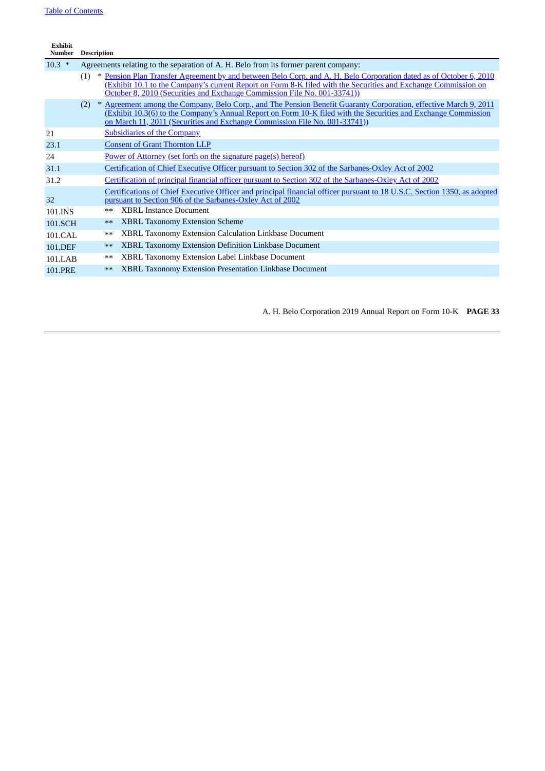| Exhibit Number | Description |
|---|---|
| 10.3 * | Agreements relating to the separation of A. H. Belo from its former parent company: |
| | (1) * Pension Plan Transfer Agreement by and between Belo Corp. and A. H. Belo Corporation dated as of October 6, 2010 (Exhibit 10.1 to the Company's current Report on Form 8-K filed with the Securities and Exchange Commission on October 8, 2010 (Securities and Exchange Commission File No. 001-33741)) |
| | (2) * Agreement among the Company, Belo Corp., and The Pension Benefit Guaranty Corporation, effective March 9, 2011 (Exhibit 10.3(6) to the Company's Annual Report on Form 10-K filed with the Securities and Exchange Commission on March 11, 2011 (Securities and Exchange Commission File No. 001-33741)) |
| 21 | Subsidiaries of the Company |
| 23.1 | Consent of Grant Thornton LLP |
| 24 | Power of Attorney (set forth on the signature page(s) hereof) |
| 31.1 | Certification of Chief Executive Officer pursuant to Section 302 of the Sarbanes-Oxley Act of 2002 |
| 31.2 | Certification of principal financial officer pursuant to Section 302 of the Sarbanes-Oxley Act of 2002 |
| 32 | Certifications of Chief Executive Officer and principal financial officer pursuant to 18 U.S.C. Section 1350, as adopted pursuant to Section 906 of the Sarbanes-Oxley Act of 2002 |
| 101.INS | ** XBRL Instance Document |
| 101.SCH | ** XBRL Taxonomy Extension Scheme |
| 101.CAL | ** XBRL Taxonomy Extension Calculation Linkbase Document |
| 101.DEF | ** XBRL Taxonomy Extension Definition Linkbase Document |
| 101.LAB | ** XBRL Taxonomy Extension Label Linkbase Document |
| 101.PRE | ** XBRL Taxonomy Extension Presentation Linkbase Document |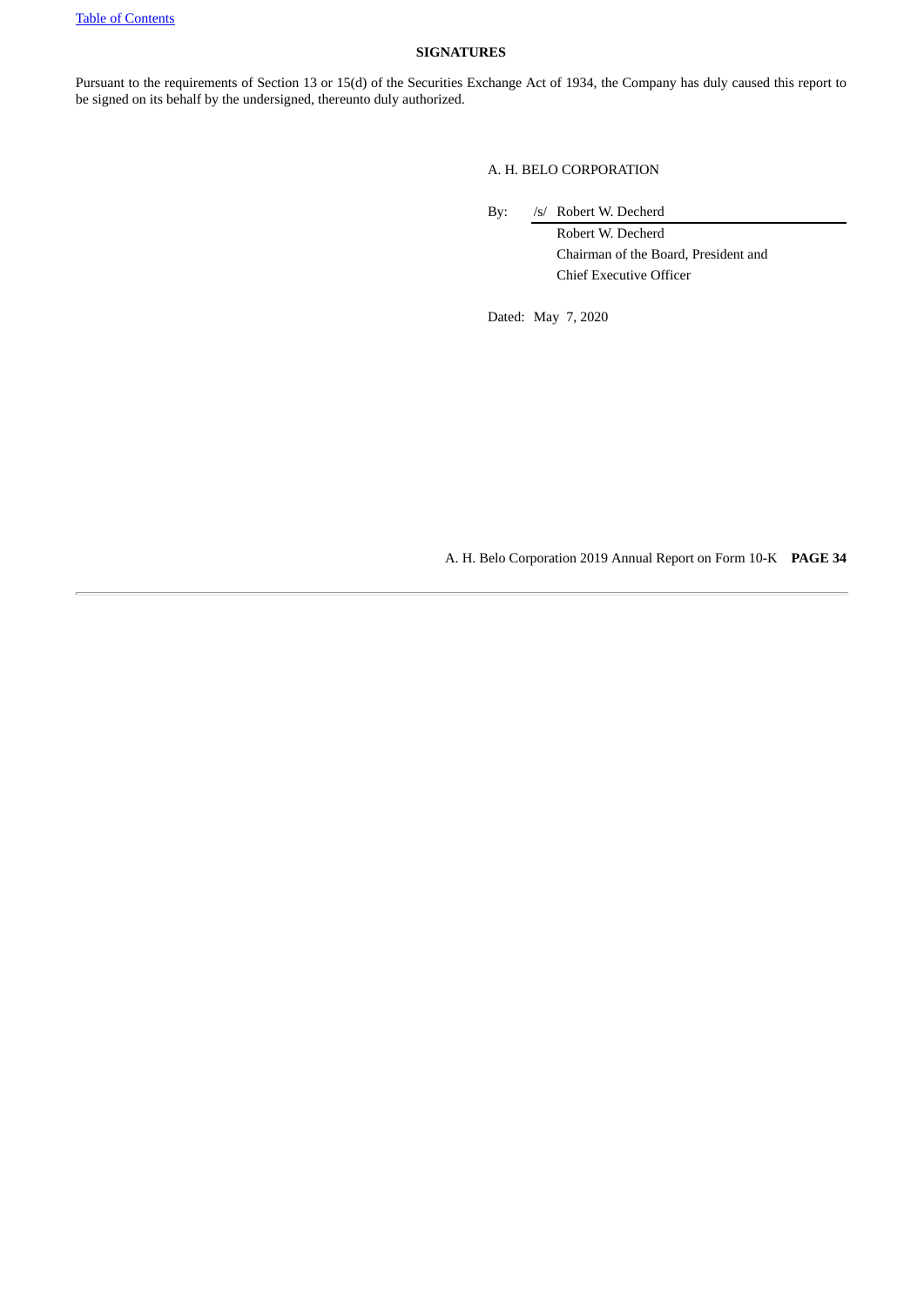## SIGNATURES

Pursuant to the requirements of Section 13 or 15(d) of the Securities Exchange Act of 1934, the Company has duly caused this report to be signed on its behalf by the undersigned, thereunto duly authorized.

A. H. BELO CORPORATION

By: /s/ Robert W. Decherd

Robert W. Decherd
Chairman of the Board, President and
Chief Executive Officer

Dated: May 7, 2020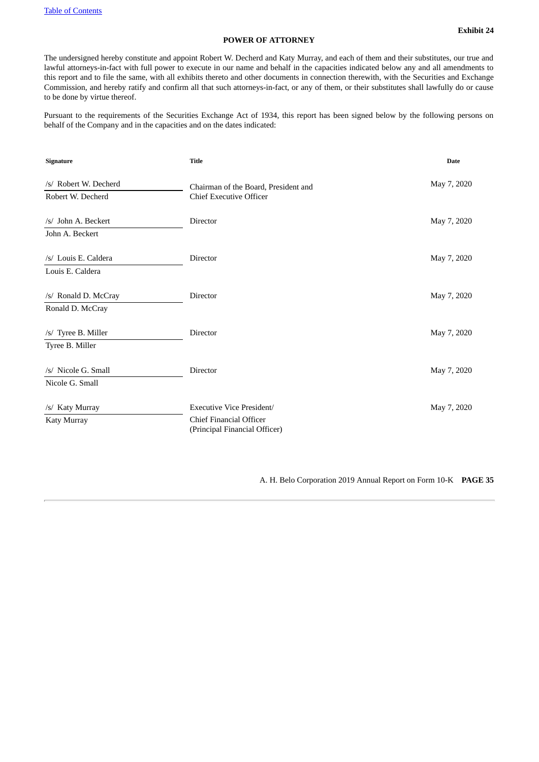**Exhibit 24**

## POWER OF ATTORNEY

The undersigned hereby constitute and appoint Robert W. Decherd and Katy Murray, and each of them and their substitutes, our true and lawful attorneys-in-fact with full power to execute in our name and behalf in the capacities indicated below any and all amendments to this report and to file the same, with all exhibits thereto and other documents in connection therewith, with the Securities and Exchange Commission, and hereby ratify and confirm all that such attorneys-in-fact, or any of them, or their substitutes shall lawfully do or cause to be done by virtue thereof.

Pursuant to the requirements of the Securities Exchange Act of 1934, this report has been signed below by the following persons on behalf of the Company and in the capacities and on the dates indicated:

| Signature | Title | Date |
|---|---|---|
| /s/ Robert W. Decherd<br>Robert W. Decherd | Chairman of the Board, President and Chief Executive Officer | May 7, 2020 |
| /s/ John A. Beckert<br>John A. Beckert | Director | May 7, 2020 |
| /s/ Louis E. Caldera<br>Louis E. Caldera | Director | May 7, 2020 |
| /s/ Ronald D. McCray<br>Ronald D. McCray | Director | May 7, 2020 |
| /s/ Tyree B. Miller<br>Tyree B. Miller | Director | May 7, 2020 |
| /s/ Nicole G. Small<br>Nicole G. Small | Director | May 7, 2020 |
| /s/ Katy Murray<br>Katy Murray | Executive Vice President/ Chief Financial Officer (Principal Financial Officer) | May 7, 2020 |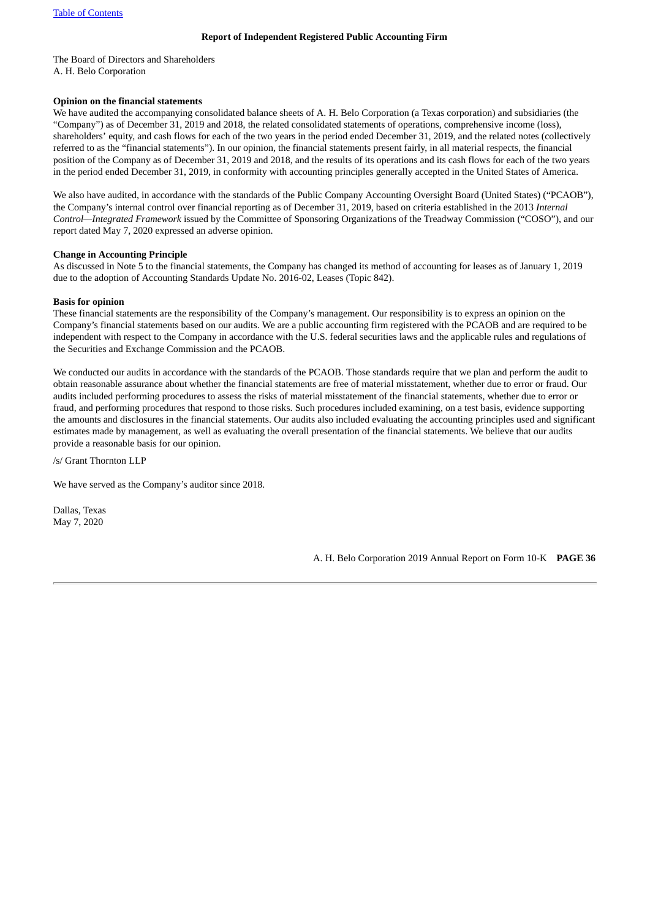## Report of Independent Registered Public Accounting Firm

The Board of Directors and Shareholders
A. H. Belo Corporation

**Opinion on the financial statements**

We have audited the accompanying consolidated balance sheets of A. H. Belo Corporation (a Texas corporation) and subsidiaries (the "Company") as of December 31, 2019 and 2018, the related consolidated statements of operations, comprehensive income (loss), shareholders' equity, and cash flows for each of the two years in the period ended December 31, 2019, and the related notes (collectively referred to as the "financial statements"). In our opinion, the financial statements present fairly, in all material respects, the financial position of the Company as of December 31, 2019 and 2018, and the results of its operations and its cash flows for each of the two years in the period ended December 31, 2019, in conformity with accounting principles generally accepted in the United States of America.

We also have audited, in accordance with the standards of the Public Company Accounting Oversight Board (United States) ("PCAOB"), the Company's internal control over financial reporting as of December 31, 2019, based on criteria established in the 2013 *Internal Control—Integrated Framework* issued by the Committee of Sponsoring Organizations of the Treadway Commission ("COSO"), and our report dated May 7, 2020 expressed an adverse opinion.

**Change in Accounting Principle**

As discussed in Note 5 to the financial statements, the Company has changed its method of accounting for leases as of January 1, 2019 due to the adoption of Accounting Standards Update No. 2016-02, Leases (Topic 842).

**Basis for opinion**

These financial statements are the responsibility of the Company's management. Our responsibility is to express an opinion on the Company's financial statements based on our audits. We are a public accounting firm registered with the PCAOB and are required to be independent with respect to the Company in accordance with the U.S. federal securities laws and the applicable rules and regulations of the Securities and Exchange Commission and the PCAOB.

We conducted our audits in accordance with the standards of the PCAOB. Those standards require that we plan and perform the audit to obtain reasonable assurance about whether the financial statements are free of material misstatement, whether due to error or fraud. Our audits included performing procedures to assess the risks of material misstatement of the financial statements, whether due to error or fraud, and performing procedures that respond to those risks. Such procedures included examining, on a test basis, evidence supporting the amounts and disclosures in the financial statements. Our audits also included evaluating the accounting principles used and significant estimates made by management, as well as evaluating the overall presentation of the financial statements. We believe that our audits provide a reasonable basis for our opinion.

/s/ Grant Thornton LLP

We have served as the Company's auditor since 2018.

Dallas, Texas
May 7, 2020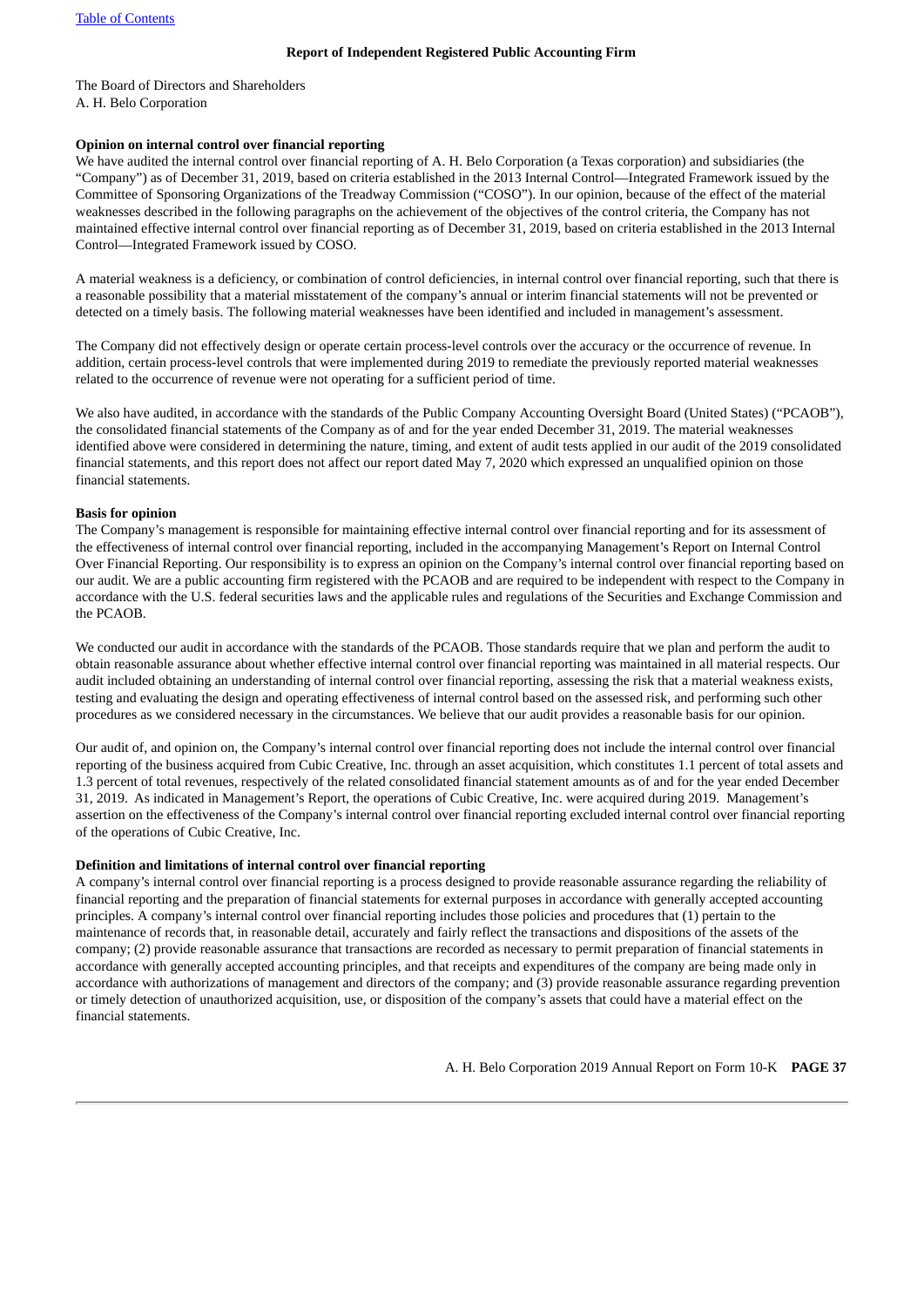## Report of Independent Registered Public Accounting Firm

The Board of Directors and Shareholders
A. H. Belo Corporation

**Opinion on internal control over financial reporting**

We have audited the internal control over financial reporting of A. H. Belo Corporation (a Texas corporation) and subsidiaries (the "Company") as of December 31, 2019, based on criteria established in the 2013 Internal Control—Integrated Framework issued by the Committee of Sponsoring Organizations of the Treadway Commission ("COSO"). In our opinion, because of the effect of the material weaknesses described in the following paragraphs on the achievement of the objectives of the control criteria, the Company has not maintained effective internal control over financial reporting as of December 31, 2019, based on criteria established in the 2013 Internal Control—Integrated Framework issued by COSO.

A material weakness is a deficiency, or combination of control deficiencies, in internal control over financial reporting, such that there is a reasonable possibility that a material misstatement of the company's annual or interim financial statements will not be prevented or detected on a timely basis. The following material weaknesses have been identified and included in management's assessment.

The Company did not effectively design or operate certain process-level controls over the accuracy or the occurrence of revenue. In addition, certain process-level controls that were implemented during 2019 to remediate the previously reported material weaknesses related to the occurrence of revenue were not operating for a sufficient period of time.

We also have audited, in accordance with the standards of the Public Company Accounting Oversight Board (United States) ("PCAOB"), the consolidated financial statements of the Company as of and for the year ended December 31, 2019. The material weaknesses identified above were considered in determining the nature, timing, and extent of audit tests applied in our audit of the 2019 consolidated financial statements, and this report does not affect our report dated May 7, 2020 which expressed an unqualified opinion on those financial statements.

**Basis for opinion**

The Company's management is responsible for maintaining effective internal control over financial reporting and for its assessment of the effectiveness of internal control over financial reporting, included in the accompanying Management's Report on Internal Control Over Financial Reporting. Our responsibility is to express an opinion on the Company's internal control over financial reporting based on our audit. We are a public accounting firm registered with the PCAOB and are required to be independent with respect to the Company in accordance with the U.S. federal securities laws and the applicable rules and regulations of the Securities and Exchange Commission and the PCAOB.

We conducted our audit in accordance with the standards of the PCAOB. Those standards require that we plan and perform the audit to obtain reasonable assurance about whether effective internal control over financial reporting was maintained in all material respects. Our audit included obtaining an understanding of internal control over financial reporting, assessing the risk that a material weakness exists, testing and evaluating the design and operating effectiveness of internal control based on the assessed risk, and performing such other procedures as we considered necessary in the circumstances. We believe that our audit provides a reasonable basis for our opinion.

Our audit of, and opinion on, the Company's internal control over financial reporting does not include the internal control over financial reporting of the business acquired from Cubic Creative, Inc. through an asset acquisition, which constitutes 1.1 percent of total assets and 1.3 percent of total revenues, respectively of the related consolidated financial statement amounts as of and for the year ended December 31, 2019. As indicated in Management's Report, the operations of Cubic Creative, Inc. were acquired during 2019. Management's assertion on the effectiveness of the Company's internal control over financial reporting excluded internal control over financial reporting of the operations of Cubic Creative, Inc.

**Definition and limitations of internal control over financial reporting**

A company's internal control over financial reporting is a process designed to provide reasonable assurance regarding the reliability of financial reporting and the preparation of financial statements for external purposes in accordance with generally accepted accounting principles. A company's internal control over financial reporting includes those policies and procedures that (1) pertain to the maintenance of records that, in reasonable detail, accurately and fairly reflect the transactions and dispositions of the assets of the company; (2) provide reasonable assurance that transactions are recorded as necessary to permit preparation of financial statements in accordance with generally accepted accounting principles, and that receipts and expenditures of the company are being made only in accordance with authorizations of management and directors of the company; and (3) provide reasonable assurance regarding prevention or timely detection of unauthorized acquisition, use, or disposition of the company's assets that could have a material effect on the financial statements.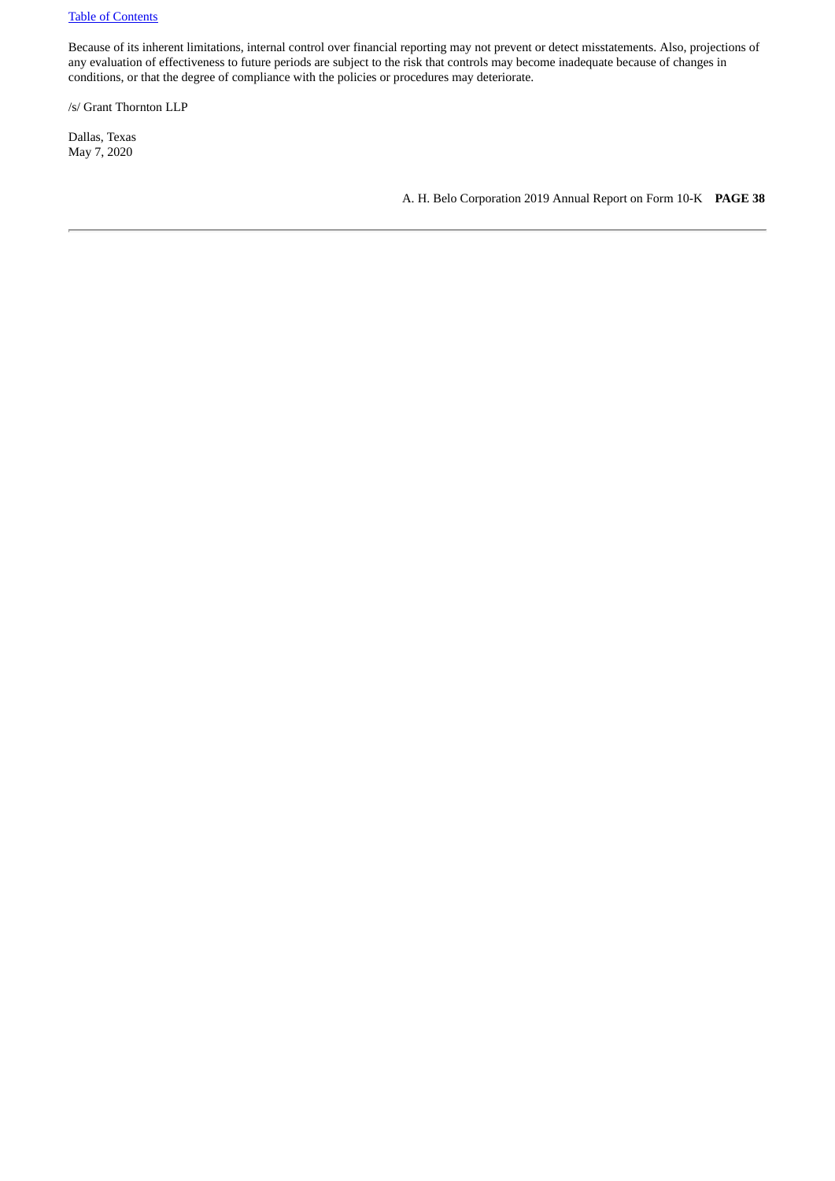Because of its inherent limitations, internal control over financial reporting may not prevent or detect misstatements. Also, projections of any evaluation of effectiveness to future periods are subject to the risk that controls may become inadequate because of changes in conditions, or that the degree of compliance with the policies or procedures may deteriorate.

/s/ Grant Thornton LLP

Dallas, Texas
May 7, 2020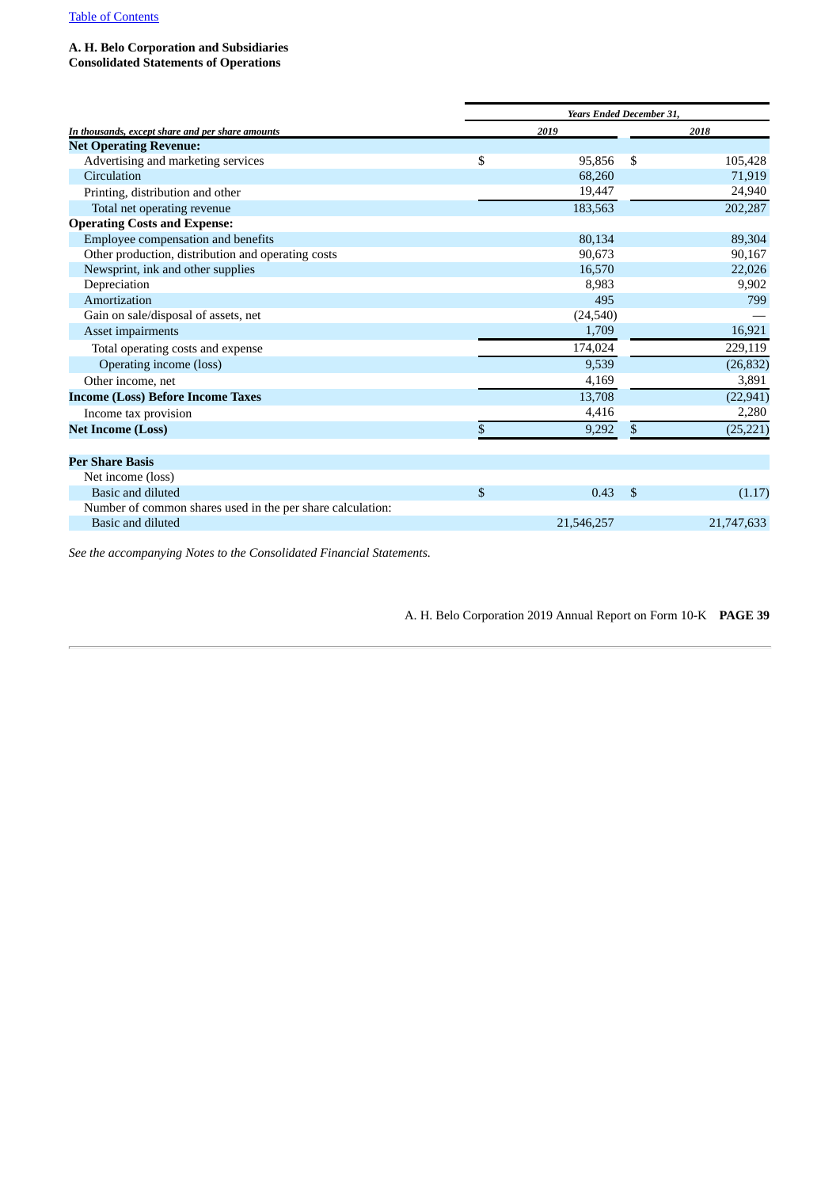[Table of Contents](#)

**A. H. Belo Corporation and Subsidiaries**
**Consolidated Statements of Operations**

| *In thousands, except share and per share amounts* | *Years Ended December 31,* | |
|---|---|---|
| | *2019* | *2018* |
| **Net Operating Revenue:** | | |
| Advertising and marketing services | $ 95,856 | $ 105,428 |
| Circulation | 68,260 | 71,919 |
| Printing, distribution and other | 19,447 | 24,940 |
| Total net operating revenue | 183,563 | 202,287 |
| **Operating Costs and Expense:** | | |
| Employee compensation and benefits | 80,134 | 89,304 |
| Other production, distribution and operating costs | 90,673 | 90,167 |
| Newsprint, ink and other supplies | 16,570 | 22,026 |
| Depreciation | 8,983 | 9,902 |
| Amortization | 495 | 799 |
| Gain on sale/disposal of assets, net | (24,540) | — |
| Asset impairments | 1,709 | 16,921 |
| Total operating costs and expense | 174,024 | 229,119 |
| Operating income (loss) | 9,539 | (26,832) |
| Other income, net | 4,169 | 3,891 |
| **Income (Loss) Before Income Taxes** | 13,708 | (22,941) |
| Income tax provision | 4,416 | 2,280 |
| **Net Income (Loss)** | $ 9,292 | $ (25,221) |
| | | |
| **Per Share Basis** | | |
| Net income (loss) | | |
| Basic and diluted | $ 0.43 | $ (1.17) |
| Number of common shares used in the per share calculation: | | |
| Basic and diluted | 21,546,257 | 21,747,633 |

*See the accompanying Notes to the Consolidated Financial Statements.*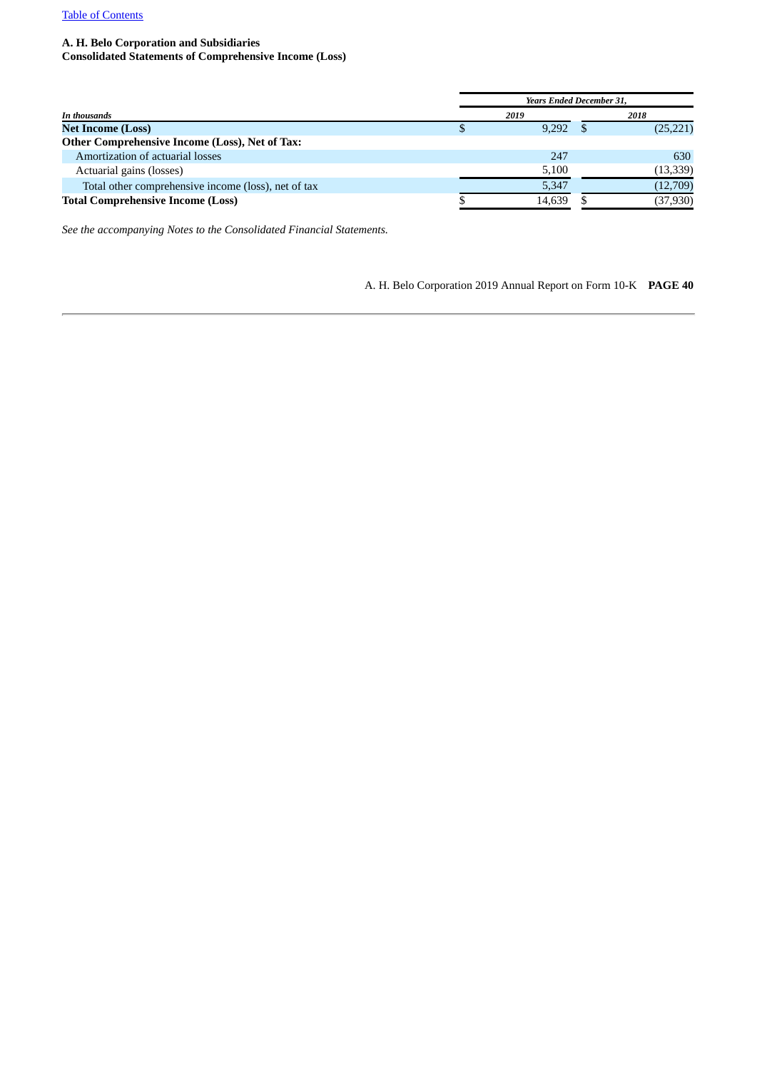[Table of Contents](#)

**A. H. Belo Corporation and Subsidiaries**
**Consolidated Statements of Comprehensive Income (Loss)**

| *In thousands* | *Years Ended December 31,* | |
|---|---|---|
| | *2019* | *2018* |
| **Net Income (Loss)** | $ 9,292 | $ (25,221) |
| **Other Comprehensive Income (Loss), Net of Tax:** | | |
| Amortization of actuarial losses | 247 | 630 |
| Actuarial gains (losses) | 5,100 | (13,339) |
| Total other comprehensive income (loss), net of tax | 5,347 | (12,709) |
| **Total Comprehensive Income (Loss)** | $ 14,639 | $ (37,930) |

*See the accompanying Notes to the Consolidated Financial Statements.*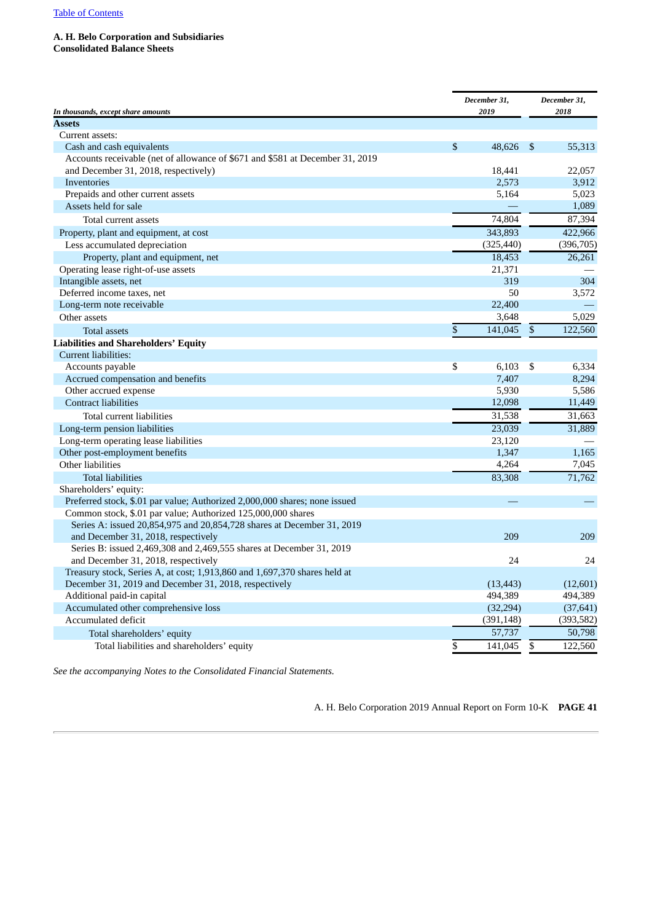[Table of Contents](#)

**A. H. Belo Corporation and Subsidiaries**
**Consolidated Balance Sheets**

| *In thousands, except share amounts* | *December 31, 2019* | *December 31, 2018* |
|---|---|---|
| **Assets** | | |
| Current assets: | | |
| Cash and cash equivalents | $ 48,626 | $ 55,313 |
| Accounts receivable (net of allowance of $671 and $581 at December 31, 2019 and December 31, 2018, respectively) | 18,441 | 22,057 |
| Inventories | 2,573 | 3,912 |
| Prepaids and other current assets | 5,164 | 5,023 |
| Assets held for sale | — | 1,089 |
| Total current assets | 74,804 | 87,394 |
| Property, plant and equipment, at cost | 343,893 | 422,966 |
| Less accumulated depreciation | (325,440) | (396,705) |
| Property, plant and equipment, net | 18,453 | 26,261 |
| Operating lease right-of-use assets | 21,371 | — |
| Intangible assets, net | 319 | 304 |
| Deferred income taxes, net | 50 | 3,572 |
| Long-term note receivable | 22,400 | — |
| Other assets | 3,648 | 5,029 |
| Total assets | $ 141,045 | $ 122,560 |
| **Liabilities and Shareholders' Equity** | | |
| Current liabilities: | | |
| Accounts payable | $ 6,103 | $ 6,334 |
| Accrued compensation and benefits | 7,407 | 8,294 |
| Other accrued expense | 5,930 | 5,586 |
| Contract liabilities | 12,098 | 11,449 |
| Total current liabilities | 31,538 | 31,663 |
| Long-term pension liabilities | 23,039 | 31,889 |
| Long-term operating lease liabilities | 23,120 | — |
| Other post-employment benefits | 1,347 | 1,165 |
| Other liabilities | 4,264 | 7,045 |
| Total liabilities | 83,308 | 71,762 |
| Shareholders' equity: | | |
| Preferred stock, $.01 par value; Authorized 2,000,000 shares; none issued | — | — |
| Common stock, $.01 par value; Authorized 125,000,000 shares | | |
| Series A: issued 20,854,975 and 20,854,728 shares at December 31, 2019 and December 31, 2018, respectively | 209 | 209 |
| Series B: issued 2,469,308 and 2,469,555 shares at December 31, 2019 and December 31, 2018, respectively | 24 | 24 |
| Treasury stock, Series A, at cost; 1,913,860 and 1,697,370 shares held at December 31, 2019 and December 31, 2018, respectively | (13,443) | (12,601) |
| Additional paid-in capital | 494,389 | 494,389 |
| Accumulated other comprehensive loss | (32,294) | (37,641) |
| Accumulated deficit | (391,148) | (393,582) |
| Total shareholders' equity | 57,737 | 50,798 |
| Total liabilities and shareholders' equity | $ 141,045 | $ 122,560 |

*See the accompanying Notes to the Consolidated Financial Statements.*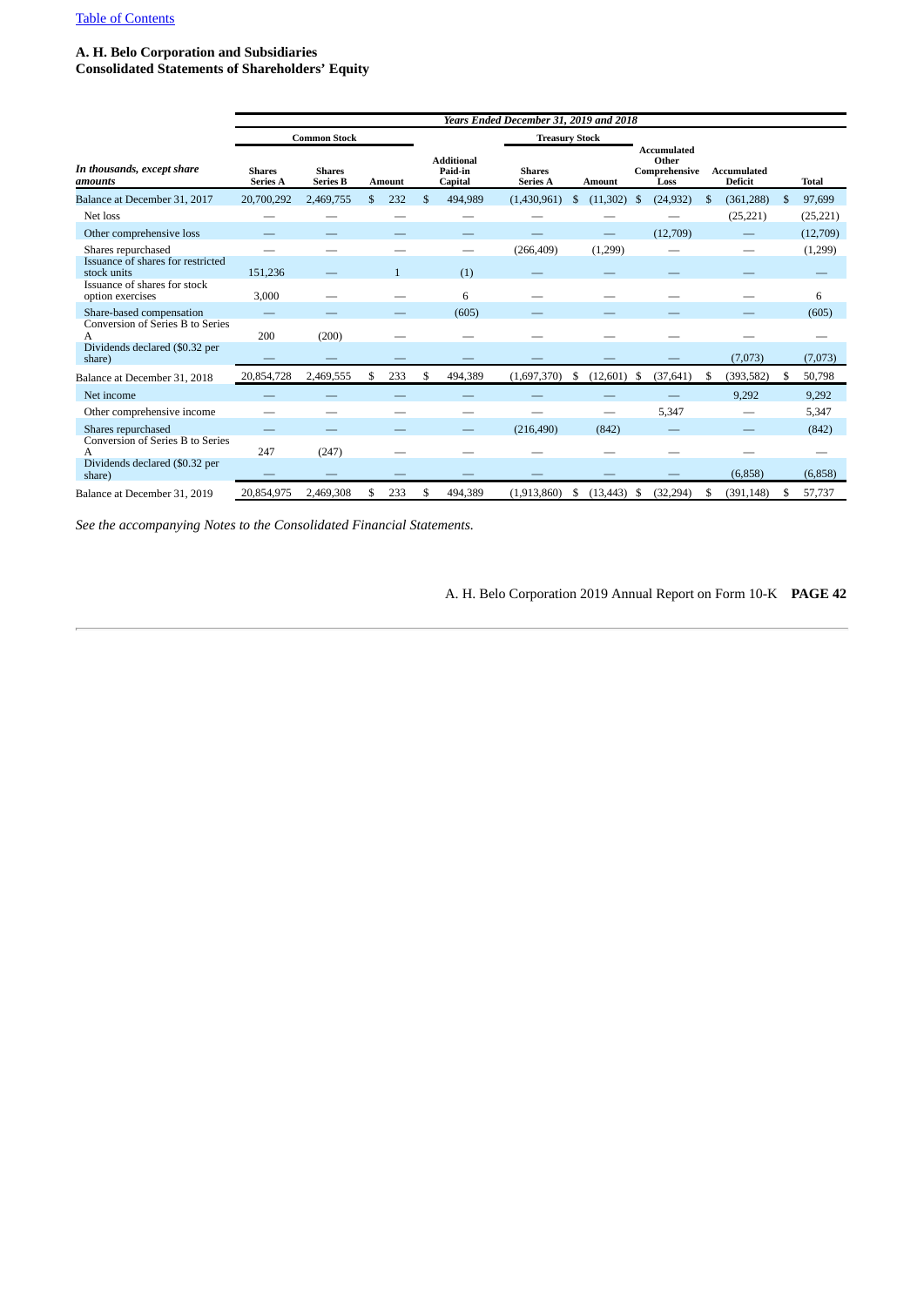**A. H. Belo Corporation and Subsidiaries**
**Consolidated Statements of Shareholders' Equity**

| | *Years Ended December 31, 2019 and 2018* | | | | | | | | |
|---|---|---|---|---|---|---|---|---|---|
| | **Common Stock** | | | | **Treasury Stock** | | | | |
| *In thousands, except share amounts* | **Shares Series A** | **Shares Series B** | **Amount** | **Additional Paid-in Capital** | **Shares Series A** | **Amount** | **Accumulated Other Comprehensive Loss** | **Accumulated Deficit** | **Total** |
| Balance at December 31, 2017 | 20,700,292 | 2,469,755 | $ 232 | $ 494,989 | (1,430,961) | $ (11,302) | $ (24,932) | $ (361,288) | $ 97,699 |
| Net loss | — | — | — | — | — | — | — | (25,221) | (25,221) |
| Other comprehensive loss | — | — | — | — | — | — | (12,709) | — | (12,709) |
| Shares repurchased | — | — | — | — | (266,409) | (1,299) | — | — | (1,299) |
| Issuance of shares for restricted stock units | 151,236 | — | 1 | (1) | — | — | — | — | — |
| Issuance of shares for stock option exercises | 3,000 | — | — | 6 | — | — | — | — | 6 |
| Share-based compensation | — | — | — | (605) | — | — | — | — | (605) |
| Conversion of Series B to Series A | 200 | (200) | — | — | — | — | — | — | — |
| Dividends declared ($0.32 per share) | — | — | — | — | — | — | — | (7,073) | (7,073) |
| Balance at December 31, 2018 | 20,854,728 | 2,469,555 | $ 233 | $ 494,389 | (1,697,370) | $ (12,601) | $ (37,641) | $ (393,582) | $ 50,798 |
| Net income | — | — | — | — | — | — | — | 9,292 | 9,292 |
| Other comprehensive income | — | — | — | — | — | — | 5,347 | — | 5,347 |
| Shares repurchased | — | — | — | — | (216,490) | (842) | — | — | (842) |
| Conversion of Series B to Series A | 247 | (247) | — | — | — | — | — | — | — |
| Dividends declared ($0.32 per share) | — | — | — | — | — | — | — | (6,858) | (6,858) |
| Balance at December 31, 2019 | 20,854,975 | 2,469,308 | $ 233 | $ 494,389 | (1,913,860) | $ (13,443) | $ (32,294) | $ (391,148) | $ 57,737 |

*See the accompanying Notes to the Consolidated Financial Statements.*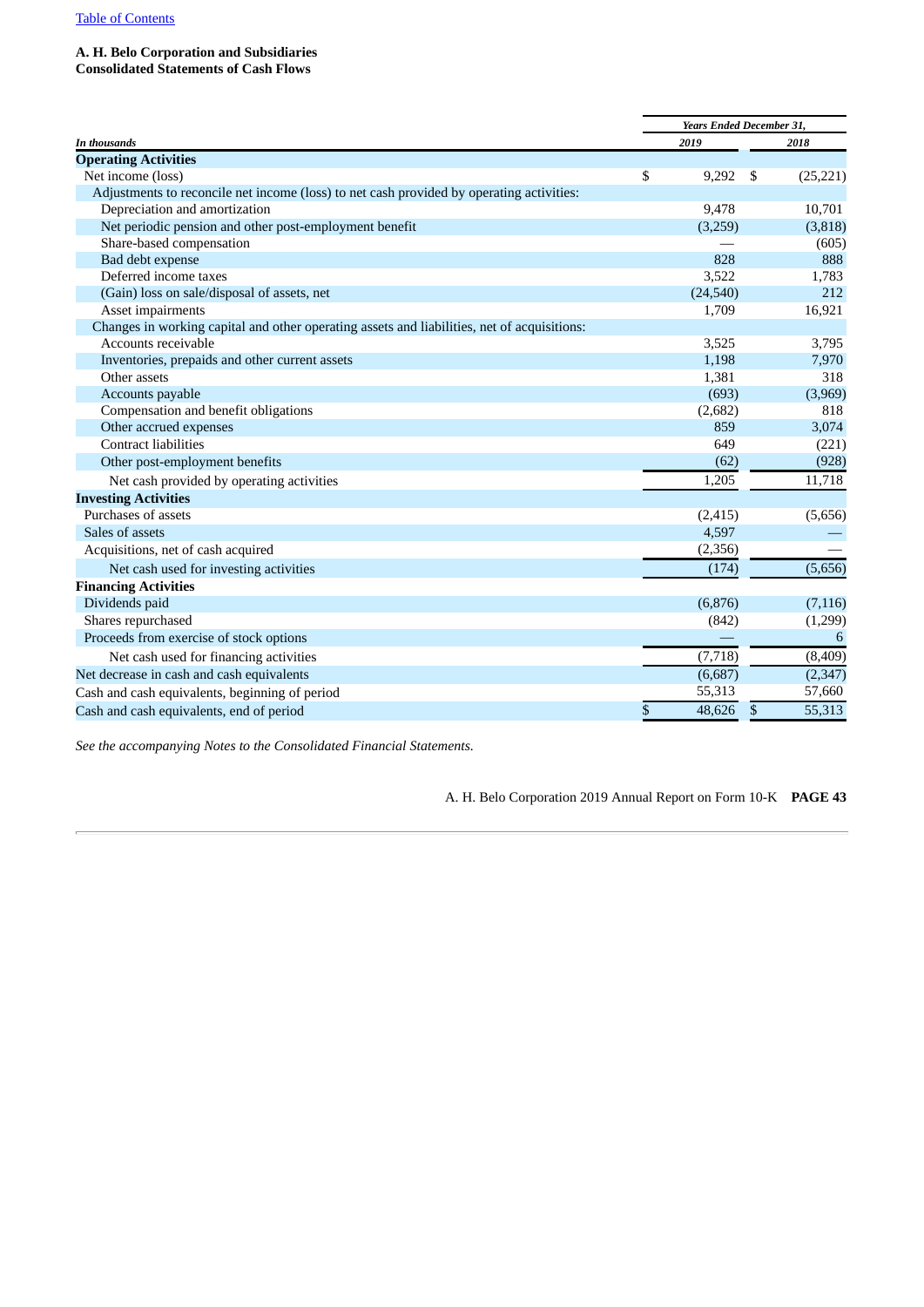**A. H. Belo Corporation and Subsidiaries**
**Consolidated Statements of Cash Flows**

| *In thousands* | *Years Ended December 31,* 2019 | 2018 |
|---|---|---|
| **Operating Activities** | | |
| Net income (loss) | $ 9,292 | $ (25,221) |
| Adjustments to reconcile net income (loss) to net cash provided by operating activities: | | |
| Depreciation and amortization | 9,478 | 10,701 |
| Net periodic pension and other post-employment benefit | (3,259) | (3,818) |
| Share-based compensation | — | (605) |
| Bad debt expense | 828 | 888 |
| Deferred income taxes | 3,522 | 1,783 |
| (Gain) loss on sale/disposal of assets, net | (24,540) | 212 |
| Asset impairments | 1,709 | 16,921 |
| Changes in working capital and other operating assets and liabilities, net of acquisitions: | | |
| Accounts receivable | 3,525 | 3,795 |
| Inventories, prepaids and other current assets | 1,198 | 7,970 |
| Other assets | 1,381 | 318 |
| Accounts payable | (693) | (3,969) |
| Compensation and benefit obligations | (2,682) | 818 |
| Other accrued expenses | 859 | 3,074 |
| Contract liabilities | 649 | (221) |
| Other post-employment benefits | (62) | (928) |
| Net cash provided by operating activities | 1,205 | 11,718 |
| **Investing Activities** | | |
| Purchases of assets | (2,415) | (5,656) |
| Sales of assets | 4,597 | — |
| Acquisitions, net of cash acquired | (2,356) | — |
| Net cash used for investing activities | (174) | (5,656) |
| **Financing Activities** | | |
| Dividends paid | (6,876) | (7,116) |
| Shares repurchased | (842) | (1,299) |
| Proceeds from exercise of stock options | — | 6 |
| Net cash used for financing activities | (7,718) | (8,409) |
| Net decrease in cash and cash equivalents | (6,687) | (2,347) |
| Cash and cash equivalents, beginning of period | 55,313 | 57,660 |
| Cash and cash equivalents, end of period | $ 48,626 | $ 55,313 |

*See the accompanying Notes to the Consolidated Financial Statements.*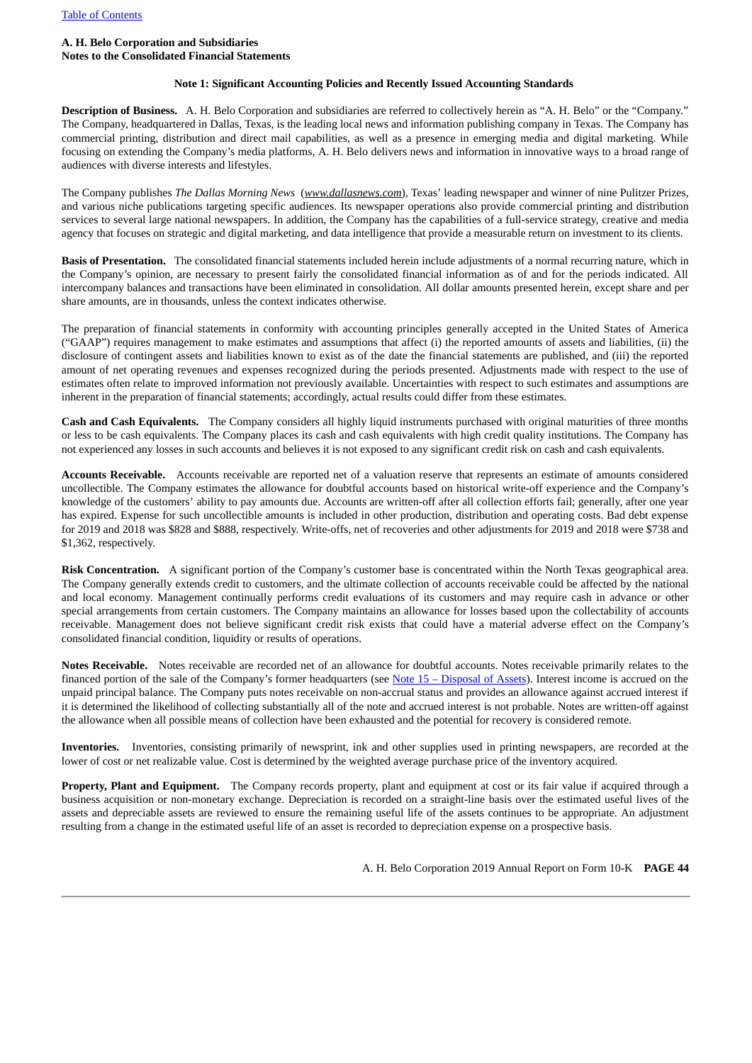**A. H. Belo Corporation and Subsidiaries**
**Notes to the Consolidated Financial Statements**

### Note 1: Significant Accounting Policies and Recently Issued Accounting Standards

**Description of Business.** A. H. Belo Corporation and subsidiaries are referred to collectively herein as "A. H. Belo" or the "Company." The Company, headquartered in Dallas, Texas, is the leading local news and information publishing company in Texas. The Company has commercial printing, distribution and direct mail capabilities, as well as a presence in emerging media and digital marketing. While focusing on extending the Company's media platforms, A. H. Belo delivers news and information in innovative ways to a broad range of audiences with diverse interests and lifestyles.

The Company publishes *The Dallas Morning News* (*www.dallasnews.com*), Texas' leading newspaper and winner of nine Pulitzer Prizes, and various niche publications targeting specific audiences. Its newspaper operations also provide commercial printing and distribution services to several large national newspapers. In addition, the Company has the capabilities of a full-service strategy, creative and media agency that focuses on strategic and digital marketing, and data intelligence that provide a measurable return on investment to its clients.

**Basis of Presentation.** The consolidated financial statements included herein include adjustments of a normal recurring nature, which in the Company's opinion, are necessary to present fairly the consolidated financial information as of and for the periods indicated. All intercompany balances and transactions have been eliminated in consolidation. All dollar amounts presented herein, except share and per share amounts, are in thousands, unless the context indicates otherwise.

The preparation of financial statements in conformity with accounting principles generally accepted in the United States of America ("GAAP") requires management to make estimates and assumptions that affect (i) the reported amounts of assets and liabilities, (ii) the disclosure of contingent assets and liabilities known to exist as of the date the financial statements are published, and (iii) the reported amount of net operating revenues and expenses recognized during the periods presented. Adjustments made with respect to the use of estimates often relate to improved information not previously available. Uncertainties with respect to such estimates and assumptions are inherent in the preparation of financial statements; accordingly, actual results could differ from these estimates.

**Cash and Cash Equivalents.** The Company considers all highly liquid instruments purchased with original maturities of three months or less to be cash equivalents. The Company places its cash and cash equivalents with high credit quality institutions. The Company has not experienced any losses in such accounts and believes it is not exposed to any significant credit risk on cash and cash equivalents.

**Accounts Receivable.** Accounts receivable are reported net of a valuation reserve that represents an estimate of amounts considered uncollectible. The Company estimates the allowance for doubtful accounts based on historical write-off experience and the Company's knowledge of the customers' ability to pay amounts due. Accounts are written-off after all collection efforts fail; generally, after one year has expired. Expense for such uncollectible amounts is included in other production, distribution and operating costs. Bad debt expense for 2019 and 2018 was $828 and $888, respectively. Write-offs, net of recoveries and other adjustments for 2019 and 2018 were $738 and $1,362, respectively.

**Risk Concentration.** A significant portion of the Company's customer base is concentrated within the North Texas geographical area. The Company generally extends credit to customers, and the ultimate collection of accounts receivable could be affected by the national and local economy. Management continually performs credit evaluations of its customers and may require cash in advance or other special arrangements from certain customers. The Company maintains an allowance for losses based upon the collectability of accounts receivable. Management does not believe significant credit risk exists that could have a material adverse effect on the Company's consolidated financial condition, liquidity or results of operations.

**Notes Receivable.** Notes receivable are recorded net of an allowance for doubtful accounts. Notes receivable primarily relates to the financed portion of the sale of the Company's former headquarters (see Note 15 – Disposal of Assets). Interest income is accrued on the unpaid principal balance. The Company puts notes receivable on non-accrual status and provides an allowance against accrued interest if it is determined the likelihood of collecting substantially all of the note and accrued interest is not probable. Notes are written-off against the allowance when all possible means of collection have been exhausted and the potential for recovery is considered remote.

**Inventories.** Inventories, consisting primarily of newsprint, ink and other supplies used in printing newspapers, are recorded at the lower of cost or net realizable value. Cost is determined by the weighted average purchase price of the inventory acquired.

**Property, Plant and Equipment.** The Company records property, plant and equipment at cost or its fair value if acquired through a business acquisition or non-monetary exchange. Depreciation is recorded on a straight-line basis over the estimated useful lives of the assets and depreciable assets are reviewed to ensure the remaining useful life of the assets continues to be appropriate. An adjustment resulting from a change in the estimated useful life of an asset is recorded to depreciation expense on a prospective basis.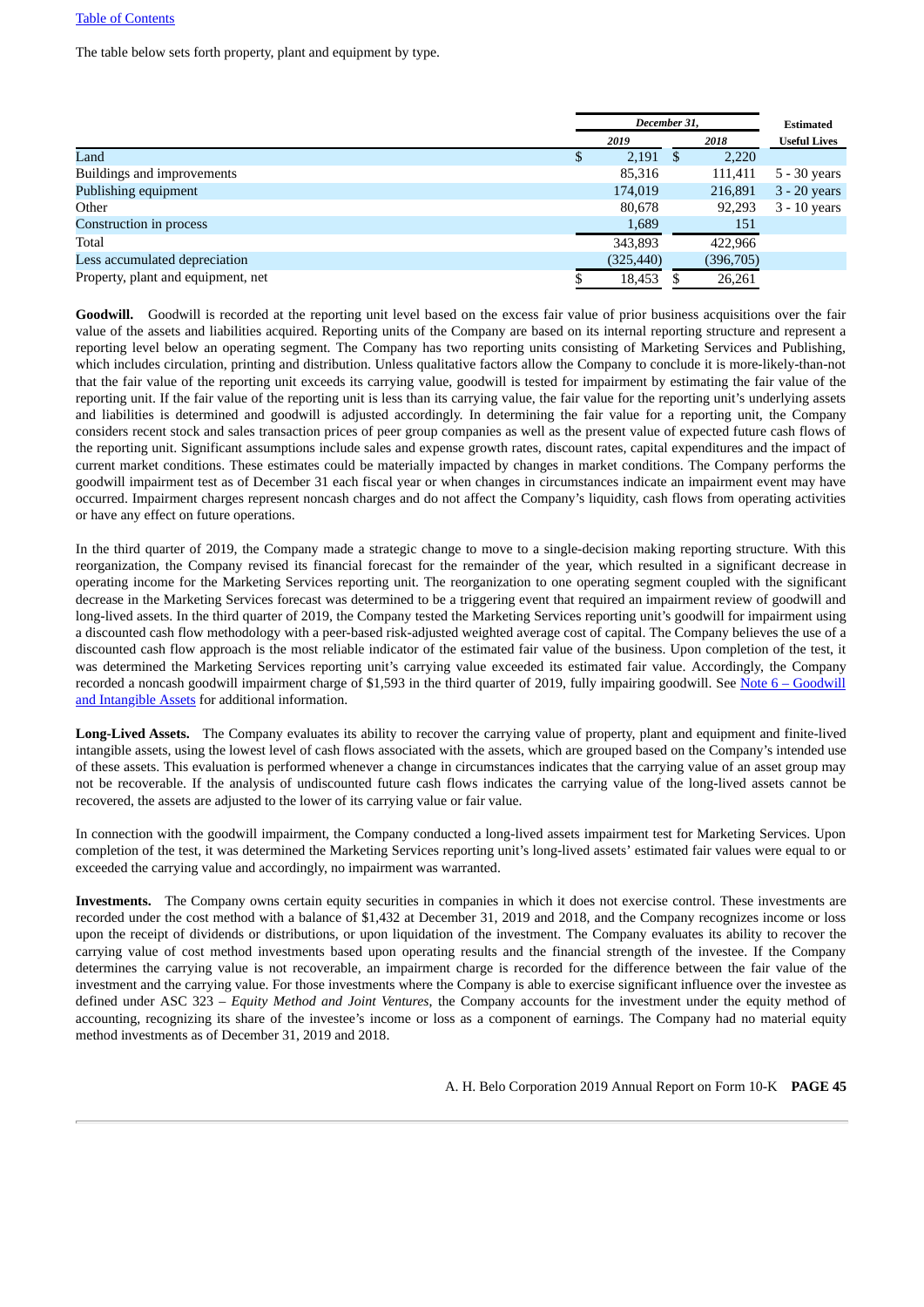The table below sets forth property, plant and equipment by type.

| | December 31, | | Estimated |
|---|---|---|---|
| | 2019 | 2018 | Useful Lives |
| Land | $ 2,191 | $ 2,220 | |
| Buildings and improvements | 85,316 | 111,411 | 5 - 30 years |
| Publishing equipment | 174,019 | 216,891 | 3 - 20 years |
| Other | 80,678 | 92,293 | 3 - 10 years |
| Construction in process | 1,689 | 151 | |
| Total | 343,893 | 422,966 | |
| Less accumulated depreciation | (325,440) | (396,705) | |
| Property, plant and equipment, net | $ 18,453 | $ 26,261 | |

**Goodwill.** Goodwill is recorded at the reporting unit level based on the excess fair value of prior business acquisitions over the fair value of the assets and liabilities acquired. Reporting units of the Company are based on its internal reporting structure and represent a reporting level below an operating segment. The Company has two reporting units consisting of Marketing Services and Publishing, which includes circulation, printing and distribution. Unless qualitative factors allow the Company to conclude it is more-likely-than-not that the fair value of the reporting unit exceeds its carrying value, goodwill is tested for impairment by estimating the fair value of the reporting unit. If the fair value of the reporting unit is less than its carrying value, the fair value for the reporting unit's underlying assets and liabilities is determined and goodwill is adjusted accordingly. In determining the fair value for a reporting unit, the Company considers recent stock and sales transaction prices of peer group companies as well as the present value of expected future cash flows of the reporting unit. Significant assumptions include sales and expense growth rates, discount rates, capital expenditures and the impact of current market conditions. These estimates could be materially impacted by changes in market conditions. The Company performs the goodwill impairment test as of December 31 each fiscal year or when changes in circumstances indicate an impairment event may have occurred. Impairment charges represent noncash charges and do not affect the Company's liquidity, cash flows from operating activities or have any effect on future operations.

In the third quarter of 2019, the Company made a strategic change to move to a single-decision making reporting structure. With this reorganization, the Company revised its financial forecast for the remainder of the year, which resulted in a significant decrease in operating income for the Marketing Services reporting unit. The reorganization to one operating segment coupled with the significant decrease in the Marketing Services forecast was determined to be a triggering event that required an impairment review of goodwill and long-lived assets. In the third quarter of 2019, the Company tested the Marketing Services reporting unit's goodwill for impairment using a discounted cash flow methodology with a peer-based risk-adjusted weighted average cost of capital. The Company believes the use of a discounted cash flow approach is the most reliable indicator of the estimated fair value of the business. Upon completion of the test, it was determined the Marketing Services reporting unit's carrying value exceeded its estimated fair value. Accordingly, the Company recorded a noncash goodwill impairment charge of $1,593 in the third quarter of 2019, fully impairing goodwill. See Note 6 – Goodwill and Intangible Assets for additional information.

**Long-Lived Assets.** The Company evaluates its ability to recover the carrying value of property, plant and equipment and finite-lived intangible assets, using the lowest level of cash flows associated with the assets, which are grouped based on the Company's intended use of these assets. This evaluation is performed whenever a change in circumstances indicates that the carrying value of an asset group may not be recoverable. If the analysis of undiscounted future cash flows indicates the carrying value of the long-lived assets cannot be recovered, the assets are adjusted to the lower of its carrying value or fair value.

In connection with the goodwill impairment, the Company conducted a long-lived assets impairment test for Marketing Services. Upon completion of the test, it was determined the Marketing Services reporting unit's long-lived assets' estimated fair values were equal to or exceeded the carrying value and accordingly, no impairment was warranted.

**Investments.** The Company owns certain equity securities in companies in which it does not exercise control. These investments are recorded under the cost method with a balance of $1,432 at December 31, 2019 and 2018, and the Company recognizes income or loss upon the receipt of dividends or distributions, or upon liquidation of the investment. The Company evaluates its ability to recover the carrying value of cost method investments based upon operating results and the financial strength of the investee. If the Company determines the carrying value is not recoverable, an impairment charge is recorded for the difference between the fair value of the investment and the carrying value. For those investments where the Company is able to exercise significant influence over the investee as defined under ASC 323 – *Equity Method and Joint Ventures*, the Company accounts for the investment under the equity method of accounting, recognizing its share of the investee's income or loss as a component of earnings. The Company had no material equity method investments as of December 31, 2019 and 2018.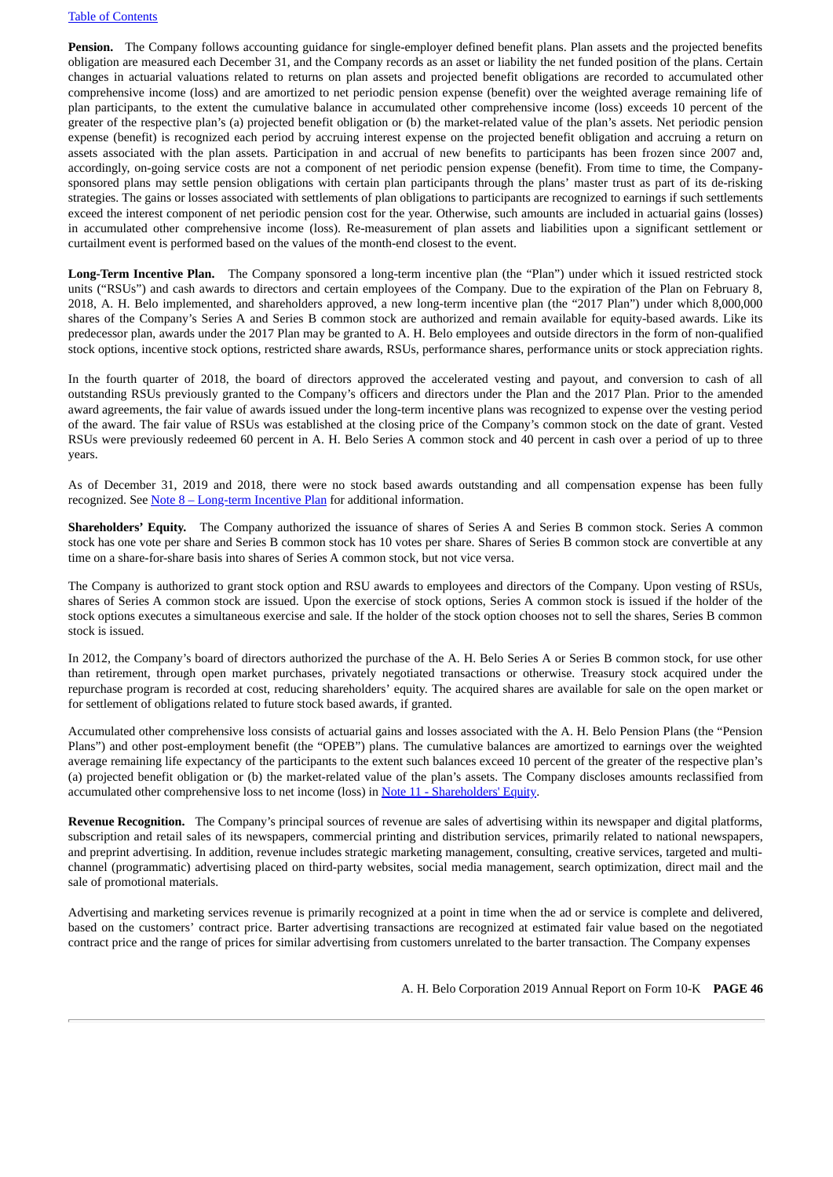**Pension.** The Company follows accounting guidance for single-employer defined benefit plans. Plan assets and the projected benefits obligation are measured each December 31, and the Company records as an asset or liability the net funded position of the plans. Certain changes in actuarial valuations related to returns on plan assets and projected benefit obligations are recorded to accumulated other comprehensive income (loss) and are amortized to net periodic pension expense (benefit) over the weighted average remaining life of plan participants, to the extent the cumulative balance in accumulated other comprehensive income (loss) exceeds 10 percent of the greater of the respective plan's (a) projected benefit obligation or (b) the market-related value of the plan's assets. Net periodic pension expense (benefit) is recognized each period by accruing interest expense on the projected benefit obligation and accruing a return on assets associated with the plan assets. Participation in and accrual of new benefits to participants has been frozen since 2007 and, accordingly, on-going service costs are not a component of net periodic pension expense (benefit). From time to time, the Company-sponsored plans may settle pension obligations with certain plan participants through the plans' master trust as part of its de-risking strategies. The gains or losses associated with settlements of plan obligations to participants are recognized to earnings if such settlements exceed the interest component of net periodic pension cost for the year. Otherwise, such amounts are included in actuarial gains (losses) in accumulated other comprehensive income (loss). Re-measurement of plan assets and liabilities upon a significant settlement or curtailment event is performed based on the values of the month-end closest to the event.

**Long-Term Incentive Plan.** The Company sponsored a long-term incentive plan (the "Plan") under which it issued restricted stock units ("RSUs") and cash awards to directors and certain employees of the Company. Due to the expiration of the Plan on February 8, 2018, A. H. Belo implemented, and shareholders approved, a new long-term incentive plan (the "2017 Plan") under which 8,000,000 shares of the Company's Series A and Series B common stock are authorized and remain available for equity-based awards. Like its predecessor plan, awards under the 2017 Plan may be granted to A. H. Belo employees and outside directors in the form of non-qualified stock options, incentive stock options, restricted share awards, RSUs, performance shares, performance units or stock appreciation rights.

In the fourth quarter of 2018, the board of directors approved the accelerated vesting and payout, and conversion to cash of all outstanding RSUs previously granted to the Company's officers and directors under the Plan and the 2017 Plan. Prior to the amended award agreements, the fair value of awards issued under the long-term incentive plans was recognized to expense over the vesting period of the award. The fair value of RSUs was established at the closing price of the Company's common stock on the date of grant. Vested RSUs were previously redeemed 60 percent in A. H. Belo Series A common stock and 40 percent in cash over a period of up to three years.

As of December 31, 2019 and 2018, there were no stock based awards outstanding and all compensation expense has been fully recognized. See Note 8 – Long-term Incentive Plan for additional information.

**Shareholders' Equity.** The Company authorized the issuance of shares of Series A and Series B common stock. Series A common stock has one vote per share and Series B common stock has 10 votes per share. Shares of Series B common stock are convertible at any time on a share-for-share basis into shares of Series A common stock, but not vice versa.

The Company is authorized to grant stock option and RSU awards to employees and directors of the Company. Upon vesting of RSUs, shares of Series A common stock are issued. Upon the exercise of stock options, Series A common stock is issued if the holder of the stock options executes a simultaneous exercise and sale. If the holder of the stock option chooses not to sell the shares, Series B common stock is issued.

In 2012, the Company's board of directors authorized the purchase of the A. H. Belo Series A or Series B common stock, for use other than retirement, through open market purchases, privately negotiated transactions or otherwise. Treasury stock acquired under the repurchase program is recorded at cost, reducing shareholders' equity. The acquired shares are available for sale on the open market or for settlement of obligations related to future stock based awards, if granted.

Accumulated other comprehensive loss consists of actuarial gains and losses associated with the A. H. Belo Pension Plans (the "Pension Plans") and other post-employment benefit (the "OPEB") plans. The cumulative balances are amortized to earnings over the weighted average remaining life expectancy of the participants to the extent such balances exceed 10 percent of the greater of the respective plan's (a) projected benefit obligation or (b) the market-related value of the plan's assets. The Company discloses amounts reclassified from accumulated other comprehensive loss to net income (loss) in Note 11 - Shareholders' Equity.

**Revenue Recognition.** The Company's principal sources of revenue are sales of advertising within its newspaper and digital platforms, subscription and retail sales of its newspapers, commercial printing and distribution services, primarily related to national newspapers, and preprint advertising. In addition, revenue includes strategic marketing management, consulting, creative services, targeted and multi-channel (programmatic) advertising placed on third-party websites, social media management, search optimization, direct mail and the sale of promotional materials.

Advertising and marketing services revenue is primarily recognized at a point in time when the ad or service is complete and delivered, based on the customers' contract price. Barter advertising transactions are recognized at estimated fair value based on the negotiated contract price and the range of prices for similar advertising from customers unrelated to the barter transaction. The Company expenses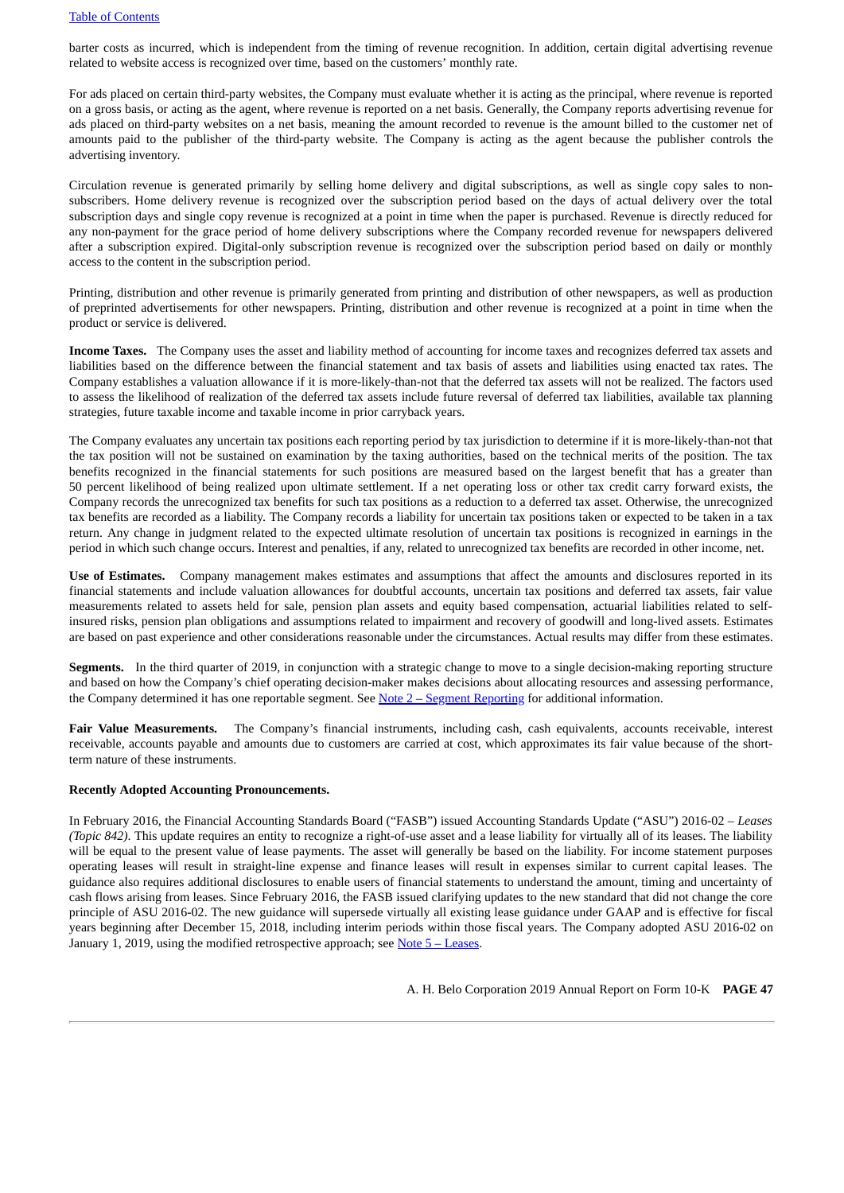barter costs as incurred, which is independent from the timing of revenue recognition. In addition, certain digital advertising revenue related to website access is recognized over time, based on the customers' monthly rate.

For ads placed on certain third-party websites, the Company must evaluate whether it is acting as the principal, where revenue is reported on a gross basis, or acting as the agent, where revenue is reported on a net basis. Generally, the Company reports advertising revenue for ads placed on third-party websites on a net basis, meaning the amount recorded to revenue is the amount billed to the customer net of amounts paid to the publisher of the third-party website. The Company is acting as the agent because the publisher controls the advertising inventory.

Circulation revenue is generated primarily by selling home delivery and digital subscriptions, as well as single copy sales to non-subscribers. Home delivery revenue is recognized over the subscription period based on the days of actual delivery over the total subscription days and single copy revenue is recognized at a point in time when the paper is purchased. Revenue is directly reduced for any non-payment for the grace period of home delivery subscriptions where the Company recorded revenue for newspapers delivered after a subscription expired. Digital-only subscription revenue is recognized over the subscription period based on daily or monthly access to the content in the subscription period.

Printing, distribution and other revenue is primarily generated from printing and distribution of other newspapers, as well as production of preprinted advertisements for other newspapers. Printing, distribution and other revenue is recognized at a point in time when the product or service is delivered.

**Income Taxes.** The Company uses the asset and liability method of accounting for income taxes and recognizes deferred tax assets and liabilities based on the difference between the financial statement and tax basis of assets and liabilities using enacted tax rates. The Company establishes a valuation allowance if it is more-likely-than-not that the deferred tax assets will not be realized. The factors used to assess the likelihood of realization of the deferred tax assets include future reversal of deferred tax liabilities, available tax planning strategies, future taxable income and taxable income in prior carryback years.

The Company evaluates any uncertain tax positions each reporting period by tax jurisdiction to determine if it is more-likely-than-not that the tax position will not be sustained on examination by the taxing authorities, based on the technical merits of the position. The tax benefits recognized in the financial statements for such positions are measured based on the largest benefit that has a greater than 50 percent likelihood of being realized upon ultimate settlement. If a net operating loss or other tax credit carry forward exists, the Company records the unrecognized tax benefits for such tax positions as a reduction to a deferred tax asset. Otherwise, the unrecognized tax benefits are recorded as a liability. The Company records a liability for uncertain tax positions taken or expected to be taken in a tax return. Any change in judgment related to the expected ultimate resolution of uncertain tax positions is recognized in earnings in the period in which such change occurs. Interest and penalties, if any, related to unrecognized tax benefits are recorded in other income, net.

**Use of Estimates.** Company management makes estimates and assumptions that affect the amounts and disclosures reported in its financial statements and include valuation allowances for doubtful accounts, uncertain tax positions and deferred tax assets, fair value measurements related to assets held for sale, pension plan assets and equity based compensation, actuarial liabilities related to self-insured risks, pension plan obligations and assumptions related to impairment and recovery of goodwill and long-lived assets. Estimates are based on past experience and other considerations reasonable under the circumstances. Actual results may differ from these estimates.

**Segments.** In the third quarter of 2019, in conjunction with a strategic change to move to a single decision-making reporting structure and based on how the Company's chief operating decision-maker makes decisions about allocating resources and assessing performance, the Company determined it has one reportable segment. See Note 2 – Segment Reporting for additional information.

**Fair Value Measurements.** The Company's financial instruments, including cash, cash equivalents, accounts receivable, interest receivable, accounts payable and amounts due to customers are carried at cost, which approximates its fair value because of the short-term nature of these instruments.

**Recently Adopted Accounting Pronouncements.**

In February 2016, the Financial Accounting Standards Board ("FASB") issued Accounting Standards Update ("ASU") 2016-02 – *Leases (Topic 842)*. This update requires an entity to recognize a right-of-use asset and a lease liability for virtually all of its leases. The liability will be equal to the present value of lease payments. The asset will generally be based on the liability. For income statement purposes operating leases will result in straight-line expense and finance leases will result in expenses similar to current capital leases. The guidance also requires additional disclosures to enable users of financial statements to understand the amount, timing and uncertainty of cash flows arising from leases. Since February 2016, the FASB issued clarifying updates to the new standard that did not change the core principle of ASU 2016-02. The new guidance will supersede virtually all existing lease guidance under GAAP and is effective for fiscal years beginning after December 15, 2018, including interim periods within those fiscal years. The Company adopted ASU 2016-02 on January 1, 2019, using the modified retrospective approach; see Note 5 – Leases.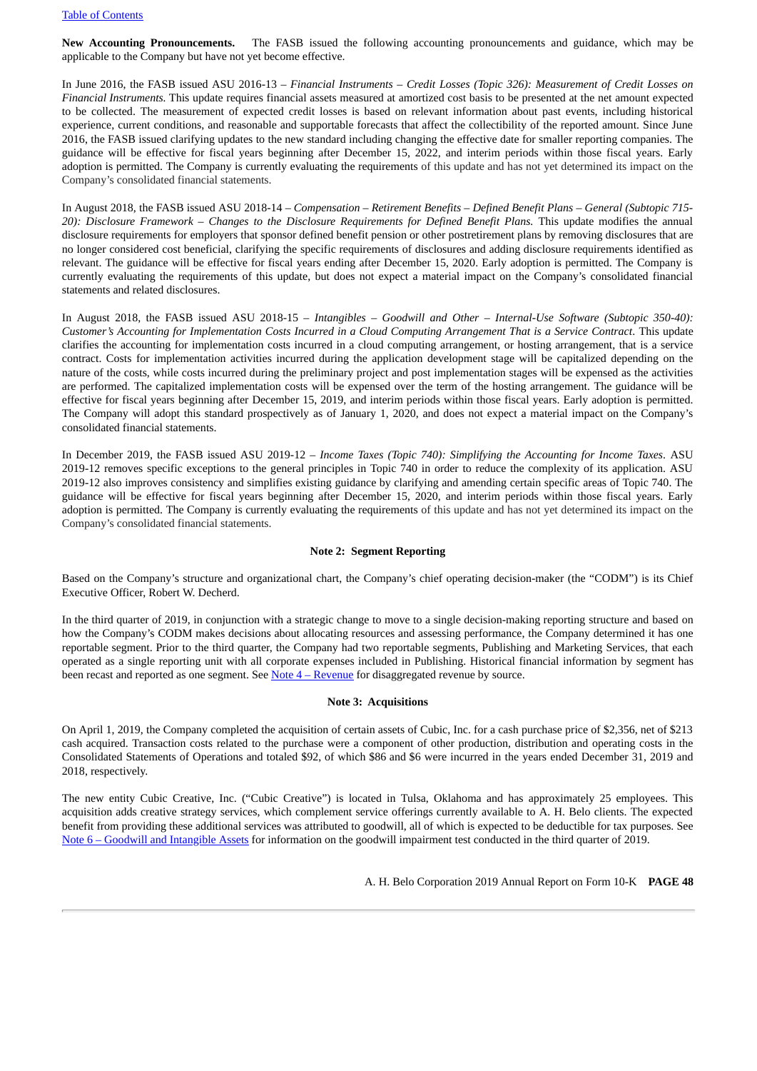**New Accounting Pronouncements.** The FASB issued the following accounting pronouncements and guidance, which may be applicable to the Company but have not yet become effective.

In June 2016, the FASB issued ASU 2016-13 – *Financial Instruments – Credit Losses (Topic 326): Measurement of Credit Losses on Financial Instruments.* This update requires financial assets measured at amortized cost basis to be presented at the net amount expected to be collected. The measurement of expected credit losses is based on relevant information about past events, including historical experience, current conditions, and reasonable and supportable forecasts that affect the collectibility of the reported amount. Since June 2016, the FASB issued clarifying updates to the new standard including changing the effective date for smaller reporting companies. The guidance will be effective for fiscal years beginning after December 15, 2022, and interim periods within those fiscal years. Early adoption is permitted. The Company is currently evaluating the requirements of this update and has not yet determined its impact on the Company's consolidated financial statements.

In August 2018, the FASB issued ASU 2018-14 – *Compensation – Retirement Benefits – Defined Benefit Plans – General (Subtopic 715-20): Disclosure Framework – Changes to the Disclosure Requirements for Defined Benefit Plans.* This update modifies the annual disclosure requirements for employers that sponsor defined benefit pension or other postretirement plans by removing disclosures that are no longer considered cost beneficial, clarifying the specific requirements of disclosures and adding disclosure requirements identified as relevant. The guidance will be effective for fiscal years ending after December 15, 2020. Early adoption is permitted. The Company is currently evaluating the requirements of this update, but does not expect a material impact on the Company's consolidated financial statements and related disclosures.

In August 2018, the FASB issued ASU 2018-15 – *Intangibles – Goodwill and Other – Internal-Use Software (Subtopic 350-40): Customer's Accounting for Implementation Costs Incurred in a Cloud Computing Arrangement That is a Service Contract*. This update clarifies the accounting for implementation costs incurred in a cloud computing arrangement, or hosting arrangement, that is a service contract. Costs for implementation activities incurred during the application development stage will be capitalized depending on the nature of the costs, while costs incurred during the preliminary project and post implementation stages will be expensed as the activities are performed. The capitalized implementation costs will be expensed over the term of the hosting arrangement. The guidance will be effective for fiscal years beginning after December 15, 2019, and interim periods within those fiscal years. Early adoption is permitted. The Company will adopt this standard prospectively as of January 1, 2020, and does not expect a material impact on the Company's consolidated financial statements.

In December 2019, the FASB issued ASU 2019-12 – *Income Taxes (Topic 740): Simplifying the Accounting for Income Taxes*. ASU 2019-12 removes specific exceptions to the general principles in Topic 740 in order to reduce the complexity of its application. ASU 2019-12 also improves consistency and simplifies existing guidance by clarifying and amending certain specific areas of Topic 740. The guidance will be effective for fiscal years beginning after December 15, 2020, and interim periods within those fiscal years. Early adoption is permitted. The Company is currently evaluating the requirements of this update and has not yet determined its impact on the Company's consolidated financial statements.

## Note 2: Segment Reporting

Based on the Company's structure and organizational chart, the Company's chief operating decision-maker (the "CODM") is its Chief Executive Officer, Robert W. Decherd.

In the third quarter of 2019, in conjunction with a strategic change to move to a single decision-making reporting structure and based on how the Company's CODM makes decisions about allocating resources and assessing performance, the Company determined it has one reportable segment. Prior to the third quarter, the Company had two reportable segments, Publishing and Marketing Services, that each operated as a single reporting unit with all corporate expenses included in Publishing. Historical financial information by segment has been recast and reported as one segment. See Note 4 – Revenue for disaggregated revenue by source.

## Note 3: Acquisitions

On April 1, 2019, the Company completed the acquisition of certain assets of Cubic, Inc. for a cash purchase price of $2,356, net of $213 cash acquired. Transaction costs related to the purchase were a component of other production, distribution and operating costs in the Consolidated Statements of Operations and totaled $92, of which $86 and $6 were incurred in the years ended December 31, 2019 and 2018, respectively.

The new entity Cubic Creative, Inc. ("Cubic Creative") is located in Tulsa, Oklahoma and has approximately 25 employees. This acquisition adds creative strategy services, which complement service offerings currently available to A. H. Belo clients. The expected benefit from providing these additional services was attributed to goodwill, all of which is expected to be deductible for tax purposes. See Note 6 – Goodwill and Intangible Assets for information on the goodwill impairment test conducted in the third quarter of 2019.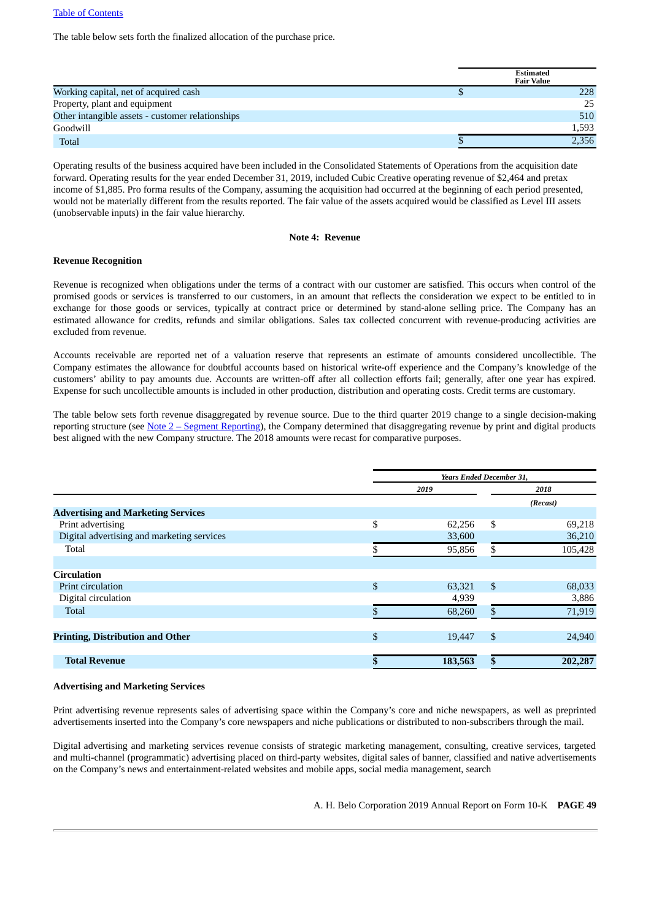The table below sets forth the finalized allocation of the purchase price.

| | Estimated Fair Value |
|---|---|
| Working capital, net of acquired cash | $ 228 |
| Property, plant and equipment | 25 |
| Other intangible assets - customer relationships | 510 |
| Goodwill | 1,593 |
| Total | $ 2,356 |

Operating results of the business acquired have been included in the Consolidated Statements of Operations from the acquisition date forward. Operating results for the year ended December 31, 2019, included Cubic Creative operating revenue of $2,464 and pretax income of $1,885. Pro forma results of the Company, assuming the acquisition had occurred at the beginning of each period presented, would not be materially different from the results reported. The fair value of the assets acquired would be classified as Level III assets (unobservable inputs) in the fair value hierarchy.

## Note 4: Revenue

**Revenue Recognition**

Revenue is recognized when obligations under the terms of a contract with our customer are satisfied. This occurs when control of the promised goods or services is transferred to our customers, in an amount that reflects the consideration we expect to be entitled to in exchange for those goods or services, typically at contract price or determined by stand-alone selling price. The Company has an estimated allowance for credits, refunds and similar obligations. Sales tax collected concurrent with revenue-producing activities are excluded from revenue.

Accounts receivable are reported net of a valuation reserve that represents an estimate of amounts considered uncollectible. The Company estimates the allowance for doubtful accounts based on historical write-off experience and the Company's knowledge of the customers' ability to pay amounts due. Accounts are written-off after all collection efforts fail; generally, after one year has expired. Expense for such uncollectible amounts is included in other production, distribution and operating costs. Credit terms are customary.

The table below sets forth revenue disaggregated by revenue source. Due to the third quarter 2019 change to a single decision-making reporting structure (see Note 2 – Segment Reporting), the Company determined that disaggregating revenue by print and digital products best aligned with the new Company structure. The 2018 amounts were recast for comparative purposes.

| | *Years Ended December 31,* | |
|---|---|---|
| | *2019* | *2018* |
| | | *(Recast)* |
| **Advertising and Marketing Services** | | |
| Print advertising | $ 62,256 | $ 69,218 |
| Digital advertising and marketing services | 33,600 | 36,210 |
| Total | $ 95,856 | $ 105,428 |
| | | |
| **Circulation** | | |
| Print circulation | $ 63,321 | $ 68,033 |
| Digital circulation | 4,939 | 3,886 |
| Total | $ 68,260 | $ 71,919 |
| | | |
| **Printing, Distribution and Other** | $ 19,447 | $ 24,940 |
| | | |
| **Total Revenue** | **$ 183,563** | **$ 202,287** |

**Advertising and Marketing Services**

Print advertising revenue represents sales of advertising space within the Company's core and niche newspapers, as well as preprinted advertisements inserted into the Company's core newspapers and niche publications or distributed to non-subscribers through the mail.

Digital advertising and marketing services revenue consists of strategic marketing management, consulting, creative services, targeted and multi-channel (programmatic) advertising placed on third-party websites, digital sales of banner, classified and native advertisements on the Company's news and entertainment-related websites and mobile apps, social media management, search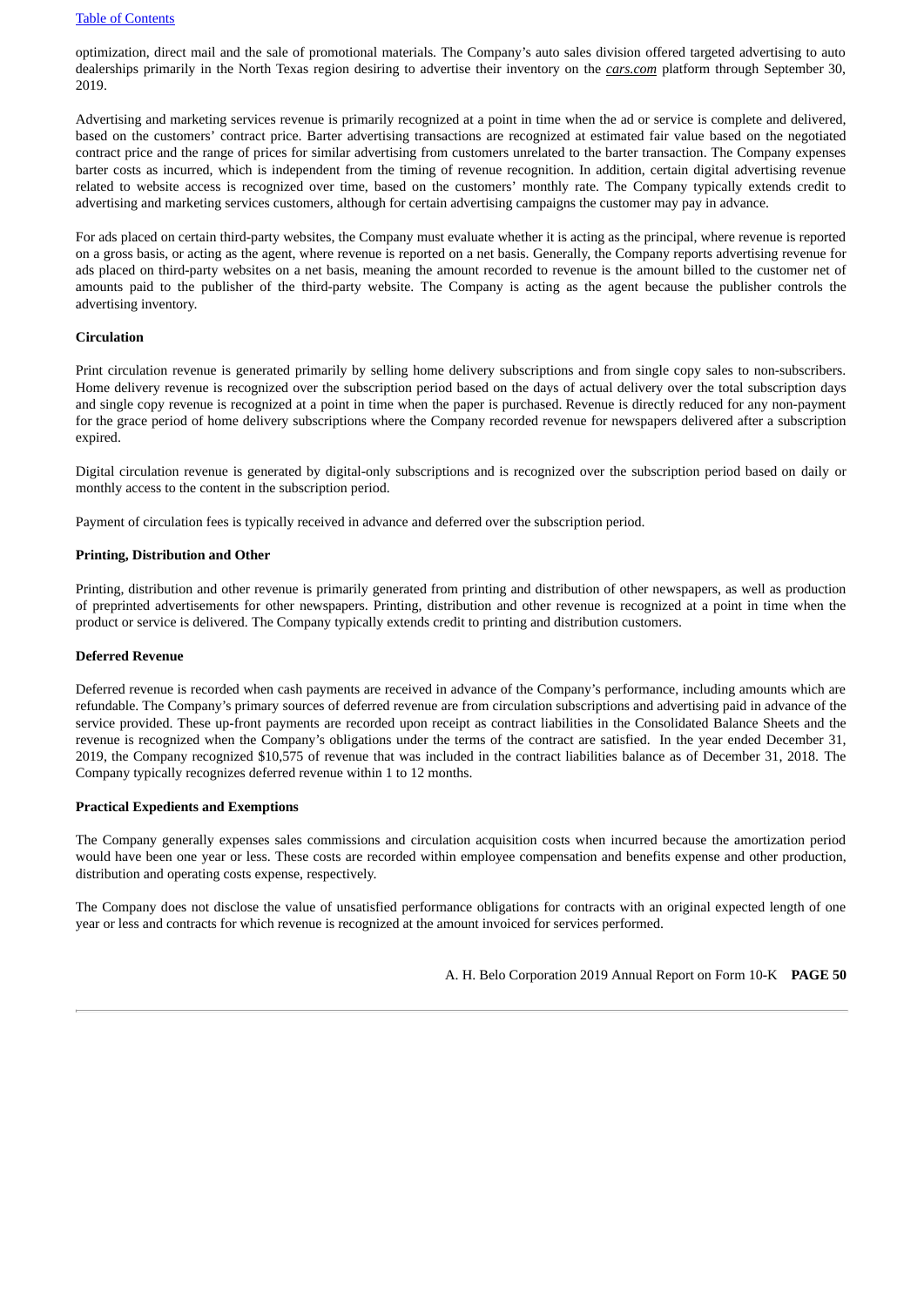optimization, direct mail and the sale of promotional materials. The Company's auto sales division offered targeted advertising to auto dealerships primarily in the North Texas region desiring to advertise their inventory on the ***cars.com*** platform through September 30, 2019.

Advertising and marketing services revenue is primarily recognized at a point in time when the ad or service is complete and delivered, based on the customers' contract price. Barter advertising transactions are recognized at estimated fair value based on the negotiated contract price and the range of prices for similar advertising from customers unrelated to the barter transaction. The Company expenses barter costs as incurred, which is independent from the timing of revenue recognition. In addition, certain digital advertising revenue related to website access is recognized over time, based on the customers' monthly rate. The Company typically extends credit to advertising and marketing services customers, although for certain advertising campaigns the customer may pay in advance.

For ads placed on certain third-party websites, the Company must evaluate whether it is acting as the principal, where revenue is reported on a gross basis, or acting as the agent, where revenue is reported on a net basis. Generally, the Company reports advertising revenue for ads placed on third-party websites on a net basis, meaning the amount recorded to revenue is the amount billed to the customer net of amounts paid to the publisher of the third-party website. The Company is acting as the agent because the publisher controls the advertising inventory.

**Circulation**

Print circulation revenue is generated primarily by selling home delivery subscriptions and from single copy sales to non-subscribers. Home delivery revenue is recognized over the subscription period based on the days of actual delivery over the total subscription days and single copy revenue is recognized at a point in time when the paper is purchased. Revenue is directly reduced for any non-payment for the grace period of home delivery subscriptions where the Company recorded revenue for newspapers delivered after a subscription expired.

Digital circulation revenue is generated by digital-only subscriptions and is recognized over the subscription period based on daily or monthly access to the content in the subscription period.

Payment of circulation fees is typically received in advance and deferred over the subscription period.

**Printing, Distribution and Other**

Printing, distribution and other revenue is primarily generated from printing and distribution of other newspapers, as well as production of preprinted advertisements for other newspapers. Printing, distribution and other revenue is recognized at a point in time when the product or service is delivered. The Company typically extends credit to printing and distribution customers.

**Deferred Revenue**

Deferred revenue is recorded when cash payments are received in advance of the Company's performance, including amounts which are refundable. The Company's primary sources of deferred revenue are from circulation subscriptions and advertising paid in advance of the service provided. These up-front payments are recorded upon receipt as contract liabilities in the Consolidated Balance Sheets and the revenue is recognized when the Company's obligations under the terms of the contract are satisfied. In the year ended December 31, 2019, the Company recognized $10,575 of revenue that was included in the contract liabilities balance as of December 31, 2018. The Company typically recognizes deferred revenue within 1 to 12 months.

**Practical Expedients and Exemptions**

The Company generally expenses sales commissions and circulation acquisition costs when incurred because the amortization period would have been one year or less. These costs are recorded within employee compensation and benefits expense and other production, distribution and operating costs expense, respectively.

The Company does not disclose the value of unsatisfied performance obligations for contracts with an original expected length of one year or less and contracts for which revenue is recognized at the amount invoiced for services performed.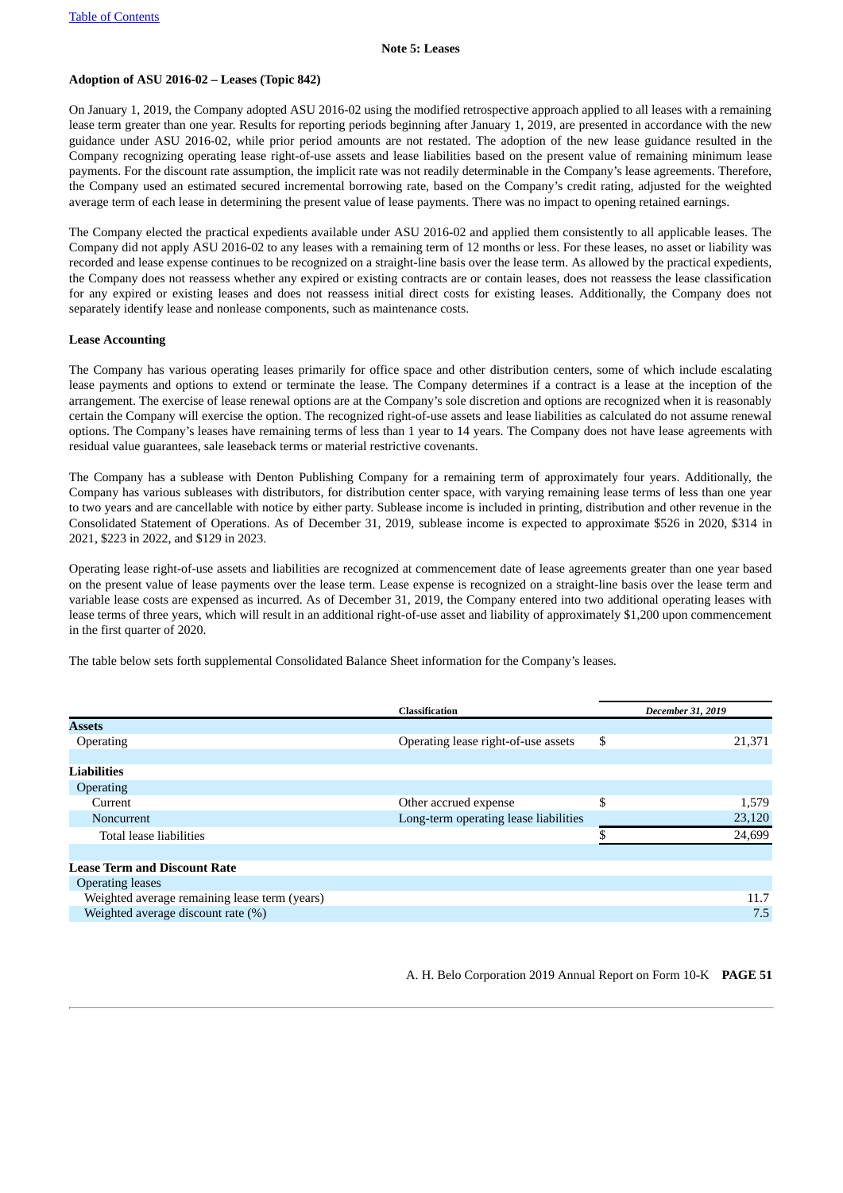## Note 5: Leases

### Adoption of ASU 2016-02 – Leases (Topic 842)

On January 1, 2019, the Company adopted ASU 2016-02 using the modified retrospective approach applied to all leases with a remaining lease term greater than one year. Results for reporting periods beginning after January 1, 2019, are presented in accordance with the new guidance under ASU 2016-02, while prior period amounts are not restated. The adoption of the new lease guidance resulted in the Company recognizing operating lease right-of-use assets and lease liabilities based on the present value of remaining minimum lease payments. For the discount rate assumption, the implicit rate was not readily determinable in the Company's lease agreements. Therefore, the Company used an estimated secured incremental borrowing rate, based on the Company's credit rating, adjusted for the weighted average term of each lease in determining the present value of lease payments. There was no impact to opening retained earnings.

The Company elected the practical expedients available under ASU 2016-02 and applied them consistently to all applicable leases. The Company did not apply ASU 2016-02 to any leases with a remaining term of 12 months or less. For these leases, no asset or liability was recorded and lease expense continues to be recognized on a straight-line basis over the lease term. As allowed by the practical expedients, the Company does not reassess whether any expired or existing contracts are or contain leases, does not reassess the lease classification for any expired or existing leases and does not reassess initial direct costs for existing leases. Additionally, the Company does not separately identify lease and nonlease components, such as maintenance costs.

### Lease Accounting

The Company has various operating leases primarily for office space and other distribution centers, some of which include escalating lease payments and options to extend or terminate the lease. The Company determines if a contract is a lease at the inception of the arrangement. The exercise of lease renewal options are at the Company's sole discretion and options are recognized when it is reasonably certain the Company will exercise the option. The recognized right-of-use assets and lease liabilities as calculated do not assume renewal options. The Company's leases have remaining terms of less than 1 year to 14 years. The Company does not have lease agreements with residual value guarantees, sale leaseback terms or material restrictive covenants.

The Company has a sublease with Denton Publishing Company for a remaining term of approximately four years. Additionally, the Company has various subleases with distributors, for distribution center space, with varying remaining lease terms of less than one year to two years and are cancellable with notice by either party. Sublease income is included in printing, distribution and other revenue in the Consolidated Statement of Operations. As of December 31, 2019, sublease income is expected to approximate $526 in 2020, $314 in 2021, $223 in 2022, and $129 in 2023.

Operating lease right-of-use assets and liabilities are recognized at commencement date of lease agreements greater than one year based on the present value of lease payments over the lease term. Lease expense is recognized on a straight-line basis over the lease term and variable lease costs are expensed as incurred. As of December 31, 2019, the Company entered into two additional operating leases with lease terms of three years, which will result in an additional right-of-use asset and liability of approximately $1,200 upon commencement in the first quarter of 2020.

The table below sets forth supplemental Consolidated Balance Sheet information for the Company's leases.

| | Classification | | *December 31, 2019* |
|---|---|---|---|
| **Assets** | | | |
| Operating | Operating lease right-of-use assets | $ | 21,371 |
| | | | |
| **Liabilities** | | | |
| Operating | | | |
| Current | Other accrued expense | $ | 1,579 |
| Noncurrent | Long-term operating lease liabilities | | 23,120 |
| Total lease liabilities | | $ | 24,699 |
| | | | |
| **Lease Term and Discount Rate** | | | |
| Operating leases | | | |
| Weighted average remaining lease term (years) | | | 11.7 |
| Weighted average discount rate (%) | | | 7.5 |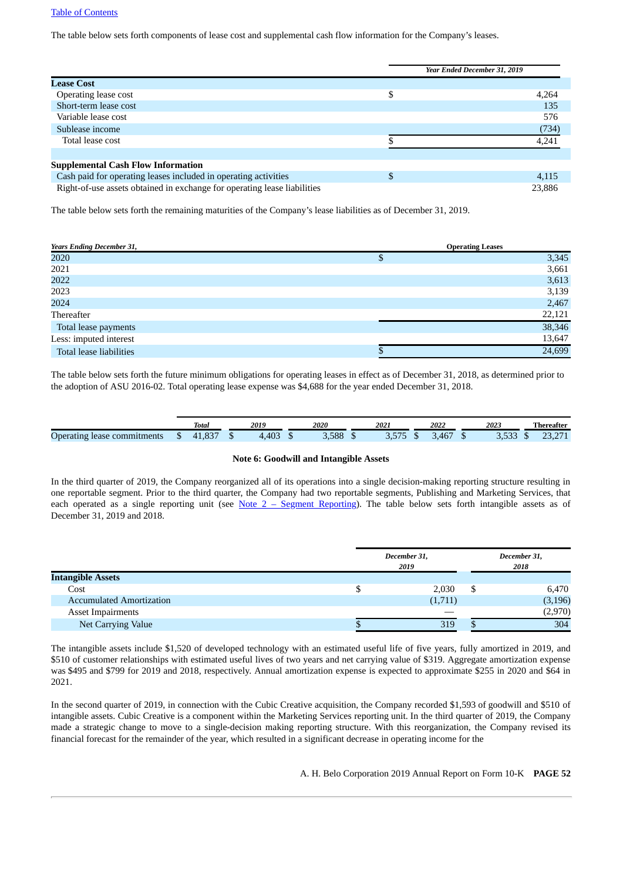[Table of Contents](#)

The table below sets forth components of lease cost and supplemental cash flow information for the Company's leases.

| | *Year Ended December 31, 2019* |
|---|---|
| **Lease Cost** | |
| Operating lease cost | $ 4,264 |
| Short-term lease cost | 135 |
| Variable lease cost | 576 |
| Sublease income | (734) |
| Total lease cost | $ 4,241 |
| | |
| **Supplemental Cash Flow Information** | |
| Cash paid for operating leases included in operating activities | $ 4,115 |
| Right-of-use assets obtained in exchange for operating lease liabilities | 23,886 |

The table below sets forth the remaining maturities of the Company's lease liabilities as of December 31, 2019.

| *Years Ending December 31,* | **Operating Leases** |
|---|---|
| 2020 | $ 3,345 |
| 2021 | 3,661 |
| 2022 | 3,613 |
| 2023 | 3,139 |
| 2024 | 2,467 |
| Thereafter | 22,121 |
| Total lease payments | 38,346 |
| Less: imputed interest | 13,647 |
| Total lease liabilities | $ 24,699 |

The table below sets forth the future minimum obligations for operating leases in effect as of December 31, 2018, as determined prior to the adoption of ASU 2016-02. Total operating lease expense was $4,688 for the year ended December 31, 2018.

| | *Total* | *2019* | *2020* | *2021* | *2022* | *2023* | *Thereafter* |
|---|---|---|---|---|---|---|---|
| Operating lease commitments | $ 41,837 | $ 4,403 | $ 3,588 | $ 3,575 | $ 3,467 | $ 3,533 | $ 23,271 |

**Note 6: Goodwill and Intangible Assets**

In the third quarter of 2019, the Company reorganized all of its operations into a single decision-making reporting structure resulting in one reportable segment. Prior to the third quarter, the Company had two reportable segments, Publishing and Marketing Services, that each operated as a single reporting unit (see [Note 2 – Segment Reporting](#)). The table below sets forth intangible assets as of December 31, 2019 and 2018.

| | *December 31, 2019* | *December 31, 2018* |
|---|---|---|
| **Intangible Assets** | | |
| Cost | $ 2,030 | $ 6,470 |
| Accumulated Amortization | (1,711) | (3,196) |
| Asset Impairments | — | (2,970) |
| Net Carrying Value | $ 319 | $ 304 |

The intangible assets include $1,520 of developed technology with an estimated useful life of five years, fully amortized in 2019, and $510 of customer relationships with estimated useful lives of two years and net carrying value of $319. Aggregate amortization expense was $495 and $799 for 2019 and 2018, respectively. Annual amortization expense is expected to approximate $255 in 2020 and $64 in 2021.

In the second quarter of 2019, in connection with the Cubic Creative acquisition, the Company recorded $1,593 of goodwill and $510 of intangible assets. Cubic Creative is a component within the Marketing Services reporting unit. In the third quarter of 2019, the Company made a strategic change to move to a single-decision making reporting structure. With this reorganization, the Company revised its financial forecast for the remainder of the year, which resulted in a significant decrease in operating income for the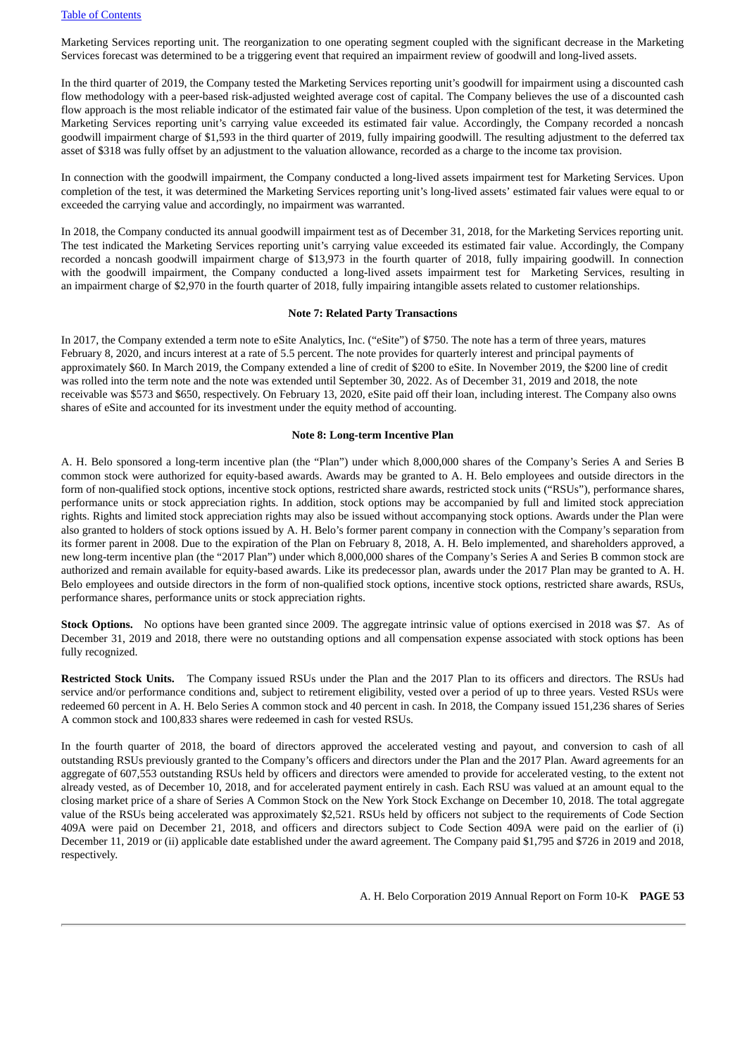Marketing Services reporting unit. The reorganization to one operating segment coupled with the significant decrease in the Marketing Services forecast was determined to be a triggering event that required an impairment review of goodwill and long-lived assets.

In the third quarter of 2019, the Company tested the Marketing Services reporting unit's goodwill for impairment using a discounted cash flow methodology with a peer-based risk-adjusted weighted average cost of capital. The Company believes the use of a discounted cash flow approach is the most reliable indicator of the estimated fair value of the business. Upon completion of the test, it was determined the Marketing Services reporting unit's carrying value exceeded its estimated fair value. Accordingly, the Company recorded a noncash goodwill impairment charge of $1,593 in the third quarter of 2019, fully impairing goodwill. The resulting adjustment to the deferred tax asset of $318 was fully offset by an adjustment to the valuation allowance, recorded as a charge to the income tax provision.

In connection with the goodwill impairment, the Company conducted a long-lived assets impairment test for Marketing Services. Upon completion of the test, it was determined the Marketing Services reporting unit's long-lived assets' estimated fair values were equal to or exceeded the carrying value and accordingly, no impairment was warranted.

In 2018, the Company conducted its annual goodwill impairment test as of December 31, 2018, for the Marketing Services reporting unit. The test indicated the Marketing Services reporting unit's carrying value exceeded its estimated fair value. Accordingly, the Company recorded a noncash goodwill impairment charge of $13,973 in the fourth quarter of 2018, fully impairing goodwill. In connection with the goodwill impairment, the Company conducted a long-lived assets impairment test for Marketing Services, resulting in an impairment charge of $2,970 in the fourth quarter of 2018, fully impairing intangible assets related to customer relationships.

## Note 7: Related Party Transactions

In 2017, the Company extended a term note to eSite Analytics, Inc. ("eSite") of $750. The note has a term of three years, matures February 8, 2020, and incurs interest at a rate of 5.5 percent. The note provides for quarterly interest and principal payments of approximately $60. In March 2019, the Company extended a line of credit of $200 to eSite. In November 2019, the $200 line of credit was rolled into the term note and the note was extended until September 30, 2022. As of December 31, 2019 and 2018, the note receivable was $573 and $650, respectively. On February 13, 2020, eSite paid off their loan, including interest. The Company also owns shares of eSite and accounted for its investment under the equity method of accounting.

## Note 8: Long-term Incentive Plan

A. H. Belo sponsored a long-term incentive plan (the "Plan") under which 8,000,000 shares of the Company's Series A and Series B common stock were authorized for equity-based awards. Awards may be granted to A. H. Belo employees and outside directors in the form of non-qualified stock options, incentive stock options, restricted share awards, restricted stock units ("RSUs"), performance shares, performance units or stock appreciation rights. In addition, stock options may be accompanied by full and limited stock appreciation rights. Rights and limited stock appreciation rights may also be issued without accompanying stock options. Awards under the Plan were also granted to holders of stock options issued by A. H. Belo's former parent company in connection with the Company's separation from its former parent in 2008. Due to the expiration of the Plan on February 8, 2018, A. H. Belo implemented, and shareholders approved, a new long-term incentive plan (the "2017 Plan") under which 8,000,000 shares of the Company's Series A and Series B common stock are authorized and remain available for equity-based awards. Like its predecessor plan, awards under the 2017 Plan may be granted to A. H. Belo employees and outside directors in the form of non-qualified stock options, incentive stock options, restricted share awards, RSUs, performance shares, performance units or stock appreciation rights.

**Stock Options.** No options have been granted since 2009. The aggregate intrinsic value of options exercised in 2018 was $7. As of December 31, 2019 and 2018, there were no outstanding options and all compensation expense associated with stock options has been fully recognized.

**Restricted Stock Units.** The Company issued RSUs under the Plan and the 2017 Plan to its officers and directors. The RSUs had service and/or performance conditions and, subject to retirement eligibility, vested over a period of up to three years. Vested RSUs were redeemed 60 percent in A. H. Belo Series A common stock and 40 percent in cash. In 2018, the Company issued 151,236 shares of Series A common stock and 100,833 shares were redeemed in cash for vested RSUs.

In the fourth quarter of 2018, the board of directors approved the accelerated vesting and payout, and conversion to cash of all outstanding RSUs previously granted to the Company's officers and directors under the Plan and the 2017 Plan. Award agreements for an aggregate of 607,553 outstanding RSUs held by officers and directors were amended to provide for accelerated vesting, to the extent not already vested, as of December 10, 2018, and for accelerated payment entirely in cash. Each RSU was valued at an amount equal to the closing market price of a share of Series A Common Stock on the New York Stock Exchange on December 10, 2018. The total aggregate value of the RSUs being accelerated was approximately $2,521. RSUs held by officers not subject to the requirements of Code Section 409A were paid on December 21, 2018, and officers and directors subject to Code Section 409A were paid on the earlier of (i) December 11, 2019 or (ii) applicable date established under the award agreement. The Company paid $1,795 and $726 in 2019 and 2018, respectively.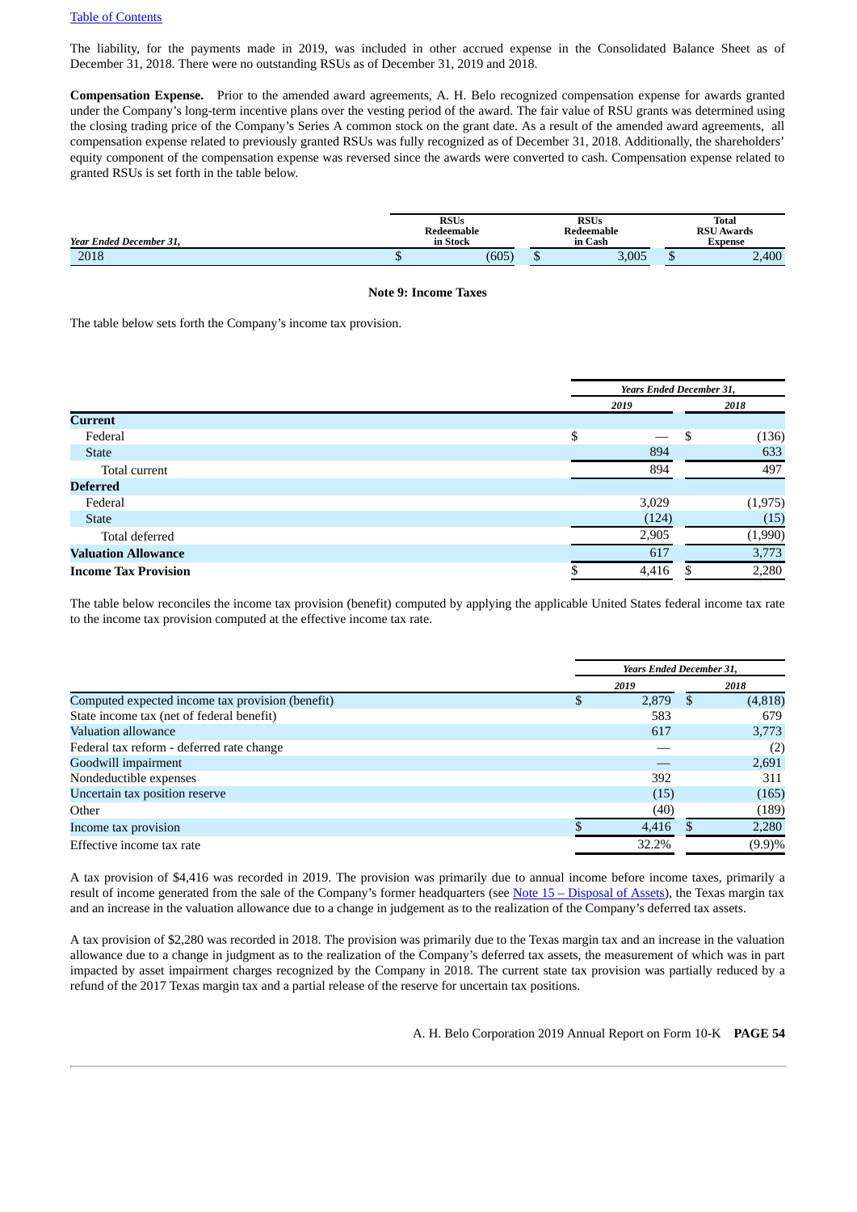The liability, for the payments made in 2019, was included in other accrued expense in the Consolidated Balance Sheet as of December 31, 2018. There were no outstanding RSUs as of December 31, 2019 and 2018.

**Compensation Expense.** Prior to the amended award agreements, A. H. Belo recognized compensation expense for awards granted under the Company's long-term incentive plans over the vesting period of the award. The fair value of RSU grants was determined using the closing trading price of the Company's Series A common stock on the grant date. As a result of the amended award agreements, all compensation expense related to previously granted RSUs was fully recognized as of December 31, 2018. Additionally, the shareholders' equity component of the compensation expense was reversed since the awards were converted to cash. Compensation expense related to granted RSUs is set forth in the table below.

| *Year Ended December 31,* | RSUs Redeemable in Stock | RSUs Redeemable in Cash | Total RSU Awards Expense |
|---|---|---|---|
| 2018 | $ (605) | $ 3,005 | $ 2,400 |

**Note 9: Income Taxes**

The table below sets forth the Company's income tax provision.

| | *Years Ended December 31,* | |
|---|---|---|
| | *2019* | *2018* |
| **Current** | | |
| Federal | $ — | $ (136) |
| State | 894 | 633 |
| Total current | 894 | 497 |
| **Deferred** | | |
| Federal | 3,029 | (1,975) |
| State | (124) | (15) |
| Total deferred | 2,905 | (1,990) |
| **Valuation Allowance** | 617 | 3,773 |
| **Income Tax Provision** | $ 4,416 | $ 2,280 |

The table below reconciles the income tax provision (benefit) computed by applying the applicable United States federal income tax rate to the income tax provision computed at the effective income tax rate.

| | *Years Ended December 31,* | |
|---|---|---|
| | *2019* | *2018* |
| Computed expected income tax provision (benefit) | $ 2,879 | $ (4,818) |
| State income tax (net of federal benefit) | 583 | 679 |
| Valuation allowance | 617 | 3,773 |
| Federal tax reform - deferred rate change | — | (2) |
| Goodwill impairment | — | 2,691 |
| Nondeductible expenses | 392 | 311 |
| Uncertain tax position reserve | (15) | (165) |
| Other | (40) | (189) |
| Income tax provision | $ 4,416 | $ 2,280 |
| Effective income tax rate | 32.2% | (9.9)% |

A tax provision of $4,416 was recorded in 2019. The provision was primarily due to annual income before income taxes, primarily a result of income generated from the sale of the Company's former headquarters (see Note 15 – Disposal of Assets), the Texas margin tax and an increase in the valuation allowance due to a change in judgement as to the realization of the Company's deferred tax assets.

A tax provision of $2,280 was recorded in 2018. The provision was primarily due to the Texas margin tax and an increase in the valuation allowance due to a change in judgment as to the realization of the Company's deferred tax assets, the measurement of which was in part impacted by asset impairment charges recognized by the Company in 2018. The current state tax provision was partially reduced by a refund of the 2017 Texas margin tax and a partial release of the reserve for uncertain tax positions.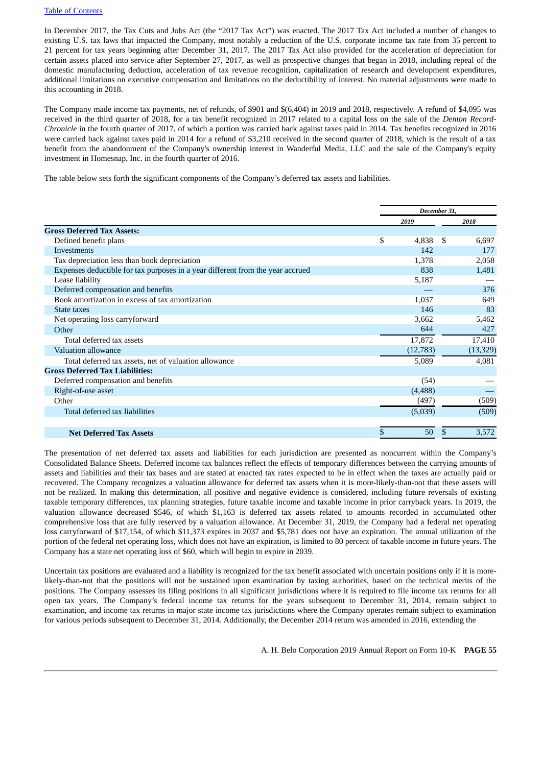In December 2017, the Tax Cuts and Jobs Act (the "2017 Tax Act") was enacted. The 2017 Tax Act included a number of changes to existing U.S. tax laws that impacted the Company, most notably a reduction of the U.S. corporate income tax rate from 35 percent to 21 percent for tax years beginning after December 31, 2017. The 2017 Tax Act also provided for the acceleration of depreciation for certain assets placed into service after September 27, 2017, as well as prospective changes that began in 2018, including repeal of the domestic manufacturing deduction, acceleration of tax revenue recognition, capitalization of research and development expenditures, additional limitations on executive compensation and limitations on the deductibility of interest. No material adjustments were made to this accounting in 2018.

The Company made income tax payments, net of refunds, of $901 and $(6,404) in 2019 and 2018, respectively. A refund of $4,095 was received in the third quarter of 2018, for a tax benefit recognized in 2017 related to a capital loss on the sale of the *Denton Record-Chronicle* in the fourth quarter of 2017, of which a portion was carried back against taxes paid in 2014. Tax benefits recognized in 2016 were carried back against taxes paid in 2014 for a refund of $3,210 received in the second quarter of 2018, which is the result of a tax benefit from the abandonment of the Company's ownership interest in Wanderful Media, LLC and the sale of the Company's equity investment in Homesnap, Inc. in the fourth quarter of 2016.

The table below sets forth the significant components of the Company's deferred tax assets and liabilities.

| | December 31, | |
|---|---|---|
| | 2019 | 2018 |
| **Gross Deferred Tax Assets:** | | |
| Defined benefit plans | $ 4,838 | $ 6,697 |
| Investments | 142 | 177 |
| Tax depreciation less than book depreciation | 1,378 | 2,058 |
| Expenses deductible for tax purposes in a year different from the year accrued | 838 | 1,481 |
| Lease liability | 5,187 | — |
| Deferred compensation and benefits | — | 376 |
| Book amortization in excess of tax amortization | 1,037 | 649 |
| State taxes | 146 | 83 |
| Net operating loss carryforward | 3,662 | 5,462 |
| Other | 644 | 427 |
| Total deferred tax assets | 17,872 | 17,410 |
| Valuation allowance | (12,783) | (13,329) |
| Total deferred tax assets, net of valuation allowance | 5,089 | 4,081 |
| **Gross Deferred Tax Liabilities:** | | |
| Deferred compensation and benefits | (54) | — |
| Right-of-use asset | (4,488) | — |
| Other | (497) | (509) |
| Total deferred tax liabilities | (5,039) | (509) |
| **Net Deferred Tax Assets** | $ 50 | $ 3,572 |

The presentation of net deferred tax assets and liabilities for each jurisdiction are presented as noncurrent within the Company's Consolidated Balance Sheets. Deferred income tax balances reflect the effects of temporary differences between the carrying amounts of assets and liabilities and their tax bases and are stated at enacted tax rates expected to be in effect when the taxes are actually paid or recovered. The Company recognizes a valuation allowance for deferred tax assets when it is more-likely-than-not that these assets will not be realized. In making this determination, all positive and negative evidence is considered, including future reversals of existing taxable temporary differences, tax planning strategies, future taxable income and taxable income in prior carryback years. In 2019, the valuation allowance decreased $546, of which $1,163 is deferred tax assets related to amounts recorded in accumulated other comprehensive loss that are fully reserved by a valuation allowance. At December 31, 2019, the Company had a federal net operating loss carryforward of $17,154, of which $11,373 expires in 2037 and $5,781 does not have an expiration. The annual utilization of the portion of the federal net operating loss, which does not have an expiration, is limited to 80 percent of taxable income in future years. The Company has a state net operating loss of $60, which will begin to expire in 2039.

Uncertain tax positions are evaluated and a liability is recognized for the tax benefit associated with uncertain positions only if it is more-likely-than-not that the positions will not be sustained upon examination by taxing authorities, based on the technical merits of the positions. The Company assesses its filing positions in all significant jurisdictions where it is required to file income tax returns for all open tax years. The Company's federal income tax returns for the years subsequent to December 31, 2014, remain subject to examination, and income tax returns in major state income tax jurisdictions where the Company operates remain subject to examination for various periods subsequent to December 31, 2014. Additionally, the December 2014 return was amended in 2016, extending the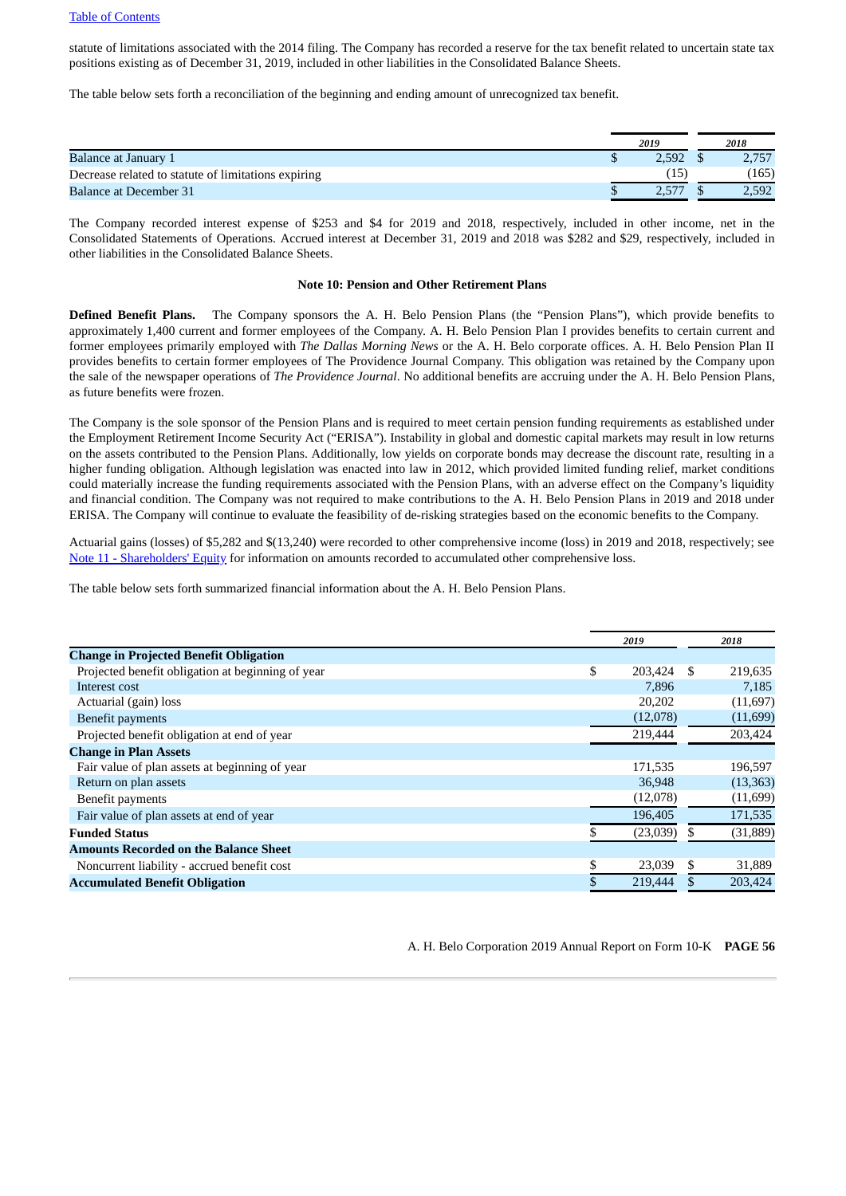statute of limitations associated with the 2014 filing. The Company has recorded a reserve for the tax benefit related to uncertain state tax positions existing as of December 31, 2019, included in other liabilities in the Consolidated Balance Sheets.

The table below sets forth a reconciliation of the beginning and ending amount of unrecognized tax benefit.

| | *2019* | *2018* |
|---|---|---|
| Balance at January 1 | $ 2,592 | $ 2,757 |
| Decrease related to statute of limitations expiring | (15) | (165) |
| Balance at December 31 | $ 2,577 | $ 2,592 |

The Company recorded interest expense of $253 and $4 for 2019 and 2018, respectively, included in other income, net in the Consolidated Statements of Operations. Accrued interest at December 31, 2019 and 2018 was $282 and $29, respectively, included in other liabilities in the Consolidated Balance Sheets.

## Note 10: Pension and Other Retirement Plans

**Defined Benefit Plans.** The Company sponsors the A. H. Belo Pension Plans (the "Pension Plans"), which provide benefits to approximately 1,400 current and former employees of the Company. A. H. Belo Pension Plan I provides benefits to certain current and former employees primarily employed with *The Dallas Morning News* or the A. H. Belo corporate offices. A. H. Belo Pension Plan II provides benefits to certain former employees of The Providence Journal Company. This obligation was retained by the Company upon the sale of the newspaper operations of *The Providence Journal*. No additional benefits are accruing under the A. H. Belo Pension Plans, as future benefits were frozen.

The Company is the sole sponsor of the Pension Plans and is required to meet certain pension funding requirements as established under the Employment Retirement Income Security Act ("ERISA"). Instability in global and domestic capital markets may result in low returns on the assets contributed to the Pension Plans. Additionally, low yields on corporate bonds may decrease the discount rate, resulting in a higher funding obligation. Although legislation was enacted into law in 2012, which provided limited funding relief, market conditions could materially increase the funding requirements associated with the Pension Plans, with an adverse effect on the Company's liquidity and financial condition. The Company was not required to make contributions to the A. H. Belo Pension Plans in 2019 and 2018 under ERISA. The Company will continue to evaluate the feasibility of de-risking strategies based on the economic benefits to the Company.

Actuarial gains (losses) of $5,282 and $(13,240) were recorded to other comprehensive income (loss) in 2019 and 2018, respectively; see Note 11 - Shareholders' Equity for information on amounts recorded to accumulated other comprehensive loss.

The table below sets forth summarized financial information about the A. H. Belo Pension Plans.

| | *2019* | *2018* |
|---|---|---|
| **Change in Projected Benefit Obligation** | | |
| Projected benefit obligation at beginning of year | $ 203,424 | $ 219,635 |
| Interest cost | 7,896 | 7,185 |
| Actuarial (gain) loss | 20,202 | (11,697) |
| Benefit payments | (12,078) | (11,699) |
| Projected benefit obligation at end of year | 219,444 | 203,424 |
| **Change in Plan Assets** | | |
| Fair value of plan assets at beginning of year | 171,535 | 196,597 |
| Return on plan assets | 36,948 | (13,363) |
| Benefit payments | (12,078) | (11,699) |
| Fair value of plan assets at end of year | 196,405 | 171,535 |
| **Funded Status** | $ (23,039) | $ (31,889) |
| **Amounts Recorded on the Balance Sheet** | | |
| Noncurrent liability - accrued benefit cost | $ 23,039 | $ 31,889 |
| **Accumulated Benefit Obligation** | $ 219,444 | $ 203,424 |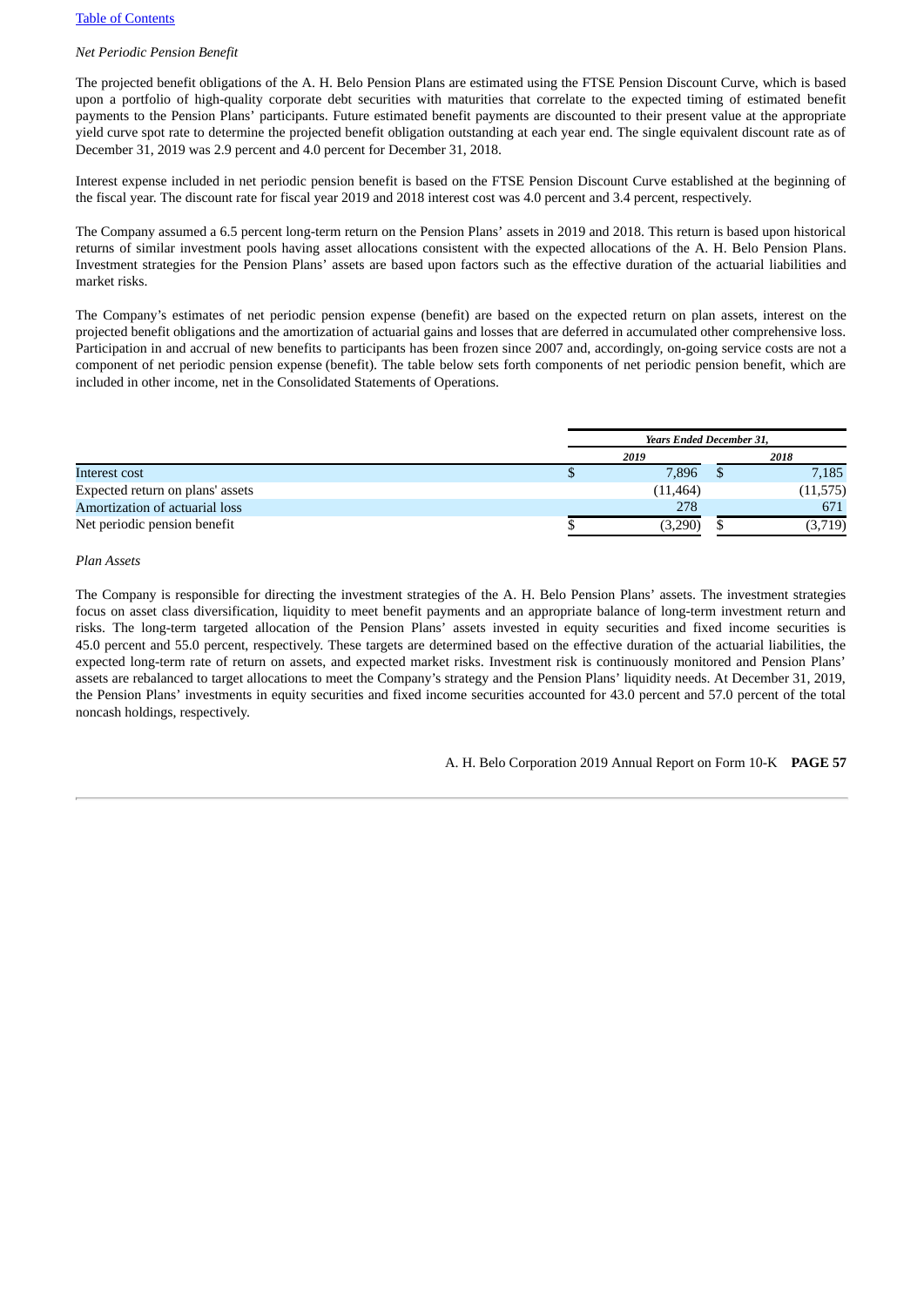*Net Periodic Pension Benefit*

The projected benefit obligations of the A. H. Belo Pension Plans are estimated using the FTSE Pension Discount Curve, which is based upon a portfolio of high-quality corporate debt securities with maturities that correlate to the expected timing of estimated benefit payments to the Pension Plans' participants. Future estimated benefit payments are discounted to their present value at the appropriate yield curve spot rate to determine the projected benefit obligation outstanding at each year end. The single equivalent discount rate as of December 31, 2019 was 2.9 percent and 4.0 percent for December 31, 2018.

Interest expense included in net periodic pension benefit is based on the FTSE Pension Discount Curve established at the beginning of the fiscal year. The discount rate for fiscal year 2019 and 2018 interest cost was 4.0 percent and 3.4 percent, respectively.

The Company assumed a 6.5 percent long-term return on the Pension Plans' assets in 2019 and 2018. This return is based upon historical returns of similar investment pools having asset allocations consistent with the expected allocations of the A. H. Belo Pension Plans. Investment strategies for the Pension Plans' assets are based upon factors such as the effective duration of the actuarial liabilities and market risks.

The Company's estimates of net periodic pension expense (benefit) are based on the expected return on plan assets, interest on the projected benefit obligations and the amortization of actuarial gains and losses that are deferred in accumulated other comprehensive loss. Participation in and accrual of new benefits to participants has been frozen since 2007 and, accordingly, on-going service costs are not a component of net periodic pension expense (benefit). The table below sets forth components of net periodic pension benefit, which are included in other income, net in the Consolidated Statements of Operations.

| | *Years Ended December 31,* | |
|---|---|---|
| | *2019* | *2018* |
| Interest cost | $ 7,896 | $ 7,185 |
| Expected return on plans' assets | (11,464) | (11,575) |
| Amortization of actuarial loss | 278 | 671 |
| Net periodic pension benefit | $ (3,290) | $ (3,719) |

*Plan Assets*

The Company is responsible for directing the investment strategies of the A. H. Belo Pension Plans' assets. The investment strategies focus on asset class diversification, liquidity to meet benefit payments and an appropriate balance of long-term investment return and risks. The long-term targeted allocation of the Pension Plans' assets invested in equity securities and fixed income securities is 45.0 percent and 55.0 percent, respectively. These targets are determined based on the effective duration of the actuarial liabilities, the expected long-term rate of return on assets, and expected market risks. Investment risk is continuously monitored and Pension Plans' assets are rebalanced to target allocations to meet the Company's strategy and the Pension Plans' liquidity needs. At December 31, 2019, the Pension Plans' investments in equity securities and fixed income securities accounted for 43.0 percent and 57.0 percent of the total noncash holdings, respectively.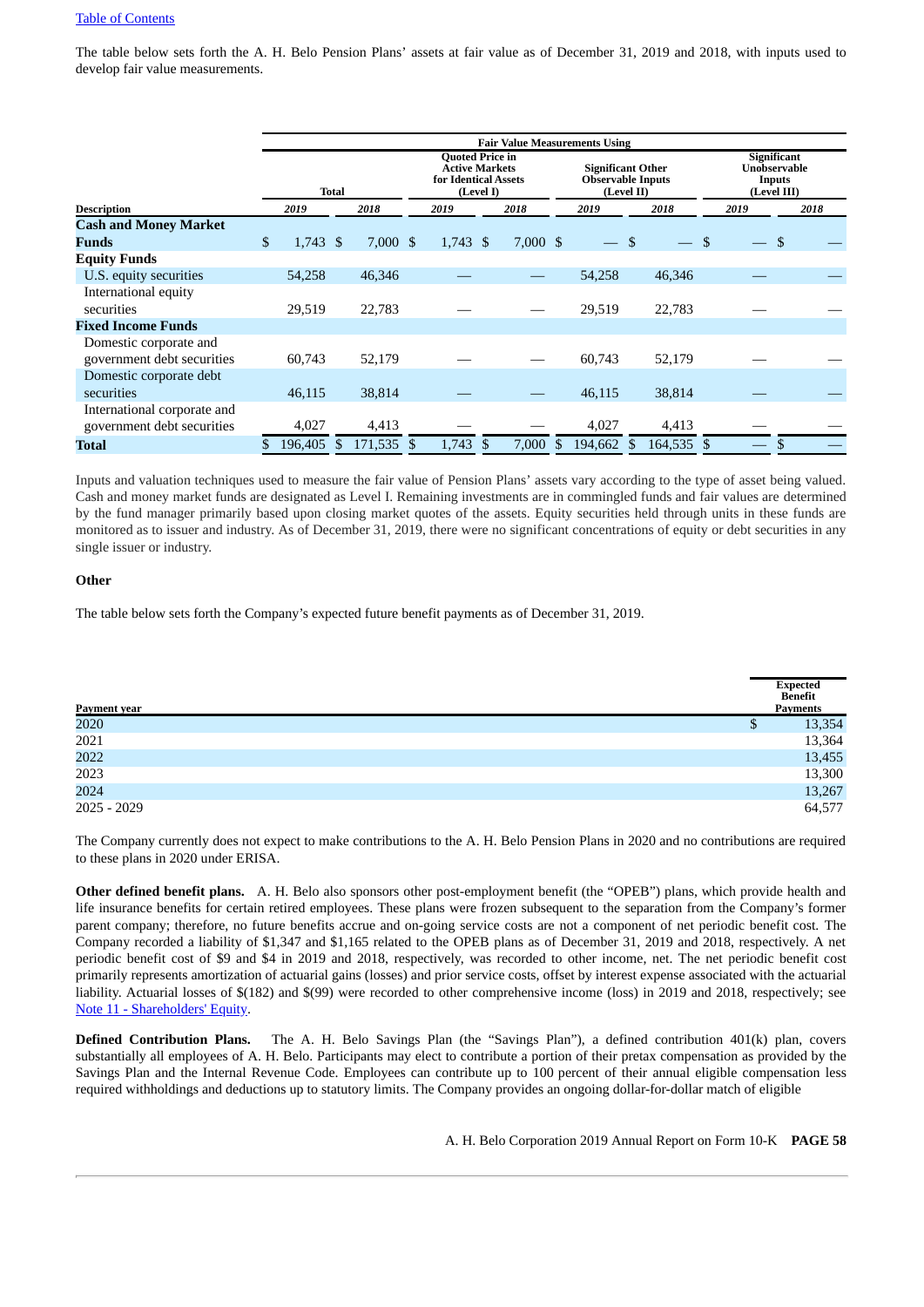[Table of Contents](#)

The table below sets forth the A. H. Belo Pension Plans' assets at fair value as of December 31, 2019 and 2018, with inputs used to develop fair value measurements.

| | Total | | Fair Value Measurements Using | | | | | |
|---|---|---|---|---|---|---|---|---|
| | | | Quoted Price in Active Markets for Identical Assets (Level I) | | Significant Other Observable Inputs (Level II) | | Significant Unobservable Inputs (Level III) | |
| **Description** | *2019* | *2018* | *2019* | *2018* | *2019* | *2018* | *2019* | *2018* |
| **Cash and Money Market Funds** | $ 1,743 | $ 7,000 | $ 1,743 | $ 7,000 | $ — | $ — | $ — | $ — |
| **Equity Funds** | | | | | | | | |
| U.S. equity securities | 54,258 | 46,346 | — | — | 54,258 | 46,346 | — | — |
| International equity securities | 29,519 | 22,783 | — | — | 29,519 | 22,783 | — | — |
| **Fixed Income Funds** | | | | | | | | |
| Domestic corporate and government debt securities | 60,743 | 52,179 | — | — | 60,743 | 52,179 | — | — |
| Domestic corporate debt securities | 46,115 | 38,814 | — | — | 46,115 | 38,814 | — | — |
| International corporate and government debt securities | 4,027 | 4,413 | — | — | 4,027 | 4,413 | — | — |
| **Total** | $ 196,405 | $ 171,535 | $ 1,743 | $ 7,000 | $ 194,662 | $ 164,535 | $ — | $ — |

Inputs and valuation techniques used to measure the fair value of Pension Plans' assets vary according to the type of asset being valued. Cash and money market funds are designated as Level I. Remaining investments are in commingled funds and fair values are determined by the fund manager primarily based upon closing market quotes of the assets. Equity securities held through units in these funds are monitored as to issuer and industry. As of December 31, 2019, there were no significant concentrations of equity or debt securities in any single issuer or industry.

**Other**

The table below sets forth the Company's expected future benefit payments as of December 31, 2019.

| Payment year | Expected Benefit Payments |
|---|---|
| 2020 | $ 13,354 |
| 2021 | 13,364 |
| 2022 | 13,455 |
| 2023 | 13,300 |
| 2024 | 13,267 |
| 2025 - 2029 | 64,577 |

The Company currently does not expect to make contributions to the A. H. Belo Pension Plans in 2020 and no contributions are required to these plans in 2020 under ERISA.

**Other defined benefit plans.** A. H. Belo also sponsors other post-employment benefit (the "OPEB") plans, which provide health and life insurance benefits for certain retired employees. These plans were frozen subsequent to the separation from the Company's former parent company; therefore, no future benefits accrue and on-going service costs are not a component of net periodic benefit cost. The Company recorded a liability of $1,347 and $1,165 related to the OPEB plans as of December 31, 2019 and 2018, respectively. A net periodic benefit cost of $9 and $4 in 2019 and 2018, respectively, was recorded to other income, net. The net periodic benefit cost primarily represents amortization of actuarial gains (losses) and prior service costs, offset by interest expense associated with the actuarial liability. Actuarial losses of $(182) and $(99) were recorded to other comprehensive income (loss) in 2019 and 2018, respectively; see [Note 11 - Shareholders' Equity](#).

**Defined Contribution Plans.** The A. H. Belo Savings Plan (the "Savings Plan"), a defined contribution 401(k) plan, covers substantially all employees of A. H. Belo. Participants may elect to contribute a portion of their pretax compensation as provided by the Savings Plan and the Internal Revenue Code. Employees can contribute up to 100 percent of their annual eligible compensation less required withholdings and deductions up to statutory limits. The Company provides an ongoing dollar-for-dollar match of eligible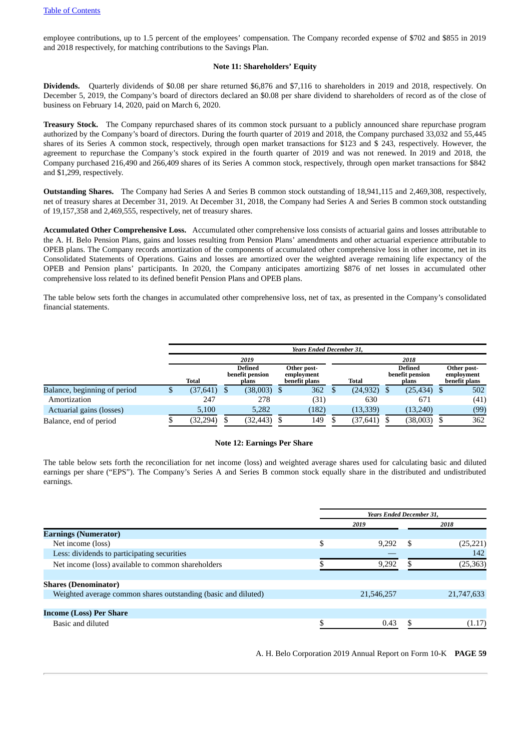employee contributions, up to 1.5 percent of the employees' compensation. The Company recorded expense of $702 and $855 in 2019 and 2018 respectively, for matching contributions to the Savings Plan.

## Note 11: Shareholders' Equity

**Dividends.** Quarterly dividends of $0.08 per share returned $6,876 and $7,116 to shareholders in 2019 and 2018, respectively. On December 5, 2019, the Company's board of directors declared an $0.08 per share dividend to shareholders of record as of the close of business on February 14, 2020, paid on March 6, 2020.

**Treasury Stock.** The Company repurchased shares of its common stock pursuant to a publicly announced share repurchase program authorized by the Company's board of directors. During the fourth quarter of 2019 and 2018, the Company purchased 33,032 and 55,445 shares of its Series A common stock, respectively, through open market transactions for $123 and $ 243, respectively. However, the agreement to repurchase the Company's stock expired in the fourth quarter of 2019 and was not renewed. In 2019 and 2018, the Company purchased 216,490 and 266,409 shares of its Series A common stock, respectively, through open market transactions for $842 and $1,299, respectively.

**Outstanding Shares.** The Company had Series A and Series B common stock outstanding of 18,941,115 and 2,469,308, respectively, net of treasury shares at December 31, 2019. At December 31, 2018, the Company had Series A and Series B common stock outstanding of 19,157,358 and 2,469,555, respectively, net of treasury shares.

**Accumulated Other Comprehensive Loss.** Accumulated other comprehensive loss consists of actuarial gains and losses attributable to the A. H. Belo Pension Plans, gains and losses resulting from Pension Plans' amendments and other actuarial experience attributable to OPEB plans. The Company records amortization of the components of accumulated other comprehensive loss in other income, net in its Consolidated Statements of Operations. Gains and losses are amortized over the weighted average remaining life expectancy of the OPEB and Pension plans' participants. In 2020, the Company anticipates amortizing $876 of net losses in accumulated other comprehensive loss related to its defined benefit Pension Plans and OPEB plans.

The table below sets forth the changes in accumulated other comprehensive loss, net of tax, as presented in the Company's consolidated financial statements.

| | *Years Ended December 31,* | | | | | |
|---|---|---|---|---|---|---|
| | *2019* | | | *2018* | | |
| | Total | Defined benefit pension plans | Other post-employment benefit plans | Total | Defined benefit pension plans | Other post-employment benefit plans |
| Balance, beginning of period | $ (37,641) | $ (38,003) | $ 362 | $ (24,932) | $ (25,434) | $ 502 |
| Amortization | 247 | 278 | (31) | 630 | 671 | (41) |
| Actuarial gains (losses) | 5,100 | 5,282 | (182) | (13,339) | (13,240) | (99) |
| Balance, end of period | $ (32,294) | $ (32,443) | $ 149 | $ (37,641) | $ (38,003) | $ 362 |

## Note 12: Earnings Per Share

The table below sets forth the reconciliation for net income (loss) and weighted average shares used for calculating basic and diluted earnings per share ("EPS"). The Company's Series A and Series B common stock equally share in the distributed and undistributed earnings.

| | *Years Ended December 31,* | |
|---|---|---|
| | *2019* | *2018* |
| **Earnings (Numerator)** | | |
| Net income (loss) | $ 9,292 | $ (25,221) |
| Less: dividends to participating securities | — | 142 |
| Net income (loss) available to common shareholders | $ 9,292 | $ (25,363) |
| **Shares (Denominator)** | | |
| Weighted average common shares outstanding (basic and diluted) | 21,546,257 | 21,747,633 |
| **Income (Loss) Per Share** | | |
| Basic and diluted | $ 0.43 | $ (1.17) |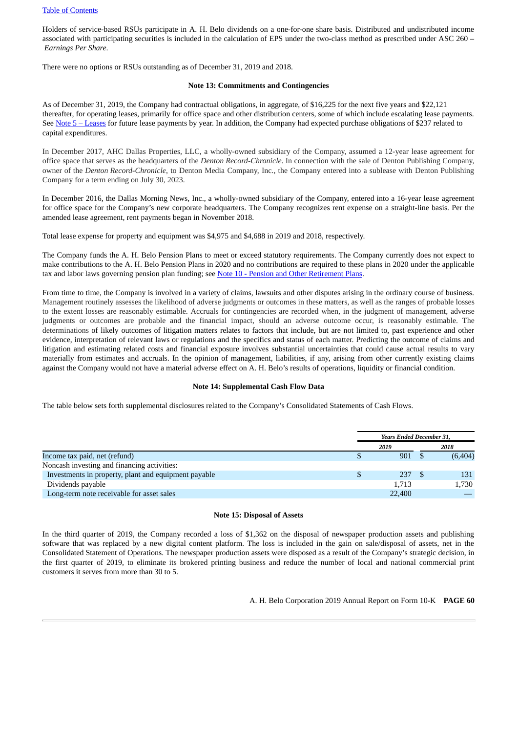Holders of service-based RSUs participate in A. H. Belo dividends on a one-for-one share basis. Distributed and undistributed income associated with participating securities is included in the calculation of EPS under the two-class method as prescribed under ASC 260 – *Earnings Per Share*.

There were no options or RSUs outstanding as of December 31, 2019 and 2018.

## Note 13: Commitments and Contingencies

As of December 31, 2019, the Company had contractual obligations, in aggregate, of $16,225 for the next five years and $22,121 thereafter, for operating leases, primarily for office space and other distribution centers, some of which include escalating lease payments. See Note 5 – Leases for future lease payments by year. In addition, the Company had expected purchase obligations of $237 related to capital expenditures.

In December 2017, AHC Dallas Properties, LLC, a wholly-owned subsidiary of the Company, assumed a 12-year lease agreement for office space that serves as the headquarters of the *Denton Record-Chronicle*. In connection with the sale of Denton Publishing Company, owner of the *Denton Record-Chronicle*, to Denton Media Company, Inc., the Company entered into a sublease with Denton Publishing Company for a term ending on July 30, 2023.

In December 2016, the Dallas Morning News, Inc., a wholly-owned subsidiary of the Company, entered into a 16-year lease agreement for office space for the Company's new corporate headquarters. The Company recognizes rent expense on a straight-line basis. Per the amended lease agreement, rent payments began in November 2018.

Total lease expense for property and equipment was $4,975 and $4,688 in 2019 and 2018, respectively.

The Company funds the A. H. Belo Pension Plans to meet or exceed statutory requirements. The Company currently does not expect to make contributions to the A. H. Belo Pension Plans in 2020 and no contributions are required to these plans in 2020 under the applicable tax and labor laws governing pension plan funding; see Note 10 - Pension and Other Retirement Plans.

From time to time, the Company is involved in a variety of claims, lawsuits and other disputes arising in the ordinary course of business. Management routinely assesses the likelihood of adverse judgments or outcomes in these matters, as well as the ranges of probable losses to the extent losses are reasonably estimable. Accruals for contingencies are recorded when, in the judgment of management, adverse judgments or outcomes are probable and the financial impact, should an adverse outcome occur, is reasonably estimable. The determinations of likely outcomes of litigation matters relates to factors that include, but are not limited to, past experience and other evidence, interpretation of relevant laws or regulations and the specifics and status of each matter. Predicting the outcome of claims and litigation and estimating related costs and financial exposure involves substantial uncertainties that could cause actual results to vary materially from estimates and accruals. In the opinion of management, liabilities, if any, arising from other currently existing claims against the Company would not have a material adverse effect on A. H. Belo's results of operations, liquidity or financial condition.

## Note 14: Supplemental Cash Flow Data

The table below sets forth supplemental disclosures related to the Company's Consolidated Statements of Cash Flows.

| | *Years Ended December 31,* | |
|---|---|---|
| | *2019* | *2018* |
| Income tax paid, net (refund) | $ 901 | $ (6,404) |
| Noncash investing and financing activities: | | |
| Investments in property, plant and equipment payable | $ 237 | $ 131 |
| Dividends payable | 1,713 | 1,730 |
| Long-term note receivable for asset sales | 22,400 | — |

## Note 15: Disposal of Assets

In the third quarter of 2019, the Company recorded a loss of $1,362 on the disposal of newspaper production assets and publishing software that was replaced by a new digital content platform. The loss is included in the gain on sale/disposal of assets, net in the Consolidated Statement of Operations. The newspaper production assets were disposed as a result of the Company's strategic decision, in the first quarter of 2019, to eliminate its brokered printing business and reduce the number of local and national commercial print customers it serves from more than 30 to 5.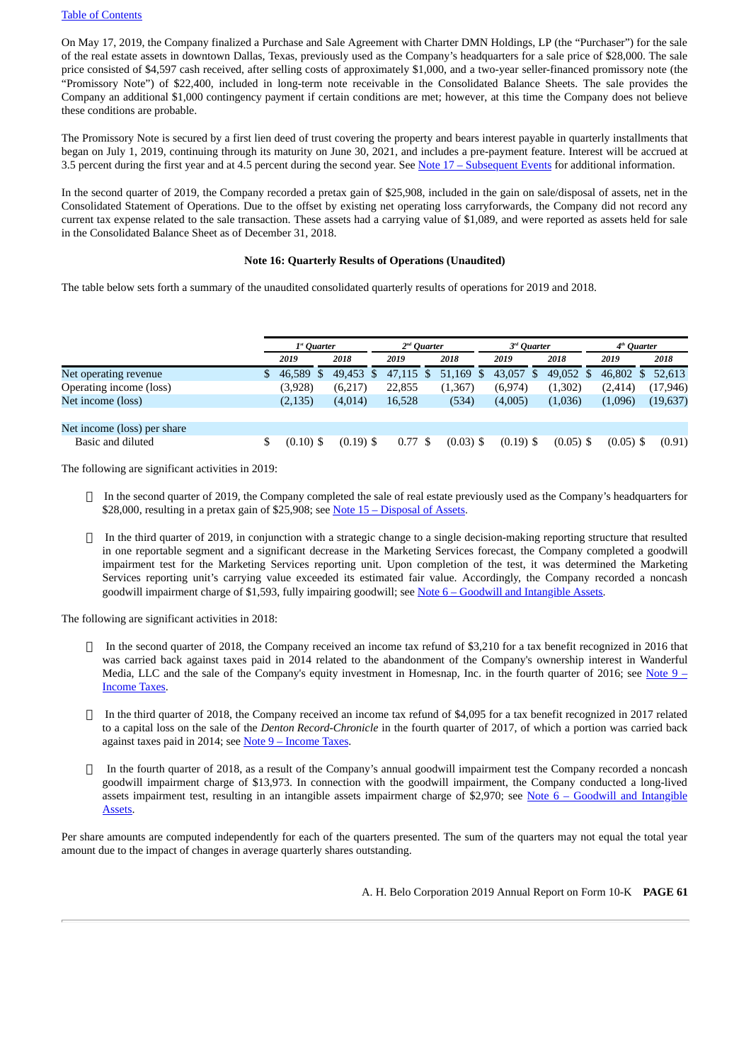On May 17, 2019, the Company finalized a Purchase and Sale Agreement with Charter DMN Holdings, LP (the "Purchaser") for the sale of the real estate assets in downtown Dallas, Texas, previously used as the Company's headquarters for a sale price of $28,000. The sale price consisted of $4,597 cash received, after selling costs of approximately $1,000, and a two-year seller-financed promissory note (the "Promissory Note") of $22,400, included in long-term note receivable in the Consolidated Balance Sheets. The sale provides the Company an additional $1,000 contingency payment if certain conditions are met; however, at this time the Company does not believe these conditions are probable.

The Promissory Note is secured by a first lien deed of trust covering the property and bears interest payable in quarterly installments that began on July 1, 2019, continuing through its maturity on June 30, 2021, and includes a pre-payment feature. Interest will be accrued at 3.5 percent during the first year and at 4.5 percent during the second year. See Note 17 – Subsequent Events for additional information.

In the second quarter of 2019, the Company recorded a pretax gain of $25,908, included in the gain on sale/disposal of assets, net in the Consolidated Statement of Operations. Due to the offset by existing net operating loss carryforwards, the Company did not record any current tax expense related to the sale transaction. These assets had a carrying value of $1,089, and were reported as assets held for sale in the Consolidated Balance Sheet as of December 31, 2018.

## Note 16: Quarterly Results of Operations (Unaudited)

The table below sets forth a summary of the unaudited consolidated quarterly results of operations for 2019 and 2018.

| | *1st Quarter* | | *2nd Quarter* | | *3rd Quarter* | | *4th Quarter* | |
|---|---|---|---|---|---|---|---|---|
| | *2019* | *2018* | *2019* | *2018* | *2019* | *2018* | *2019* | *2018* |
| Net operating revenue | $ 46,589 | $ 49,453 | $ 47,115 | $ 51,169 | $ 43,057 | $ 49,052 | $ 46,802 | $ 52,613 |
| Operating income (loss) | (3,928) | (6,217) | 22,855 | (1,367) | (6,974) | (1,302) | (2,414) | (17,946) |
| Net income (loss) | (2,135) | (4,014) | 16,528 | (534) | (4,005) | (1,036) | (1,096) | (19,637) |
| Net income (loss) per share | | | | | | | | |
| Basic and diluted | $ (0.10) | $ (0.19) | $ 0.77 | $ (0.03) | $ (0.19) | $ (0.05) | $ (0.05) | $ (0.91) |

The following are significant activities in 2019:

- In the second quarter of 2019, the Company completed the sale of real estate previously used as the Company's headquarters for $28,000, resulting in a pretax gain of $25,908; see Note 15 – Disposal of Assets.
- In the third quarter of 2019, in conjunction with a strategic change to a single decision-making reporting structure that resulted in one reportable segment and a significant decrease in the Marketing Services forecast, the Company completed a goodwill impairment test for the Marketing Services reporting unit. Upon completion of the test, it was determined the Marketing Services reporting unit's carrying value exceeded its estimated fair value. Accordingly, the Company recorded a noncash goodwill impairment charge of $1,593, fully impairing goodwill; see Note 6 – Goodwill and Intangible Assets.

The following are significant activities in 2018:

- In the second quarter of 2018, the Company received an income tax refund of $3,210 for a tax benefit recognized in 2016 that was carried back against taxes paid in 2014 related to the abandonment of the Company's ownership interest in Wanderful Media, LLC and the sale of the Company's equity investment in Homesnap, Inc. in the fourth quarter of 2016; see Note 9 – Income Taxes.
- In the third quarter of 2018, the Company received an income tax refund of $4,095 for a tax benefit recognized in 2017 related to a capital loss on the sale of the *Denton Record-Chronicle* in the fourth quarter of 2017, of which a portion was carried back against taxes paid in 2014; see Note 9 – Income Taxes.
- In the fourth quarter of 2018, as a result of the Company's annual goodwill impairment test the Company recorded a noncash goodwill impairment charge of $13,973. In connection with the goodwill impairment, the Company conducted a long-lived assets impairment test, resulting in an intangible assets impairment charge of $2,970; see Note 6 – Goodwill and Intangible Assets.

Per share amounts are computed independently for each of the quarters presented. The sum of the quarters may not equal the total year amount due to the impact of changes in average quarterly shares outstanding.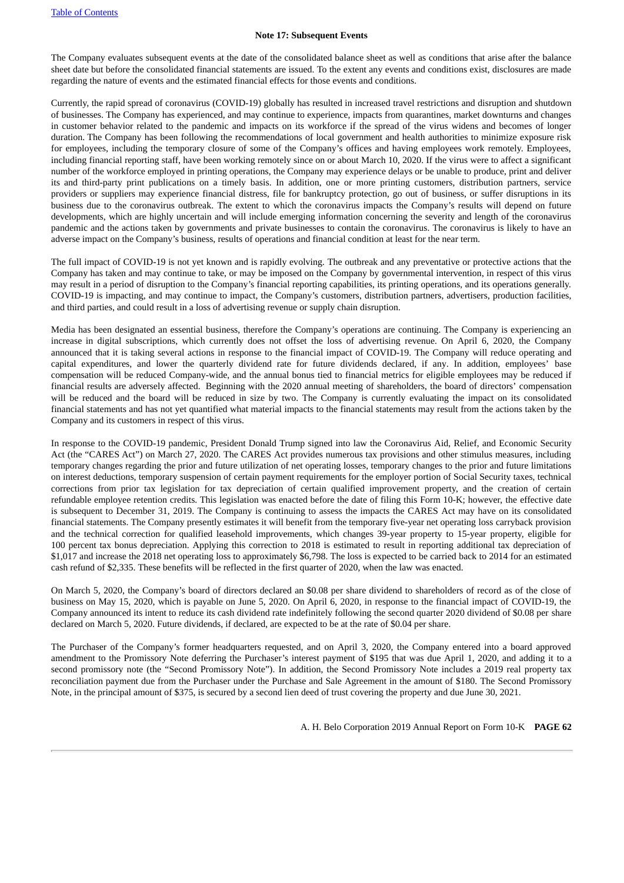### Note 17: Subsequent Events

The Company evaluates subsequent events at the date of the consolidated balance sheet as well as conditions that arise after the balance sheet date but before the consolidated financial statements are issued. To the extent any events and conditions exist, disclosures are made regarding the nature of events and the estimated financial effects for those events and conditions.

Currently, the rapid spread of coronavirus (COVID-19) globally has resulted in increased travel restrictions and disruption and shutdown of businesses. The Company has experienced, and may continue to experience, impacts from quarantines, market downturns and changes in customer behavior related to the pandemic and impacts on its workforce if the spread of the virus widens and becomes of longer duration. The Company has been following the recommendations of local government and health authorities to minimize exposure risk for employees, including the temporary closure of some of the Company's offices and having employees work remotely. Employees, including financial reporting staff, have been working remotely since on or about March 10, 2020. If the virus were to affect a significant number of the workforce employed in printing operations, the Company may experience delays or be unable to produce, print and deliver its and third-party print publications on a timely basis. In addition, one or more printing customers, distribution partners, service providers or suppliers may experience financial distress, file for bankruptcy protection, go out of business, or suffer disruptions in its business due to the coronavirus outbreak. The extent to which the coronavirus impacts the Company's results will depend on future developments, which are highly uncertain and will include emerging information concerning the severity and length of the coronavirus pandemic and the actions taken by governments and private businesses to contain the coronavirus. The coronavirus is likely to have an adverse impact on the Company's business, results of operations and financial condition at least for the near term.

The full impact of COVID-19 is not yet known and is rapidly evolving. The outbreak and any preventative or protective actions that the Company has taken and may continue to take, or may be imposed on the Company by governmental intervention, in respect of this virus may result in a period of disruption to the Company's financial reporting capabilities, its printing operations, and its operations generally. COVID-19 is impacting, and may continue to impact, the Company's customers, distribution partners, advertisers, production facilities, and third parties, and could result in a loss of advertising revenue or supply chain disruption.

Media has been designated an essential business, therefore the Company's operations are continuing. The Company is experiencing an increase in digital subscriptions, which currently does not offset the loss of advertising revenue. On April 6, 2020, the Company announced that it is taking several actions in response to the financial impact of COVID-19. The Company will reduce operating and capital expenditures, and lower the quarterly dividend rate for future dividends declared, if any. In addition, employees' base compensation will be reduced Company-wide, and the annual bonus tied to financial metrics for eligible employees may be reduced if financial results are adversely affected. Beginning with the 2020 annual meeting of shareholders, the board of directors' compensation will be reduced and the board will be reduced in size by two. The Company is currently evaluating the impact on its consolidated financial statements and has not yet quantified what material impacts to the financial statements may result from the actions taken by the Company and its customers in respect of this virus.

In response to the COVID-19 pandemic, President Donald Trump signed into law the Coronavirus Aid, Relief, and Economic Security Act (the "CARES Act") on March 27, 2020. The CARES Act provides numerous tax provisions and other stimulus measures, including temporary changes regarding the prior and future utilization of net operating losses, temporary changes to the prior and future limitations on interest deductions, temporary suspension of certain payment requirements for the employer portion of Social Security taxes, technical corrections from prior tax legislation for tax depreciation of certain qualified improvement property, and the creation of certain refundable employee retention credits. This legislation was enacted before the date of filing this Form 10-K; however, the effective date is subsequent to December 31, 2019. The Company is continuing to assess the impacts the CARES Act may have on its consolidated financial statements. The Company presently estimates it will benefit from the temporary five-year net operating loss carryback provision and the technical correction for qualified leasehold improvements, which changes 39-year property to 15-year property, eligible for 100 percent tax bonus depreciation. Applying this correction to 2018 is estimated to result in reporting additional tax depreciation of $1,017 and increase the 2018 net operating loss to approximately $6,798. The loss is expected to be carried back to 2014 for an estimated cash refund of $2,335. These benefits will be reflected in the first quarter of 2020, when the law was enacted.

On March 5, 2020, the Company's board of directors declared an $0.08 per share dividend to shareholders of record as of the close of business on May 15, 2020, which is payable on June 5, 2020. On April 6, 2020, in response to the financial impact of COVID-19, the Company announced its intent to reduce its cash dividend rate indefinitely following the second quarter 2020 dividend of $0.08 per share declared on March 5, 2020. Future dividends, if declared, are expected to be at the rate of $0.04 per share.

The Purchaser of the Company's former headquarters requested, and on April 3, 2020, the Company entered into a board approved amendment to the Promissory Note deferring the Purchaser's interest payment of $195 that was due April 1, 2020, and adding it to a second promissory note (the "Second Promissory Note"). In addition, the Second Promissory Note includes a 2019 real property tax reconciliation payment due from the Purchaser under the Purchase and Sale Agreement in the amount of $180. The Second Promissory Note, in the principal amount of $375, is secured by a second lien deed of trust covering the property and due June 30, 2021.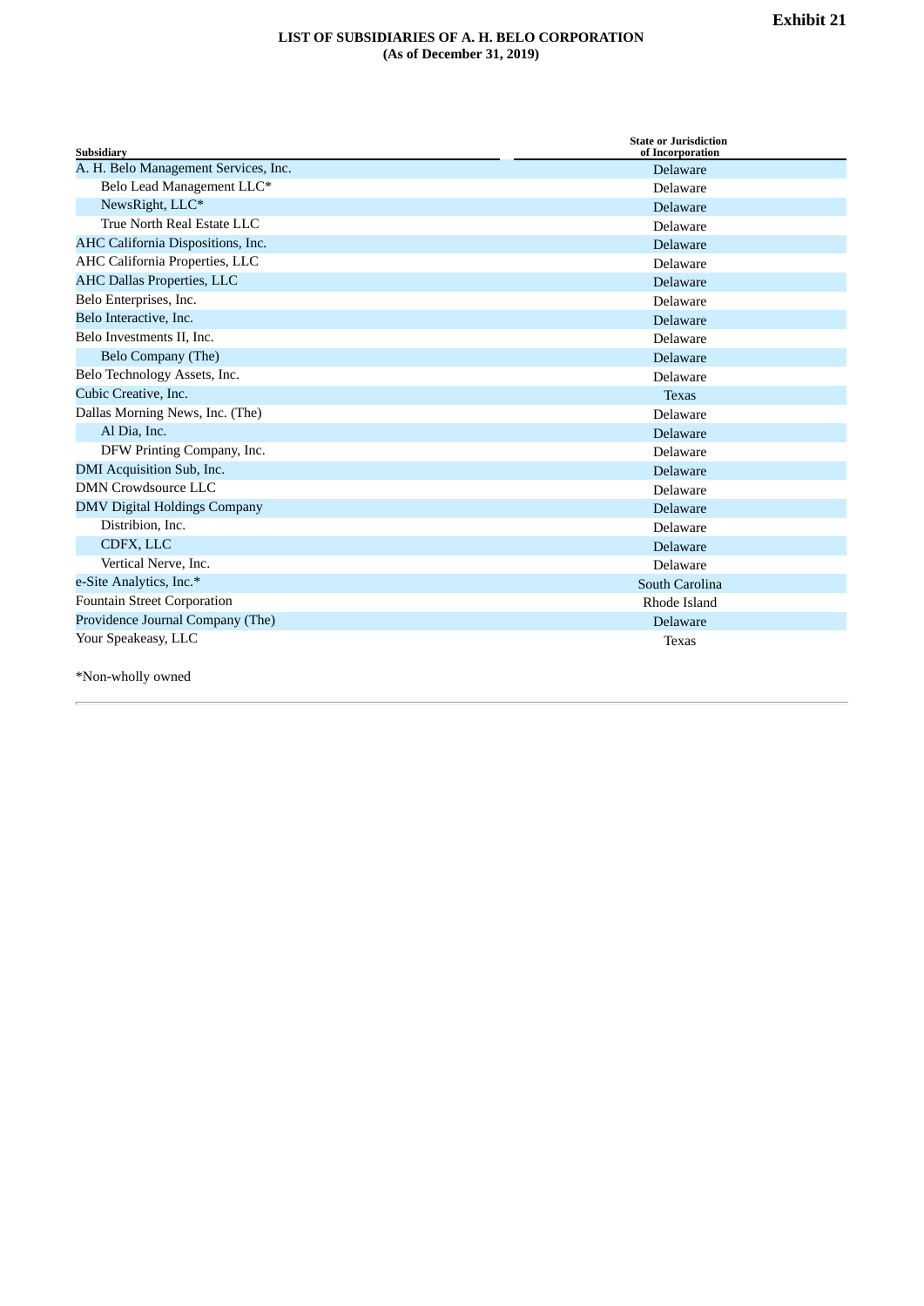**Exhibit 21**

**LIST OF SUBSIDIARIES OF A. H. BELO CORPORATION**
**(As of December 31, 2019)**

| Subsidiary | State or Jurisdiction of Incorporation |
|---|---|
| A. H. Belo Management Services, Inc. | Delaware |
| Belo Lead Management LLC* | Delaware |
| NewsRight, LLC* | Delaware |
| True North Real Estate LLC | Delaware |
| AHC California Dispositions, Inc. | Delaware |
| AHC California Properties, LLC | Delaware |
| AHC Dallas Properties, LLC | Delaware |
| Belo Enterprises, Inc. | Delaware |
| Belo Interactive, Inc. | Delaware |
| Belo Investments II, Inc. | Delaware |
| Belo Company (The) | Delaware |
| Belo Technology Assets, Inc. | Delaware |
| Cubic Creative, Inc. | Texas |
| Dallas Morning News, Inc. (The) | Delaware |
| Al Dia, Inc. | Delaware |
| DFW Printing Company, Inc. | Delaware |
| DMI Acquisition Sub, Inc. | Delaware |
| DMN Crowdsource LLC | Delaware |
| DMV Digital Holdings Company | Delaware |
| Distribion, Inc. | Delaware |
| CDFX, LLC | Delaware |
| Vertical Nerve, Inc. | Delaware |
| e-Site Analytics, Inc.* | South Carolina |
| Fountain Street Corporation | Rhode Island |
| Providence Journal Company (The) | Delaware |
| Your Speakeasy, LLC | Texas |

*Non-wholly owned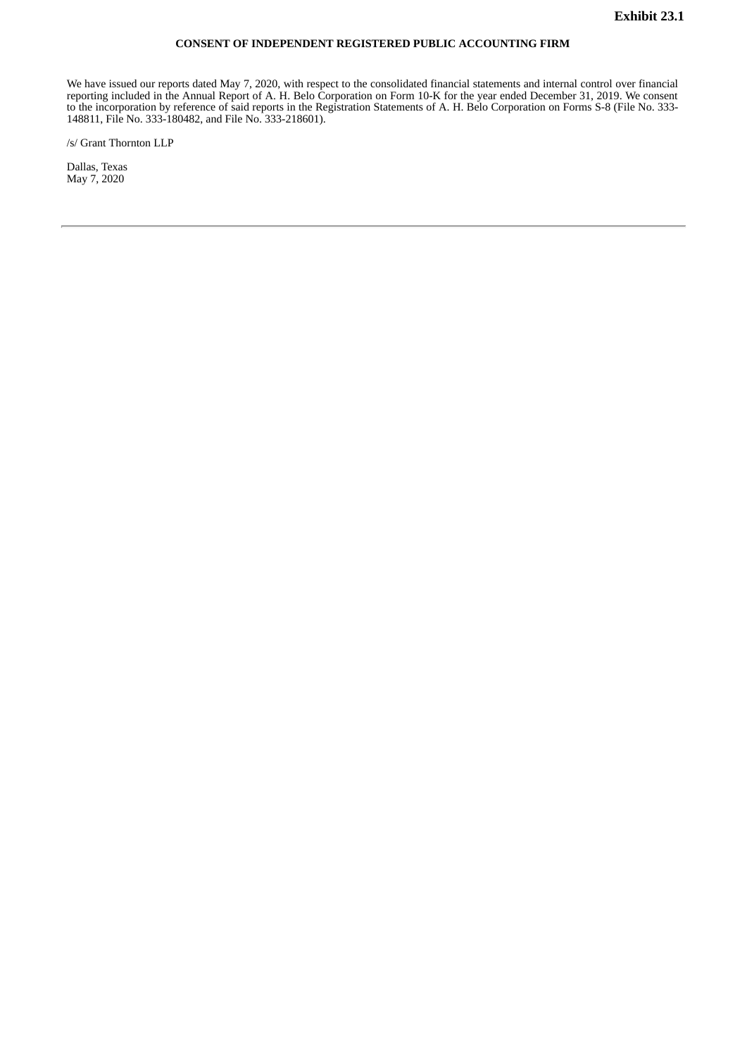**Exhibit 23.1**

**CONSENT OF INDEPENDENT REGISTERED PUBLIC ACCOUNTING FIRM**

We have issued our reports dated May 7, 2020, with respect to the consolidated financial statements and internal control over financial reporting included in the Annual Report of A. H. Belo Corporation on Form 10-K for the year ended December 31, 2019. We consent to the incorporation by reference of said reports in the Registration Statements of A. H. Belo Corporation on Forms S-8 (File No. 333-148811, File No. 333-180482, and File No. 333-218601).

/s/ Grant Thornton LLP

Dallas, Texas
May 7, 2020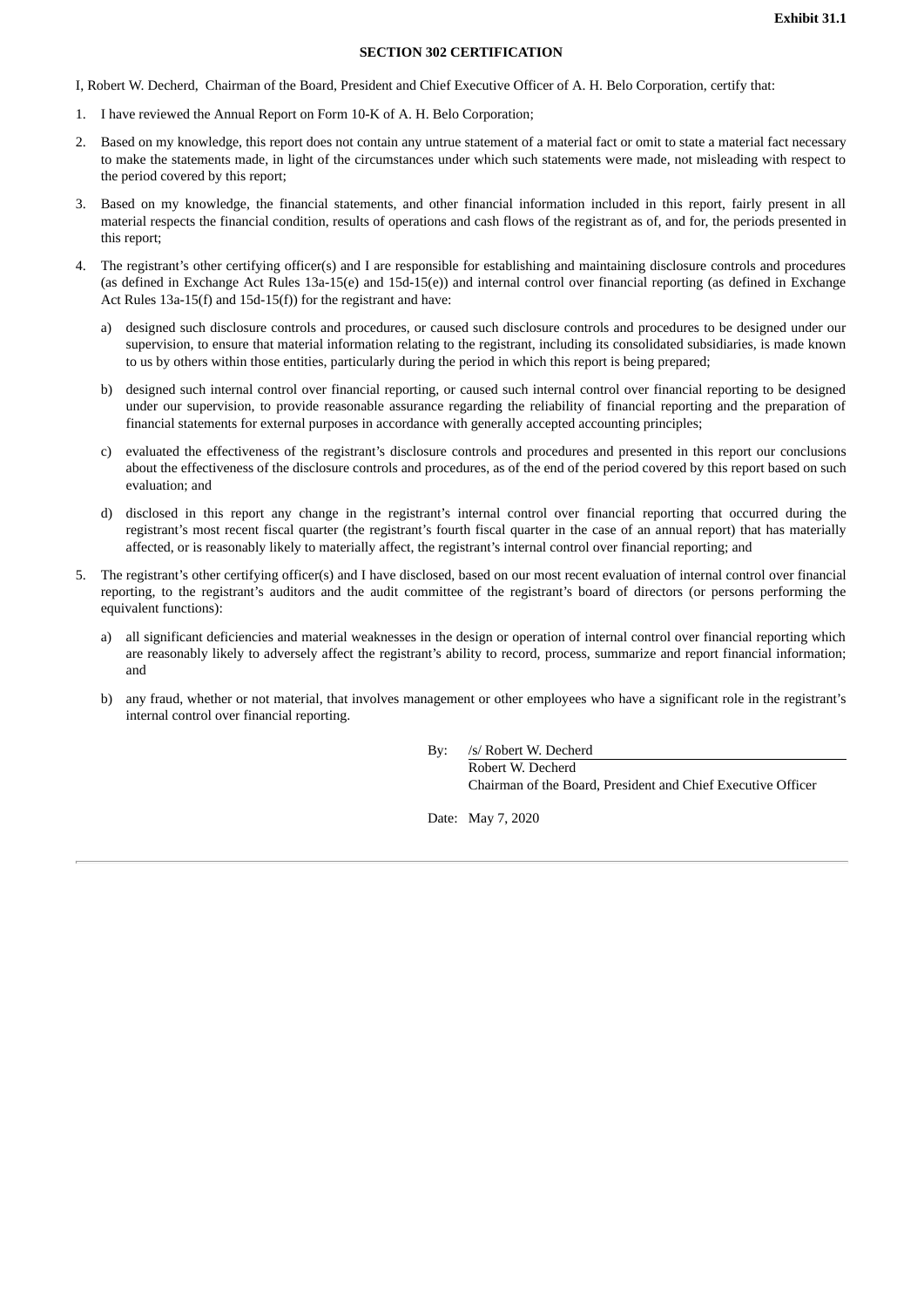**Exhibit 31.1**

## SECTION 302 CERTIFICATION

I, Robert W. Decherd, Chairman of the Board, President and Chief Executive Officer of A. H. Belo Corporation, certify that:

1. I have reviewed the Annual Report on Form 10-K of A. H. Belo Corporation;

2. Based on my knowledge, this report does not contain any untrue statement of a material fact or omit to state a material fact necessary to make the statements made, in light of the circumstances under which such statements were made, not misleading with respect to the period covered by this report;

3. Based on my knowledge, the financial statements, and other financial information included in this report, fairly present in all material respects the financial condition, results of operations and cash flows of the registrant as of, and for, the periods presented in this report;

4. The registrant's other certifying officer(s) and I are responsible for establishing and maintaining disclosure controls and procedures (as defined in Exchange Act Rules 13a-15(e) and 15d-15(e)) and internal control over financial reporting (as defined in Exchange Act Rules 13a-15(f) and 15d-15(f)) for the registrant and have:

   a) designed such disclosure controls and procedures, or caused such disclosure controls and procedures to be designed under our supervision, to ensure that material information relating to the registrant, including its consolidated subsidiaries, is made known to us by others within those entities, particularly during the period in which this report is being prepared;

   b) designed such internal control over financial reporting, or caused such internal control over financial reporting to be designed under our supervision, to provide reasonable assurance regarding the reliability of financial reporting and the preparation of financial statements for external purposes in accordance with generally accepted accounting principles;

   c) evaluated the effectiveness of the registrant's disclosure controls and procedures and presented in this report our conclusions about the effectiveness of the disclosure controls and procedures, as of the end of the period covered by this report based on such evaluation; and

   d) disclosed in this report any change in the registrant's internal control over financial reporting that occurred during the registrant's most recent fiscal quarter (the registrant's fourth fiscal quarter in the case of an annual report) that has materially affected, or is reasonably likely to materially affect, the registrant's internal control over financial reporting; and

5. The registrant's other certifying officer(s) and I have disclosed, based on our most recent evaluation of internal control over financial reporting, to the registrant's auditors and the audit committee of the registrant's board of directors (or persons performing the equivalent functions):

   a) all significant deficiencies and material weaknesses in the design or operation of internal control over financial reporting which are reasonably likely to adversely affect the registrant's ability to record, process, summarize and report financial information; and

   b) any fraud, whether or not material, that involves management or other employees who have a significant role in the registrant's internal control over financial reporting.

By: /s/ Robert W. Decherd
Robert W. Decherd
Chairman of the Board, President and Chief Executive Officer

Date: May 7, 2020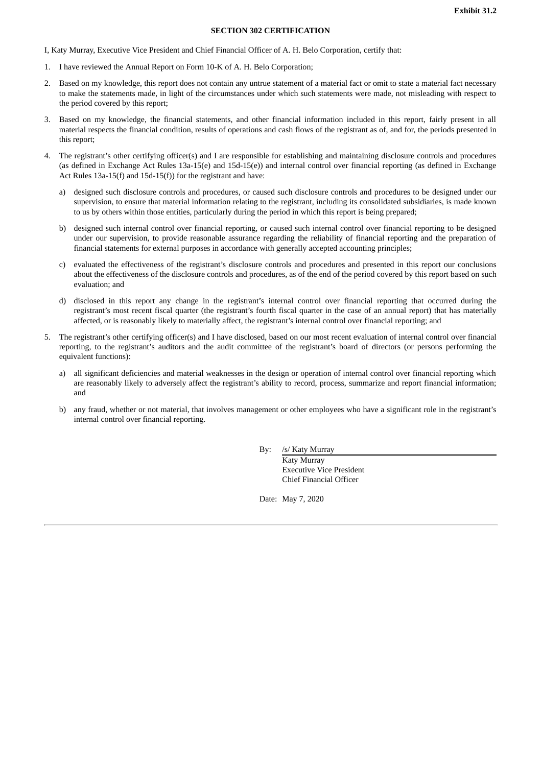**Exhibit 31.2**

## SECTION 302 CERTIFICATION

I, Katy Murray, Executive Vice President and Chief Financial Officer of A. H. Belo Corporation, certify that:

1. I have reviewed the Annual Report on Form 10-K of A. H. Belo Corporation;

2. Based on my knowledge, this report does not contain any untrue statement of a material fact or omit to state a material fact necessary to make the statements made, in light of the circumstances under which such statements were made, not misleading with respect to the period covered by this report;

3. Based on my knowledge, the financial statements, and other financial information included in this report, fairly present in all material respects the financial condition, results of operations and cash flows of the registrant as of, and for, the periods presented in this report;

4. The registrant's other certifying officer(s) and I are responsible for establishing and maintaining disclosure controls and procedures (as defined in Exchange Act Rules 13a-15(e) and 15d-15(e)) and internal control over financial reporting (as defined in Exchange Act Rules 13a-15(f) and 15d-15(f)) for the registrant and have:

   a) designed such disclosure controls and procedures, or caused such disclosure controls and procedures to be designed under our supervision, to ensure that material information relating to the registrant, including its consolidated subsidiaries, is made known to us by others within those entities, particularly during the period in which this report is being prepared;

   b) designed such internal control over financial reporting, or caused such internal control over financial reporting to be designed under our supervision, to provide reasonable assurance regarding the reliability of financial reporting and the preparation of financial statements for external purposes in accordance with generally accepted accounting principles;

   c) evaluated the effectiveness of the registrant's disclosure controls and procedures and presented in this report our conclusions about the effectiveness of the disclosure controls and procedures, as of the end of the period covered by this report based on such evaluation; and

   d) disclosed in this report any change in the registrant's internal control over financial reporting that occurred during the registrant's most recent fiscal quarter (the registrant's fourth fiscal quarter in the case of an annual report) that has materially affected, or is reasonably likely to materially affect, the registrant's internal control over financial reporting; and

5. The registrant's other certifying officer(s) and I have disclosed, based on our most recent evaluation of internal control over financial reporting, to the registrant's auditors and the audit committee of the registrant's board of directors (or persons performing the equivalent functions):

   a) all significant deficiencies and material weaknesses in the design or operation of internal control over financial reporting which are reasonably likely to adversely affect the registrant's ability to record, process, summarize and report financial information; and

   b) any fraud, whether or not material, that involves management or other employees who have a significant role in the registrant's internal control over financial reporting.

By: /s/ Katy Murray
Katy Murray
Executive Vice President
Chief Financial Officer

Date: May 7, 2020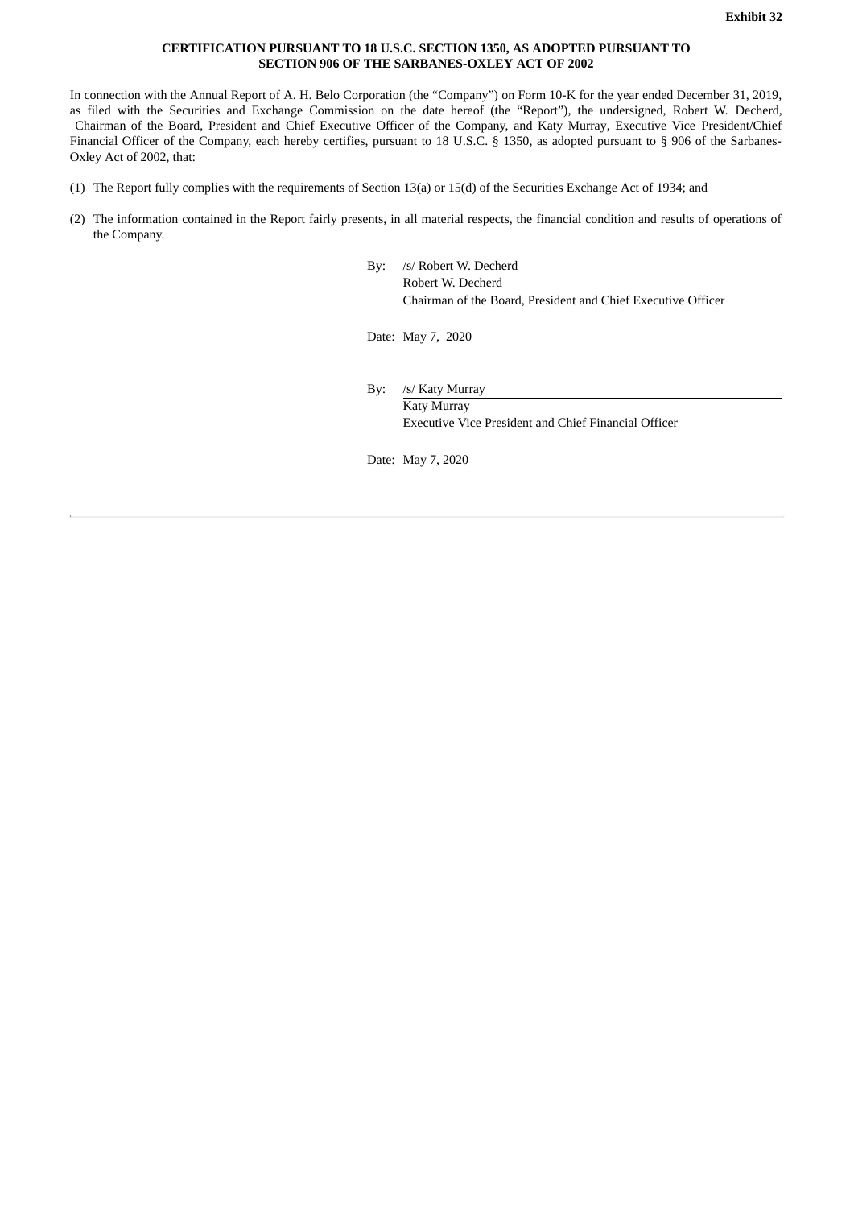**Exhibit 32**

**CERTIFICATION PURSUANT TO 18 U.S.C. SECTION 1350, AS ADOPTED PURSUANT TO SECTION 906 OF THE SARBANES-OXLEY ACT OF 2002**

In connection with the Annual Report of A. H. Belo Corporation (the "Company") on Form 10-K for the year ended December 31, 2019, as filed with the Securities and Exchange Commission on the date hereof (the "Report"), the undersigned, Robert W. Decherd, Chairman of the Board, President and Chief Executive Officer of the Company, and Katy Murray, Executive Vice President/Chief Financial Officer of the Company, each hereby certifies, pursuant to 18 U.S.C. § 1350, as adopted pursuant to § 906 of the Sarbanes-Oxley Act of 2002, that:

(1) The Report fully complies with the requirements of Section 13(a) or 15(d) of the Securities Exchange Act of 1934; and

(2) The information contained in the Report fairly presents, in all material respects, the financial condition and results of operations of the Company.

By: /s/ Robert W. Decherd
Robert W. Decherd
Chairman of the Board, President and Chief Executive Officer

Date: May 7, 2020

By: /s/ Katy Murray
Katy Murray
Executive Vice President and Chief Financial Officer

Date: May 7, 2020